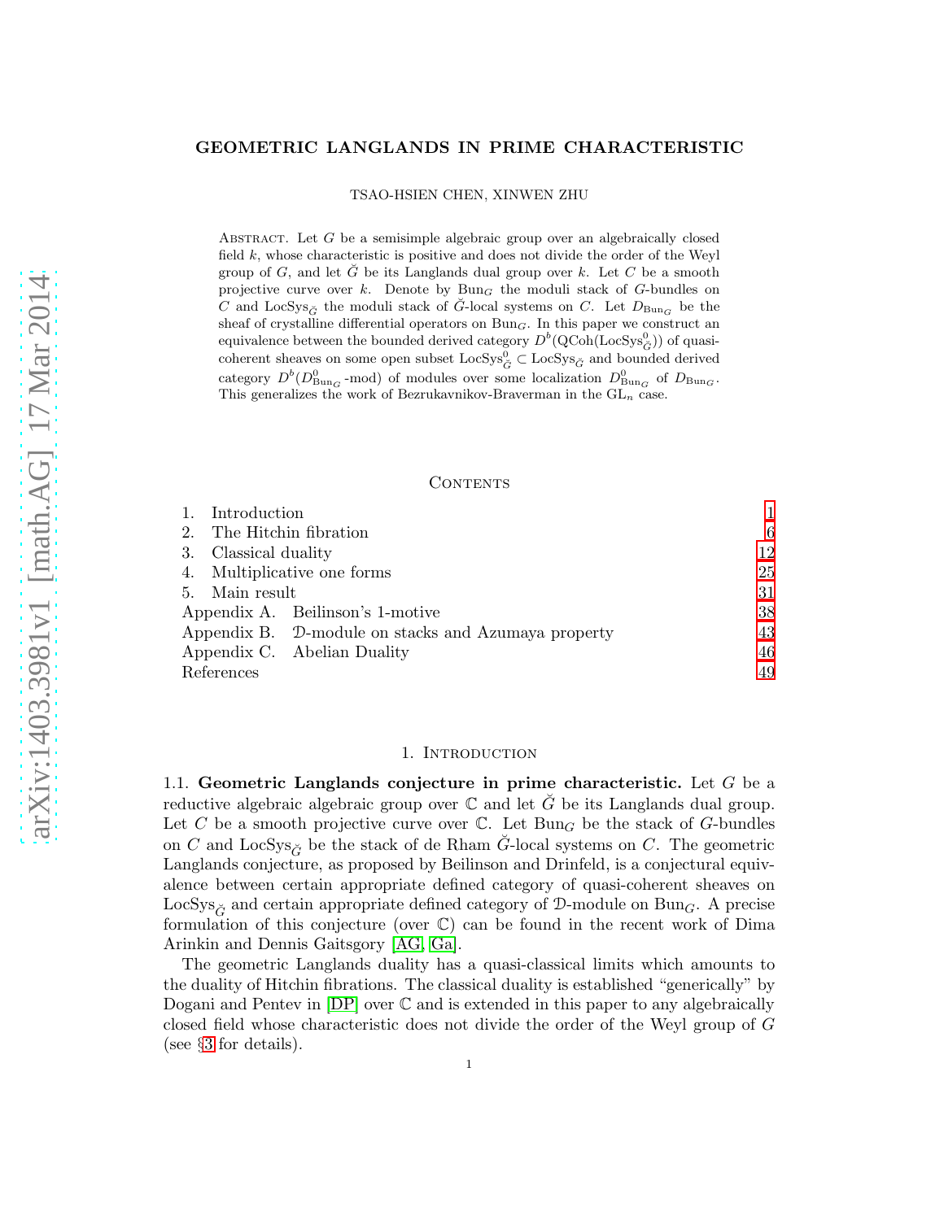# GEOMETRIC LANGLANDS IN PRIME CHARACTERISTIC

TSAO-HSIEN CHEN, XINWEN ZHU

Abstract. Let $G$ be a semisimple algebraic group over an algebraically closed field $k$, whose characteristic is positive and does not divide the order of the Weyl group of $G$, and let $\check{G}$ be its Langlands dual group over $k$. Let $C$ be a smooth projective curve over $k$. Denote by $\mathrm{Bun}_G$ the moduli stack of $G$-bundles on $C$ and $\mathrm{LocSys}_{\check{G}}$ the moduli stack of $\check{G}$-local systems on $C$. Let $D_{\mathrm{Bun}_G}$ be the sheaf of crystalline differential operators on $\mathrm{Bun}_G$. In this paper we construct an equivalence between the bounded derived category $D^b(\mathrm{QCoh}(\mathrm{LocSys}^0_{\check{G}}))$ of quasi-coherent sheaves on some open subset $\mathrm{LocSys}^0_{\check{G}} \subset \mathrm{LocSys}_{\check{G}}$ and bounded derived category $D^b(D^0_{\mathrm{Bun}_G}\text{-mod})$ of modules over some localization $D^0_{\mathrm{Bun}_G}$ of $D_{\mathrm{Bun}_G}$. This generalizes the work of Bezrukavnikov-Braverman in the $\mathrm{GL}_n$ case.

## Contents

| | | |
|---|---|---|
| 1. | Introduction | 1 |
| 2. | The Hitchin fibration | 6 |
| 3. | Classical duality | 12 |
| 4. | Multiplicative one forms | 25 |
| 5. | Main result | 31 |
| Appendix A. | Beilinson's 1-motive | 38 |
| Appendix B. | $\mathcal{D}$-module on stacks and Azumaya property | 43 |
| Appendix C. | Abelian Duality | 46 |
| References | | 49 |

## 1. Introduction

**1.1. Geometric Langlands conjecture in prime characteristic.** Let $G$ be a reductive algebraic algebraic group over $\mathbb{C}$ and let $\check{G}$ be its Langlands dual group. Let $C$ be a smooth projective curve over $\mathbb{C}$. Let $\mathrm{Bun}_G$ be the stack of $G$-bundles on $C$ and $\mathrm{LocSys}_{\check{G}}$ be the stack of de Rham $\check{G}$-local systems on $C$. The geometric Langlands conjecture, as proposed by Beilinson and Drinfeld, is a conjectural equivalence between certain appropriate defined category of quasi-coherent sheaves on $\mathrm{LocSys}_{\check{G}}$ and certain appropriate defined category of $\mathcal{D}$-module on $\mathrm{Bun}_G$. A precise formulation of this conjecture (over $\mathbb{C}$) can be found in the recent work of Dima Arinkin and Dennis Gaitsgory [AG, Ga].

The geometric Langlands duality has a quasi-classical limits which amounts to the duality of Hitchin fibrations. The classical duality is established "generically" by Dogani and Pentev in [DP] over $\mathbb{C}$ and is extended in this paper to any algebraically closed field whose characteristic does not divide the order of the Weyl group of $G$ (see §3 for details).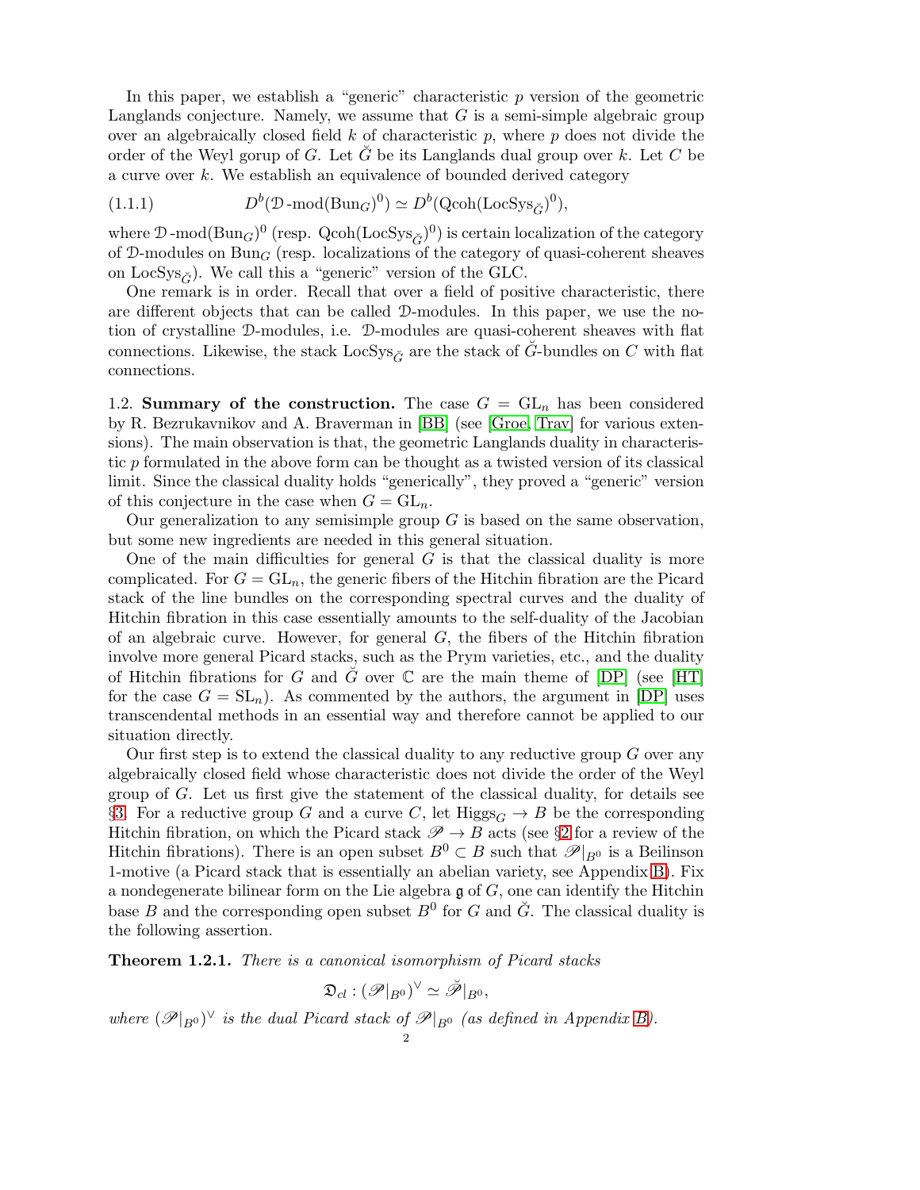In this paper, we establish a "generic" characteristic $p$ version of the geometric Langlands conjecture. Namely, we assume that $G$ is a semi-simple algebraic group over an algebraically closed field $k$ of characteristic $p$, where $p$ does not divide the order of the Weyl gorup of $G$. Let $\check{G}$ be its Langlands dual group over $k$. Let $C$ be a curve over $k$. We establish an equivalence of bounded derived category

$$D^b(\mathcal{D}\text{-mod}(\mathrm{Bun}_G)^0) \simeq D^b(\mathrm{Qcoh}(\mathrm{LocSys}_{\check{G}})^0), \tag{1.1.1}$$

where $\mathcal{D}\text{-mod}(\mathrm{Bun}_G)^0$ (resp. $\mathrm{Qcoh}(\mathrm{LocSys}_{\check{G}})^0$) is certain localization of the category of $\mathcal{D}$-modules on $\mathrm{Bun}_G$ (resp. localizations of the category of quasi-coherent sheaves on $\mathrm{LocSys}_{\check{G}}$). We call this a "generic" version of the GLC.

One remark is in order. Recall that over a field of positive characteristic, there are different objects that can be called $\mathcal{D}$-modules. In this paper, we use the notion of crystalline $\mathcal{D}$-modules, i.e. $\mathcal{D}$-modules are quasi-coherent sheaves with flat connections. Likewise, the stack $\mathrm{LocSys}_{\check{G}}$ are the stack of $\check{G}$-bundles on $C$ with flat connections.

1.2. **Summary of the construction.** The case $G = \mathrm{GL}_n$ has been considered by R. Bezrukavnikov and A. Braverman in [BB] (see [Groe, Trav] for various extensions). The main observation is that, the geometric Langlands duality in characteristic $p$ formulated in the above form can be thought as a twisted version of its classical limit. Since the classical duality holds "generically", they proved a "generic" version of this conjecture in the case when $G = \mathrm{GL}_n$.

Our generalization to any semisimple group $G$ is based on the same observation, but some new ingredients are needed in this general situation.

One of the main difficulties for general $G$ is that the classical duality is more complicated. For $G = \mathrm{GL}_n$, the generic fibers of the Hitchin fibration are the Picard stack of the line bundles on the corresponding spectral curves and the duality of Hitchin fibration in this case essentially amounts to the self-duality of the Jacobian of an algebraic curve. However, for general $G$, the fibers of the Hitchin fibration involve more general Picard stacks, such as the Prym varieties, etc., and the duality of Hitchin fibrations for $G$ and $\check{G}$ over $\mathbb{C}$ are the main theme of [DP] (see [HT] for the case $G = \mathrm{SL}_n$). As commented by the authors, the argument in [DP] uses transcendental methods in an essential way and therefore cannot be applied to our situation directly.

Our first step is to extend the classical duality to any reductive group $G$ over any algebraically closed field whose characteristic does not divide the order of the Weyl group of $G$. Let us first give the statement of the classical duality, for details see §3. For a reductive group $G$ and a curve $C$, let $\mathrm{Higgs}_G \to B$ be the corresponding Hitchin fibration, on which the Picard stack $\mathscr{P} \to B$ acts (see §2 for a review of the Hitchin fibrations). There is an open subset $B^0 \subset B$ such that $\mathscr{P}|_{B^0}$ is a Beilinson 1-motive (a Picard stack that is essentially an abelian variety, see Appendix B). Fix a nondegenerate bilinear form on the Lie algebra $\mathfrak{g}$ of $G$, one can identify the Hitchin base $B$ and the corresponding open subset $B^0$ for $G$ and $\check{G}$. The classical duality is the following assertion.

**Theorem 1.2.1.** *There is a canonical isomorphism of Picard stacks*

$$\mathfrak{D}_{cl} : (\mathscr{P}|_{B^0})^\vee \simeq \check{\mathscr{P}}|_{B^0},$$

*where $(\mathscr{P}|_{B^0})^\vee$ is the dual Picard stack of $\mathscr{P}|_{B^0}$ (as defined in Appendix B).*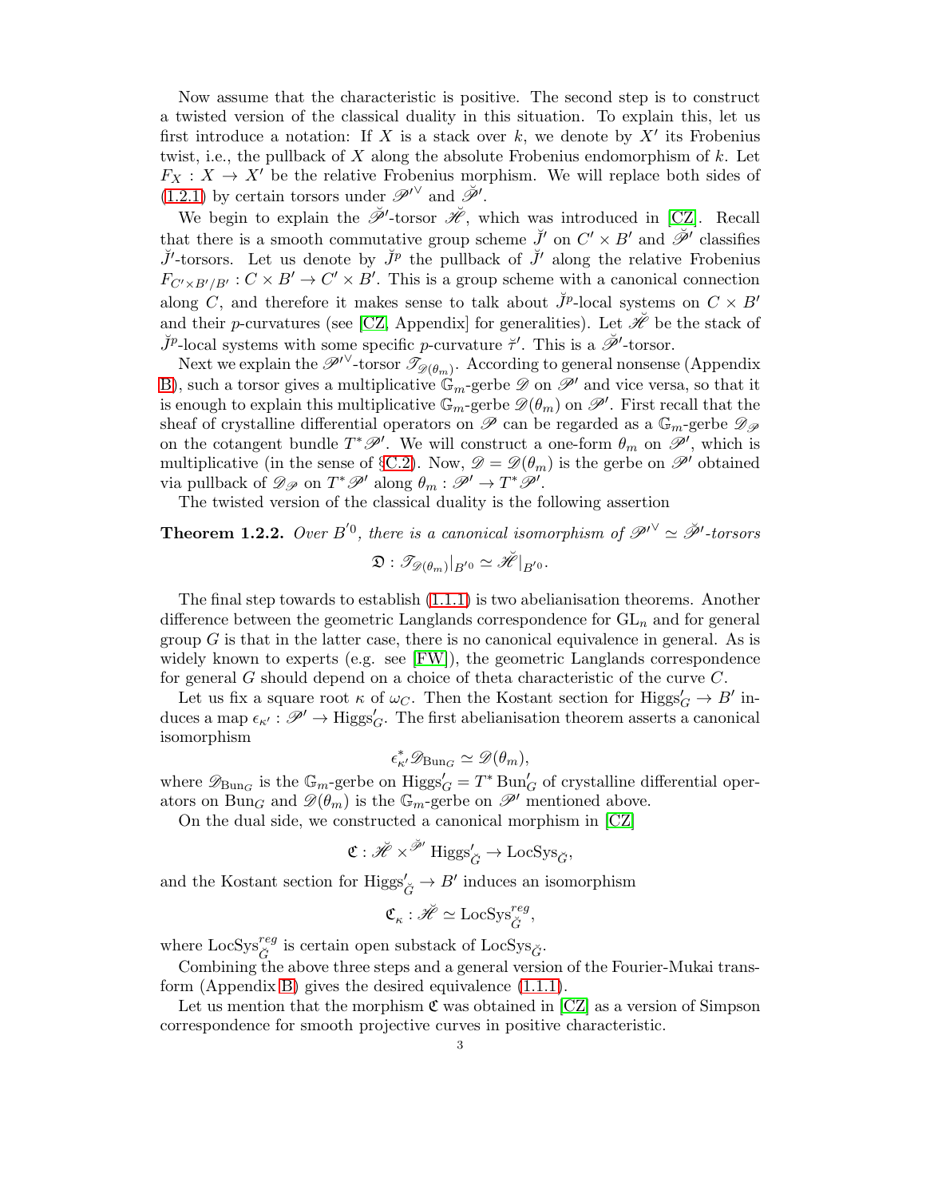Now assume that the characteristic is positive. The second step is to construct a twisted version of the classical duality in this situation. To explain this, let us first introduce a notation: If $X$ is a stack over $k$, we denote by $X'$ its Frobenius twist, i.e., the pullback of $X$ along the absolute Frobenius endomorphism of $k$. Let $F_X : X \to X'$ be the relative Frobenius morphism. We will replace both sides of (1.2.1) by certain torsors under $\mathscr{P}'^\vee$ and $\breve{\mathscr{P}}'$.

We begin to explain the $\breve{\mathscr{P}}'$-torsor $\breve{\mathscr{H}}$, which was introduced in [CZ]. Recall that there is a smooth commutative group scheme $\breve{J}'$ on $C' \times B'$ and $\breve{\mathscr{P}}'$ classifies $\breve{J}'$-torsors. Let us denote by $\breve{J}^p$ the pullback of $\breve{J}'$ along the relative Frobenius $F_{C' \times B'/B'} : C \times B' \to C' \times B'$. This is a group scheme with a canonical connection along $C$, and therefore it makes sense to talk about $\breve{J}^p$-local systems on $C \times B'$ and their $p$-curvatures (see [CZ, Appendix] for generalities). Let $\breve{\mathscr{H}}$ be the stack of $\breve{J}^p$-local systems with some specific $p$-curvature $\breve{\tau}'$. This is a $\breve{\mathscr{P}}'$-torsor.

Next we explain the $\mathscr{P}'^\vee$-torsor $\mathscr{T}_{\mathscr{D}(\theta_m)}$. According to general nonsense (Appendix B), such a torsor gives a multiplicative $\mathbb{G}_m$-gerbe $\mathscr{D}$ on $\mathscr{P}'$ and vice versa, so that it is enough to explain this multiplicative $\mathbb{G}_m$-gerbe $\mathscr{D}(\theta_m)$ on $\mathscr{P}'$. First recall that the sheaf of crystalline differential operators on $\mathscr{P}$ can be regarded as a $\mathbb{G}_m$-gerbe $\mathscr{D}_{\mathscr{P}}$ on the cotangent bundle $T^*\mathscr{P}'$. We will construct a one-form $\theta_m$ on $\mathscr{P}'$, which is multiplicative (in the sense of §C.2). Now, $\mathscr{D} = \mathscr{D}(\theta_m)$ is the gerbe on $\mathscr{P}'$ obtained via pullback of $\mathscr{D}_{\mathscr{P}}$ on $T^*\mathscr{P}'$ along $\theta_m : \mathscr{P}' \to T^*\mathscr{P}'$.

The twisted version of the classical duality is the following assertion

**Theorem 1.2.2.** *Over $B'^0$, there is a canonical isomorphism of $\mathscr{P}'^\vee \simeq \breve{\mathscr{P}}'$-torsors*

$$\mathfrak{D} : \mathscr{T}_{\mathscr{D}(\theta_m)}|_{B'^0} \simeq \breve{\mathscr{H}}|_{B'^0}.$$

The final step towards to establish (1.1.1) is two abelianisation theorems. Another difference between the geometric Langlands correspondence for $\mathrm{GL}_n$ and for general group $G$ is that in the latter case, there is no canonical equivalence in general. As is widely known to experts (e.g. see [FW]), the geometric Langlands correspondence for general $G$ should depend on a choice of theta characteristic of the curve $C$.

Let us fix a square root $\kappa$ of $\omega_C$. Then the Kostant section for $\mathrm{Higgs}'_G \to B'$ induces a map $\epsilon_{\kappa'} : \mathscr{P}' \to \mathrm{Higgs}'_G$. The first abelianisation theorem asserts a canonical isomorphism

$$\epsilon_{\kappa'}^* \mathscr{D}_{\mathrm{Bun}_G} \simeq \mathscr{D}(\theta_m),$$

where $\mathscr{D}_{\mathrm{Bun}_G}$ is the $\mathbb{G}_m$-gerbe on $\mathrm{Higgs}'_G = T^*\mathrm{Bun}'_G$ of crystalline differential operators on $\mathrm{Bun}_G$ and $\mathscr{D}(\theta_m)$ is the $\mathbb{G}_m$-gerbe on $\mathscr{P}'$ mentioned above.

On the dual side, we constructed a canonical morphism in [CZ]

$$\mathfrak{C} : \breve{\mathscr{H}} \times^{\breve{\mathscr{P}}'} \mathrm{Higgs}'_{\breve{G}} \to \mathrm{LocSys}_{\breve{G}},$$

and the Kostant section for $\mathrm{Higgs}'_{\breve{G}} \to B'$ induces an isomorphism

$$\mathfrak{C}_\kappa : \breve{\mathscr{H}} \simeq \mathrm{LocSys}^{reg}_{\breve{G}},$$

where $\mathrm{LocSys}^{reg}_{\breve{G}}$ is certain open substack of $\mathrm{LocSys}_{\breve{G}}$.

Combining the above three steps and a general version of the Fourier-Mukai transform (Appendix B) gives the desired equivalence (1.1.1).

Let us mention that the morphism $\mathfrak{C}$ was obtained in [CZ] as a version of Simpson correspondence for smooth projective curves in positive characteristic.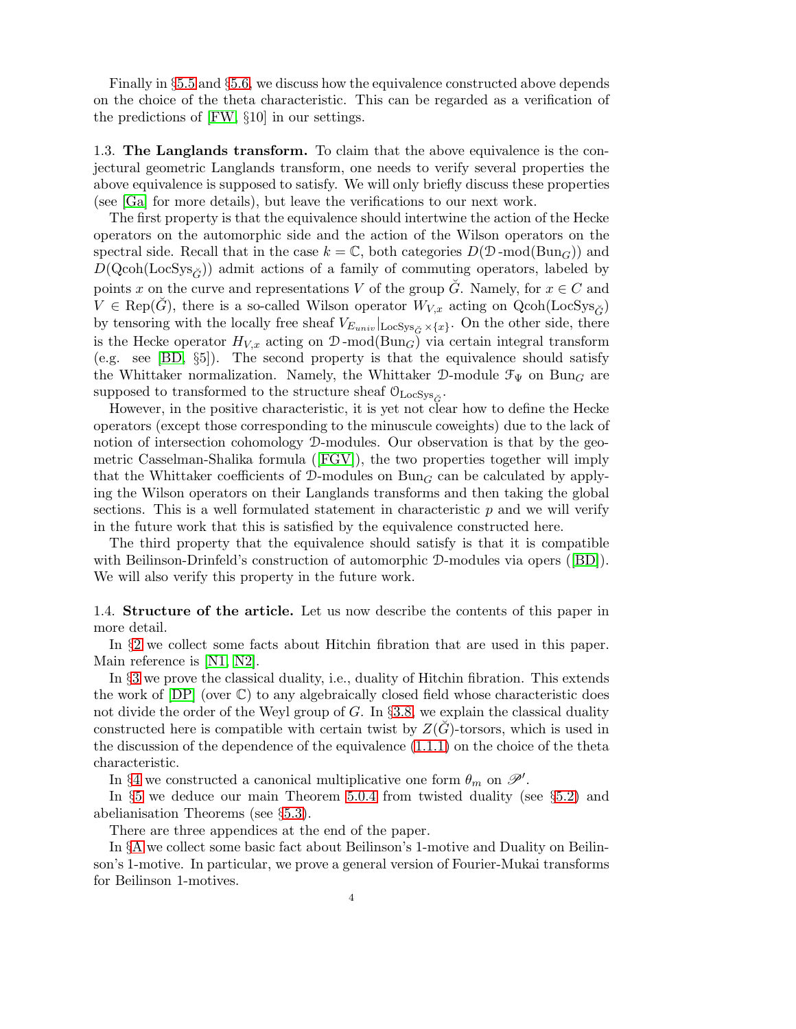Finally in §5.5 and §5.6, we discuss how the equivalence constructed above depends on the choice of the theta characteristic. This can be regarded as a verification of the predictions of [FW, §10] in our settings.

**1.3. The Langlands transform.** To claim that the above equivalence is the conjectural geometric Langlands transform, one needs to verify several properties the above equivalence is supposed to satisfy. We will only briefly discuss these properties (see [Ga] for more details), but leave the verifications to our next work.

The first property is that the equivalence should intertwine the action of the Hecke operators on the automorphic side and the action of the Wilson operators on the spectral side. Recall that in the case $k = \mathbb{C}$, both categories $D(\mathcal{D}\text{-mod}(\mathrm{Bun}_G))$ and $D(\mathrm{Qcoh}(\mathrm{LocSys}_{\check{G}}))$ admit actions of a family of commuting operators, labeled by points $x$ on the curve and representations $V$ of the group $\check{G}$. Namely, for $x \in C$ and $V \in \mathrm{Rep}(\check{G})$, there is a so-called Wilson operator $W_{V,x}$ acting on $\mathrm{Qcoh}(\mathrm{LocSys}_{\check{G}})$ by tensoring with the locally free sheaf $V_{E_{univ}}|_{\mathrm{LocSys}_{\check{G}} \times \{x\}}$. On the other side, there is the Hecke operator $H_{V,x}$ acting on $\mathcal{D}\text{-mod}(\mathrm{Bun}_G)$ via certain integral transform (e.g. see [BD, §5]). The second property is that the equivalence should satisfy the Whittaker normalization. Namely, the Whittaker $\mathcal{D}$-module $\mathcal{F}_\Psi$ on $\mathrm{Bun}_G$ are supposed to transformed to the structure sheaf $\mathcal{O}_{\mathrm{LocSys}_{\check{G}}}$.

However, in the positive characteristic, it is yet not clear how to define the Hecke operators (except those corresponding to the minuscule coweights) due to the lack of notion of intersection cohomology $\mathcal{D}$-modules. Our observation is that by the geometric Casselman-Shalika formula ([FGV]), the two properties together will imply that the Whittaker coefficients of $\mathcal{D}$-modules on $\mathrm{Bun}_G$ can be calculated by applying the Wilson operators on their Langlands transforms and then taking the global sections. This is a well formulated statement in characteristic $p$ and we will verify in the future work that this is satisfied by the equivalence constructed here.

The third property that the equivalence should satisfy is that it is compatible with Beilinson-Drinfeld's construction of automorphic $\mathcal{D}$-modules via opers ([BD]). We will also verify this property in the future work.

**1.4. Structure of the article.** Let us now describe the contents of this paper in more detail.

In §2 we collect some facts about Hitchin fibration that are used in this paper. Main reference is [N1, N2].

In §3 we prove the classical duality, i.e., duality of Hitchin fibration. This extends the work of [DP] (over $\mathbb{C}$) to any algebraically closed field whose characteristic does not divide the order of the Weyl group of $G$. In §3.8, we explain the classical duality constructed here is compatible with certain twist by $Z(\check{G})$-torsors, which is used in the discussion of the dependence of the equivalence (1.1.1) on the choice of the theta characteristic.

In §4 we constructed a canonical multiplicative one form $\theta_m$ on $\mathscr{P}'$.

In §5 we deduce our main Theorem 5.0.4 from twisted duality (see §5.2) and abelianisation Theorems (see §5.3).

There are three appendices at the end of the paper.

In §A we collect some basic fact about Beilinson's 1-motive and Duality on Beilinson's 1-motive. In particular, we prove a general version of Fourier-Mukai transforms for Beilinson 1-motives.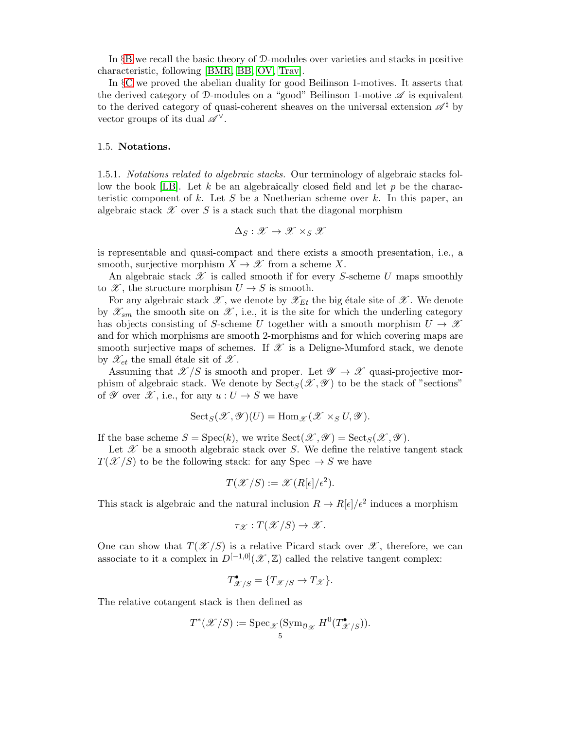In §B we recall the basic theory of $\mathcal{D}$-modules over varieties and stacks in positive characteristic, following [BMR, BB, OV, Trav].

In §C we proved the abelian duality for good Beilinson 1-motives. It asserts that the derived category of $\mathcal{D}$-modules on a "good" Beilinson 1-motive $\mathscr{A}$ is equivalent to the derived category of quasi-coherent sheaves on the universal extension $\mathscr{A}^\natural$ by vector groups of its dual $\mathscr{A}^\vee$.

### 1.5. Notations.

1.5.1. *Notations related to algebraic stacks.* Our terminology of algebraic stacks follow the book [LB]. Let $k$ be an algebraically closed field and let $p$ be the characteristic component of $k$. Let $S$ be a Noetherian scheme over $k$. In this paper, an algebraic stack $\mathscr{X}$ over $S$ is a stack such that the diagonal morphism

$$\Delta_S : \mathscr{X} \to \mathscr{X} \times_S \mathscr{X}$$

is representable and quasi-compact and there exists a smooth presentation, i.e., a smooth, surjective morphism $X \to \mathscr{X}$ from a scheme $X$.

An algebraic stack $\mathscr{X}$ is called smooth if for every $S$-scheme $U$ maps smoothly to $\mathscr{X}$, the structure morphism $U \to S$ is smooth.

For any algebraic stack $\mathscr{X}$, we denote by $\mathscr{X}_{Et}$ the big étale site of $\mathscr{X}$. We denote by $\mathscr{X}_{sm}$ the smooth site on $\mathscr{X}$, i.e., it is the site for which the underling category has objects consisting of $S$-scheme $U$ together with a smooth morphism $U \to \mathscr{X}$ and for which morphisms are smooth 2-morphisms and for which covering maps are smooth surjective maps of schemes. If $\mathscr{X}$ is a Deligne-Mumford stack, we denote by $\mathscr{X}_{et}$ the small étale sit of $\mathscr{X}$.

Assuming that $\mathscr{X}/S$ is smooth and proper. Let $\mathscr{Y} \to \mathscr{X}$ quasi-projective morphism of algebraic stack. We denote by $\mathrm{Sect}_S(\mathscr{X}, \mathscr{Y})$ to be the stack of "sections" of $\mathscr{Y}$ over $\mathscr{X}$, i.e., for any $u : U \to S$ we have

$$\mathrm{Sect}_S(\mathscr{X}, \mathscr{Y})(U) = \mathrm{Hom}_{\mathscr{X}}(\mathscr{X} \times_S U, \mathscr{Y}).$$

If the base scheme $S = \mathrm{Spec}(k)$, we write $\mathrm{Sect}(\mathscr{X}, \mathscr{Y}) = \mathrm{Sect}_S(\mathscr{X}, \mathscr{Y})$.

Let $\mathscr{X}$ be a smooth algebraic stack over $S$. We define the relative tangent stack $T(\mathscr{X}/S)$ to be the following stack: for any Spec $\to S$ we have

$$T(\mathscr{X}/S) := \mathscr{X}(R[\epsilon]/\epsilon^2).$$

This stack is algebraic and the natural inclusion $R \to R[\epsilon]/\epsilon^2$ induces a morphism

$$\tau_{\mathscr{X}} : T(\mathscr{X}/S) \to \mathscr{X}.$$

One can show that $T(\mathscr{X}/S)$ is a relative Picard stack over $\mathscr{X}$, therefore, we can associate to it a complex in $D^{[-1,0]}(\mathscr{X}, \mathbb{Z})$ called the relative tangent complex:

$$T^\bullet_{\mathscr{X}/S} = \{T_{\mathscr{X}/S} \to T_{\mathscr{X}}\}.$$

The relative cotangent stack is then defined as

$$T^*(\mathscr{X}/S) := \mathrm{Spec}_{\mathscr{X}}(\mathrm{Sym}_{\mathcal{O}_{\mathscr{X}}} H^0(T^\bullet_{\mathscr{X}/S})).$$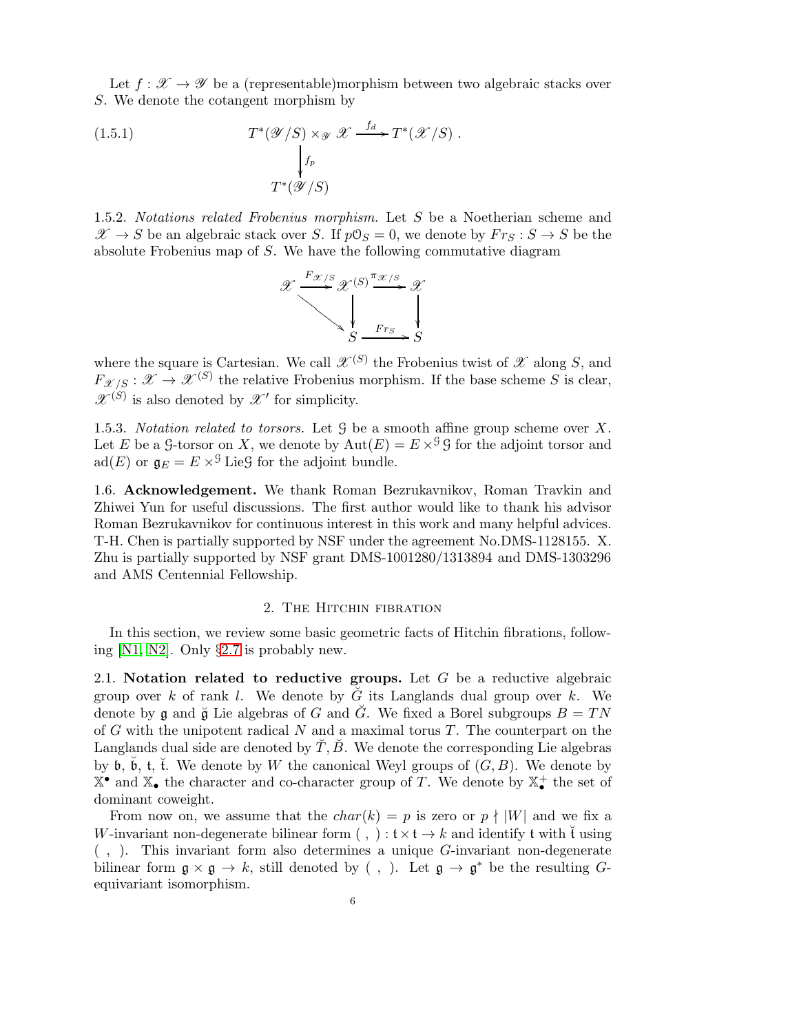Let $f : \mathscr{X} \to \mathscr{Y}$ be a (representable)morphism between two algebraic stacks over $S$. We denote the cotangent morphism by

$$
\begin{array}{ccc}
T^*(\mathscr{Y}/S) \times_{\mathscr{Y}} \mathscr{X} & \xrightarrow{f_d} & T^*(\mathscr{X}/S) . \\
\Big\downarrow{\scriptstyle f_p} & & \\
T^*(\mathscr{Y}/S) & &
\end{array}
\tag{1.5.1}
$$

1.5.2. *Notations related Frobenius morphism.* Let $S$ be a Noetherian scheme and $\mathscr{X} \to S$ be an algebraic stack over $S$. If $p\mathcal{O}_S = 0$, we denote by $Fr_S : S \to S$ be the absolute Frobenius map of $S$. We have the following commutative diagram

$$
\begin{array}{ccccc}
\mathscr{X} & \xrightarrow{F_{\mathscr{X}/S}} & \mathscr{X}^{(S)} & \xrightarrow{\pi_{\mathscr{X}/S}} & \mathscr{X} \\
& \searrow & \Big\downarrow & & \Big\downarrow \\
& & S & \xrightarrow{Fr_S} & S
\end{array}
$$

where the square is Cartesian. We call $\mathscr{X}^{(S)}$ the Frobenius twist of $\mathscr{X}$ along $S$, and $F_{\mathscr{X}/S} : \mathscr{X} \to \mathscr{X}^{(S)}$ the relative Frobenius morphism. If the base scheme $S$ is clear, $\mathscr{X}^{(S)}$ is also denoted by $\mathscr{X}'$ for simplicity.

1.5.3. *Notation related to torsors.* Let $\mathcal{G}$ be a smooth affine group scheme over $X$. Let $E$ be a $\mathcal{G}$-torsor on $X$, we denote by $\mathrm{Aut}(E) = E \times^{\mathcal{G}} \mathcal{G}$ for the adjoint torsor and $\mathrm{ad}(E)$ or $\mathfrak{g}_E = E \times^{\mathcal{G}} \mathrm{Lie}\mathcal{G}$ for the adjoint bundle.

1.6. **Acknowledgement.** We thank Roman Bezrukavnikov, Roman Travkin and Zhiwei Yun for useful discussions. The first author would like to thank his advisor Roman Bezrukavnikov for continuous interest in this work and many helpful advices. T-H. Chen is partially supported by NSF under the agreement No.DMS-1128155. X. Zhu is partially supported by NSF grant DMS-1001280/1313894 and DMS-1303296 and AMS Centennial Fellowship.

## 2. The Hitchin fibration

In this section, we review some basic geometric facts of Hitchin fibrations, following [N1, N2]. Only §2.7 is probably new.

2.1. **Notation related to reductive groups.** Let $G$ be a reductive algebraic group over $k$ of rank $l$. We denote by $\breve{G}$ its Langlands dual group over $k$. We denote by $\mathfrak{g}$ and $\breve{\mathfrak{g}}$ Lie algebras of $G$ and $\breve{G}$. We fixed a Borel subgroups $B = TN$ of $G$ with the unipotent radical $N$ and a maximal torus $T$. The counterpart on the Langlands dual side are denoted by $\breve{T}, \breve{B}$. We denote the corresponding Lie algebras by $\mathfrak{b}$, $\breve{\mathfrak{b}}$, $\mathfrak{t}$, $\breve{\mathfrak{t}}$. We denote by $W$ the canonical Weyl groups of $(G, B)$. We denote by $\mathbb{X}^\bullet$ and $\mathbb{X}_\bullet$ the character and co-character group of $T$. We denote by $\mathbb{X}_\bullet^+$ the set of dominant coweight.

From now on, we assume that the $char(k) = p$ is zero or $p \nmid |W|$ and we fix a $W$-invariant non-degenerate bilinear form $( \ , \ ) : \mathfrak{t} \times \mathfrak{t} \to k$ and identify $\mathfrak{t}$ with $\breve{\mathfrak{t}}$ using $( \ , \ )$. This invariant form also determines a unique $G$-invariant non-degenerate bilinear form $\mathfrak{g} \times \mathfrak{g} \to k$, still denoted by $( \ , \ )$. Let $\mathfrak{g} \to \mathfrak{g}^*$ be the resulting $G$-equivariant isomorphism.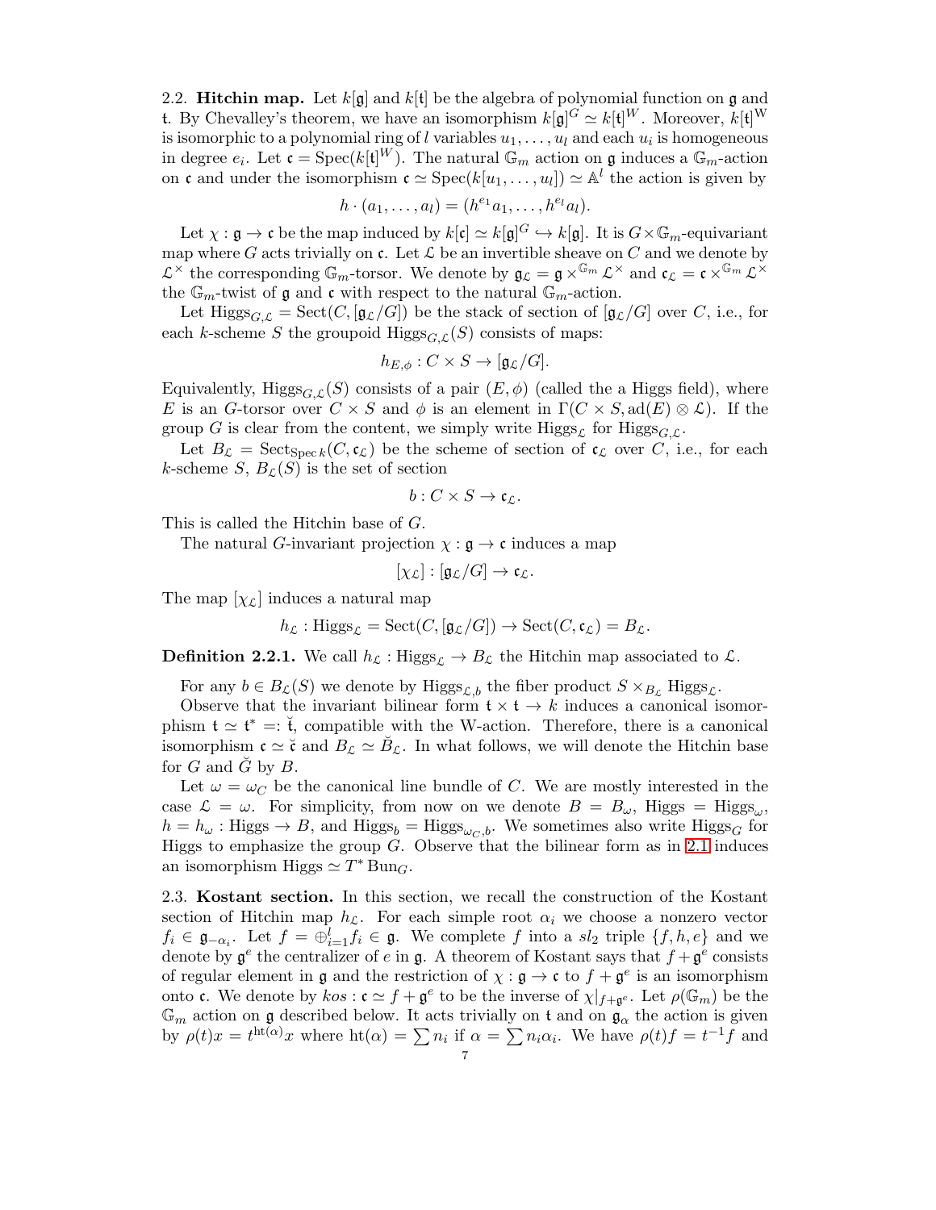2.2. **Hitchin map.** Let $k[\mathfrak{g}]$ and $k[\mathfrak{t}]$ be the algebra of polynomial function on $\mathfrak{g}$ and $\mathfrak{t}$. By Chevalley's theorem, we have an isomorphism $k[\mathfrak{g}]^G \simeq k[\mathfrak{t}]^W$. Moreover, $k[\mathfrak{t}]^W$ is isomorphic to a polynomial ring of $l$ variables $u_1, \ldots, u_l$ and each $u_i$ is homogeneous in degree $e_i$. Let $\mathfrak{c} = \operatorname{Spec}(k[\mathfrak{t}]^W)$. The natural $\mathbb{G}_m$ action on $\mathfrak{g}$ induces a $\mathbb{G}_m$-action on $\mathfrak{c}$ and under the isomorphism $\mathfrak{c} \simeq \operatorname{Spec}(k[u_1, \ldots, u_l]) \simeq \mathbb{A}^l$ the action is given by

$$h \cdot (a_1, \ldots, a_l) = (h^{e_1} a_1, \ldots, h^{e_l} a_l).$$

Let $\chi : \mathfrak{g} \to \mathfrak{c}$ be the map induced by $k[\mathfrak{c}] \simeq k[\mathfrak{g}]^G \hookrightarrow k[\mathfrak{g}]$. It is $G \times \mathbb{G}_m$-equivariant map where $G$ acts trivially on $\mathfrak{c}$. Let $\mathcal{L}$ be an invertible sheave on $C$ and we denote by $\mathcal{L}^\times$ the corresponding $\mathbb{G}_m$-torsor. We denote by $\mathfrak{g}_\mathcal{L} = \mathfrak{g} \times^{\mathbb{G}_m} \mathcal{L}^\times$ and $\mathfrak{c}_\mathcal{L} = \mathfrak{c} \times^{\mathbb{G}_m} \mathcal{L}^\times$ the $\mathbb{G}_m$-twist of $\mathfrak{g}$ and $\mathfrak{c}$ with respect to the natural $\mathbb{G}_m$-action.

Let $\mathrm{Higgs}_{G,\mathcal{L}} = \mathrm{Sect}(C, [\mathfrak{g}_\mathcal{L}/G])$ be the stack of section of $[\mathfrak{g}_\mathcal{L}/G]$ over $C$, i.e., for each $k$-scheme $S$ the groupoid $\mathrm{Higgs}_{G,\mathcal{L}}(S)$ consists of maps:

$$h_{E,\phi} : C \times S \to [\mathfrak{g}_\mathcal{L}/G].$$

Equivalently, $\mathrm{Higgs}_{G,\mathcal{L}}(S)$ consists of a pair $(E, \phi)$ (called the a Higgs field), where $E$ is an $G$-torsor over $C \times S$ and $\phi$ is an element in $\Gamma(C \times S, \mathrm{ad}(E) \otimes \mathcal{L})$. If the group $G$ is clear from the content, we simply write $\mathrm{Higgs}_\mathcal{L}$ for $\mathrm{Higgs}_{G,\mathcal{L}}$.

Let $B_\mathcal{L} = \mathrm{Sect}_{\operatorname{Spec} k}(C, \mathfrak{c}_\mathcal{L})$ be the scheme of section of $\mathfrak{c}_\mathcal{L}$ over $C$, i.e., for each $k$-scheme $S$, $B_\mathcal{L}(S)$ is the set of section

$$b : C \times S \to \mathfrak{c}_\mathcal{L}.$$

This is called the Hitchin base of $G$.

The natural $G$-invariant projection $\chi : \mathfrak{g} \to \mathfrak{c}$ induces a map

$$[\chi_\mathcal{L}] : [\mathfrak{g}_\mathcal{L}/G] \to \mathfrak{c}_\mathcal{L}.$$

The map $[\chi_\mathcal{L}]$ induces a natural map

$$h_\mathcal{L} : \mathrm{Higgs}_\mathcal{L} = \mathrm{Sect}(C, [\mathfrak{g}_\mathcal{L}/G]) \to \mathrm{Sect}(C, \mathfrak{c}_\mathcal{L}) = B_\mathcal{L}.$$

**Definition 2.2.1.** We call $h_\mathcal{L} : \mathrm{Higgs}_\mathcal{L} \to B_\mathcal{L}$ the Hitchin map associated to $\mathcal{L}$.

For any $b \in B_\mathcal{L}(S)$ we denote by $\mathrm{Higgs}_{\mathcal{L},b}$ the fiber product $S \times_{B_\mathcal{L}} \mathrm{Higgs}_\mathcal{L}$.

Observe that the invariant bilinear form $\mathfrak{t} \times \mathfrak{t} \to k$ induces a canonical isomorphism $\mathfrak{t} \simeq \mathfrak{t}^* =: \check{\mathfrak{t}}$, compatible with the W-action. Therefore, there is a canonical isomorphism $\mathfrak{c} \simeq \check{\mathfrak{c}}$ and $B_\mathcal{L} \simeq \check{B}_\mathcal{L}$. In what follows, we will denote the Hitchin base for $G$ and $\check{G}$ by $B$.

Let $\omega = \omega_C$ be the canonical line bundle of $C$. We are mostly interested in the case $\mathcal{L} = \omega$. For simplicity, from now on we denote $B = B_\omega$, $\mathrm{Higgs} = \mathrm{Higgs}_\omega$, $h = h_\omega : \mathrm{Higgs} \to B$, and $\mathrm{Higgs}_b = \mathrm{Higgs}_{\omega_C, b}$. We sometimes also write $\mathrm{Higgs}_G$ for Higgs to emphasize the group $G$. Observe that the bilinear form as in 2.1 induces an isomorphism $\mathrm{Higgs} \simeq T^* \mathrm{Bun}_G$.

2.3. **Kostant section.** In this section, we recall the construction of the Kostant section of Hitchin map $h_\mathcal{L}$. For each simple root $\alpha_i$ we choose a nonzero vector $f_i \in \mathfrak{g}_{-\alpha_i}$. Let $f = \oplus_{i=1}^l f_i \in \mathfrak{g}$. We complete $f$ into a $sl_2$ triple $\{f, h, e\}$ and we denote by $\mathfrak{g}^e$ the centralizer of $e$ in $\mathfrak{g}$. A theorem of Kostant says that $f + \mathfrak{g}^e$ consists of regular element in $\mathfrak{g}$ and the restriction of $\chi : \mathfrak{g} \to \mathfrak{c}$ to $f + \mathfrak{g}^e$ is an isomorphism onto $\mathfrak{c}$. We denote by $kos : \mathfrak{c} \simeq f + \mathfrak{g}^e$ to be the inverse of $\chi|_{f+\mathfrak{g}^e}$. Let $\rho(\mathbb{G}_m)$ be the $\mathbb{G}_m$ action on $\mathfrak{g}$ described below. It acts trivially on $\mathfrak{t}$ and on $\mathfrak{g}_\alpha$ the action is given by $\rho(t)x = t^{\mathrm{ht}(\alpha)} x$ where $\mathrm{ht}(\alpha) = \sum n_i$ if $\alpha = \sum n_i \alpha_i$. We have $\rho(t) f = t^{-1} f$ and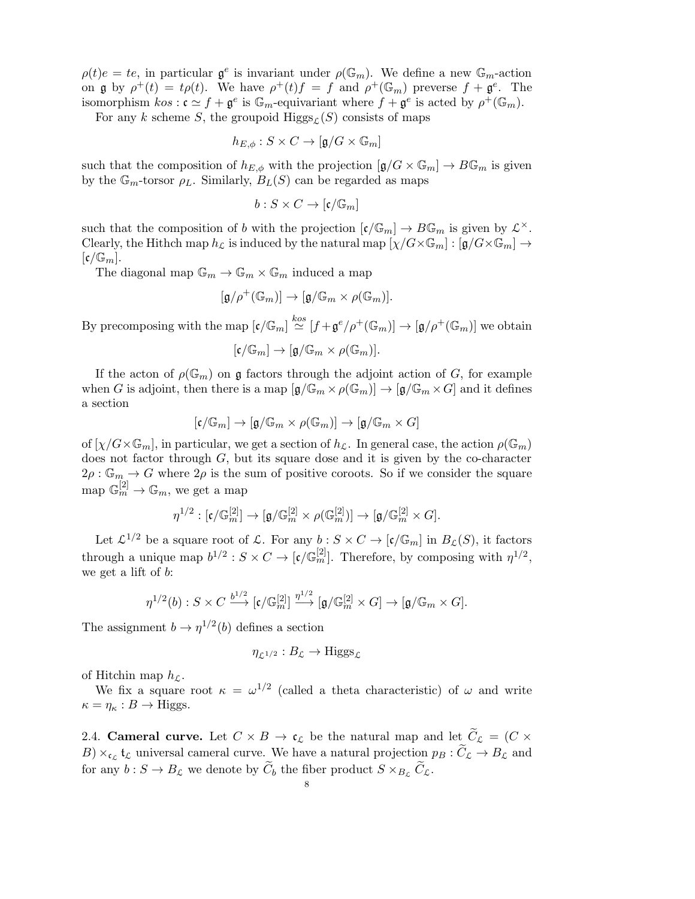$\rho(t)e = te$, in particular $\mathfrak{g}^e$ is invariant under $\rho(\mathbb{G}_m)$. We define a new $\mathbb{G}_m$-action on $\mathfrak{g}$ by $\rho^+(t) = t\rho(t)$. We have $\rho^+(t)f = f$ and $\rho^+(\mathbb{G}_m)$ preverse $f + \mathfrak{g}^e$. The isomorphism $kos : \mathfrak{c} \simeq f + \mathfrak{g}^e$ is $\mathbb{G}_m$-equivariant where $f + \mathfrak{g}^e$ is acted by $\rho^+(\mathbb{G}_m)$.

For any $k$ scheme $S$, the groupoid $\mathrm{Higgs}_{\mathcal{L}}(S)$ consists of maps

$$h_{E,\phi} : S \times C \to [\mathfrak{g}/G \times \mathbb{G}_m]$$

such that the composition of $h_{E,\phi}$ with the projection $[\mathfrak{g}/G \times \mathbb{G}_m] \to B\mathbb{G}_m$ is given by the $\mathbb{G}_m$-torsor $\rho_L$. Similarly, $B_L(S)$ can be regarded as maps

$$b : S \times C \to [\mathfrak{c}/\mathbb{G}_m]$$

such that the composition of $b$ with the projection $[\mathfrak{c}/\mathbb{G}_m] \to B\mathbb{G}_m$ is given by $\mathcal{L}^\times$. Clearly, the Hithch map $h_{\mathcal{L}}$ is induced by the natural map $[\chi/G\times\mathbb{G}_m] : [\mathfrak{g}/G\times\mathbb{G}_m] \to [\mathfrak{c}/\mathbb{G}_m]$.

The diagonal map $\mathbb{G}_m \to \mathbb{G}_m \times \mathbb{G}_m$ induced a map

$$[\mathfrak{g}/\rho^+(\mathbb{G}_m)] \to [\mathfrak{g}/\mathbb{G}_m \times \rho(\mathbb{G}_m)].$$

By precomposing with the map $[\mathfrak{c}/\mathbb{G}_m] \overset{kos}{\simeq} [f+\mathfrak{g}^e/\rho^+(\mathbb{G}_m)] \to [\mathfrak{g}/\rho^+(\mathbb{G}_m)]$ we obtain

$$[\mathfrak{c}/\mathbb{G}_m] \to [\mathfrak{g}/\mathbb{G}_m \times \rho(\mathbb{G}_m)].$$

If the acton of $\rho(\mathbb{G}_m)$ on $\mathfrak{g}$ factors through the adjoint action of $G$, for example when $G$ is adjoint, then there is a map $[\mathfrak{g}/\mathbb{G}_m \times \rho(\mathbb{G}_m)] \to [\mathfrak{g}/\mathbb{G}_m \times G]$ and it defines a section

$$[\mathfrak{c}/\mathbb{G}_m] \to [\mathfrak{g}/\mathbb{G}_m \times \rho(\mathbb{G}_m)] \to [\mathfrak{g}/\mathbb{G}_m \times G]$$

of $[\chi/G\times\mathbb{G}_m]$, in particular, we get a section of $h_{\mathcal{L}}$. In general case, the action $\rho(\mathbb{G}_m)$ does not factor through $G$, but its square dose and it is given by the co-character $2\rho : \mathbb{G}_m \to G$ where $2\rho$ is the sum of positive coroots. So if we consider the square map $\mathbb{G}_m^{[2]} \to \mathbb{G}_m$, we get a map

$$\eta^{1/2} : [\mathfrak{c}/\mathbb{G}_m^{[2]}] \to [\mathfrak{g}/\mathbb{G}_m^{[2]} \times \rho(\mathbb{G}_m^{[2]})] \to [\mathfrak{g}/\mathbb{G}_m^{[2]} \times G].$$

Let $\mathcal{L}^{1/2}$ be a square root of $\mathcal{L}$. For any $b : S \times C \to [\mathfrak{c}/\mathbb{G}_m]$ in $B_{\mathcal{L}}(S)$, it factors through a unique map $b^{1/2} : S \times C \to [\mathfrak{c}/\mathbb{G}_m^{[2]}]$. Therefore, by composing with $\eta^{1/2}$, we get a lift of $b$:

$$\eta^{1/2}(b) : S \times C \xrightarrow{b^{1/2}} [\mathfrak{c}/\mathbb{G}_m^{[2]}] \xrightarrow{\eta^{1/2}} [\mathfrak{g}/\mathbb{G}_m^{[2]} \times G] \to [\mathfrak{g}/\mathbb{G}_m \times G].$$

The assignment $b \to \eta^{1/2}(b)$ defines a section

$$\eta_{\mathcal{L}^{1/2}} : B_{\mathcal{L}} \to \mathrm{Higgs}_{\mathcal{L}}$$

of Hitchin map $h_{\mathcal{L}}$.

We fix a square root $\kappa = \omega^{1/2}$ (called a theta characteristic) of $\omega$ and write $\kappa = \eta_\kappa : B \to \mathrm{Higgs}$.

**2.4. Cameral curve.** Let $C \times B \to \mathfrak{c}_{\mathcal{L}}$ be the natural map and let $\widetilde{C}_{\mathcal{L}} = (C \times B) \times_{\mathfrak{c}_{\mathcal{L}}} \mathfrak{t}_{\mathcal{L}}$ universal cameral curve. We have a natural projection $p_B : \widetilde{C}_{\mathcal{L}} \to B_{\mathcal{L}}$ and for any $b : S \to B_{\mathcal{L}}$ we denote by $\widetilde{C}_b$ the fiber product $S \times_{B_{\mathcal{L}}} \widetilde{C}_{\mathcal{L}}$.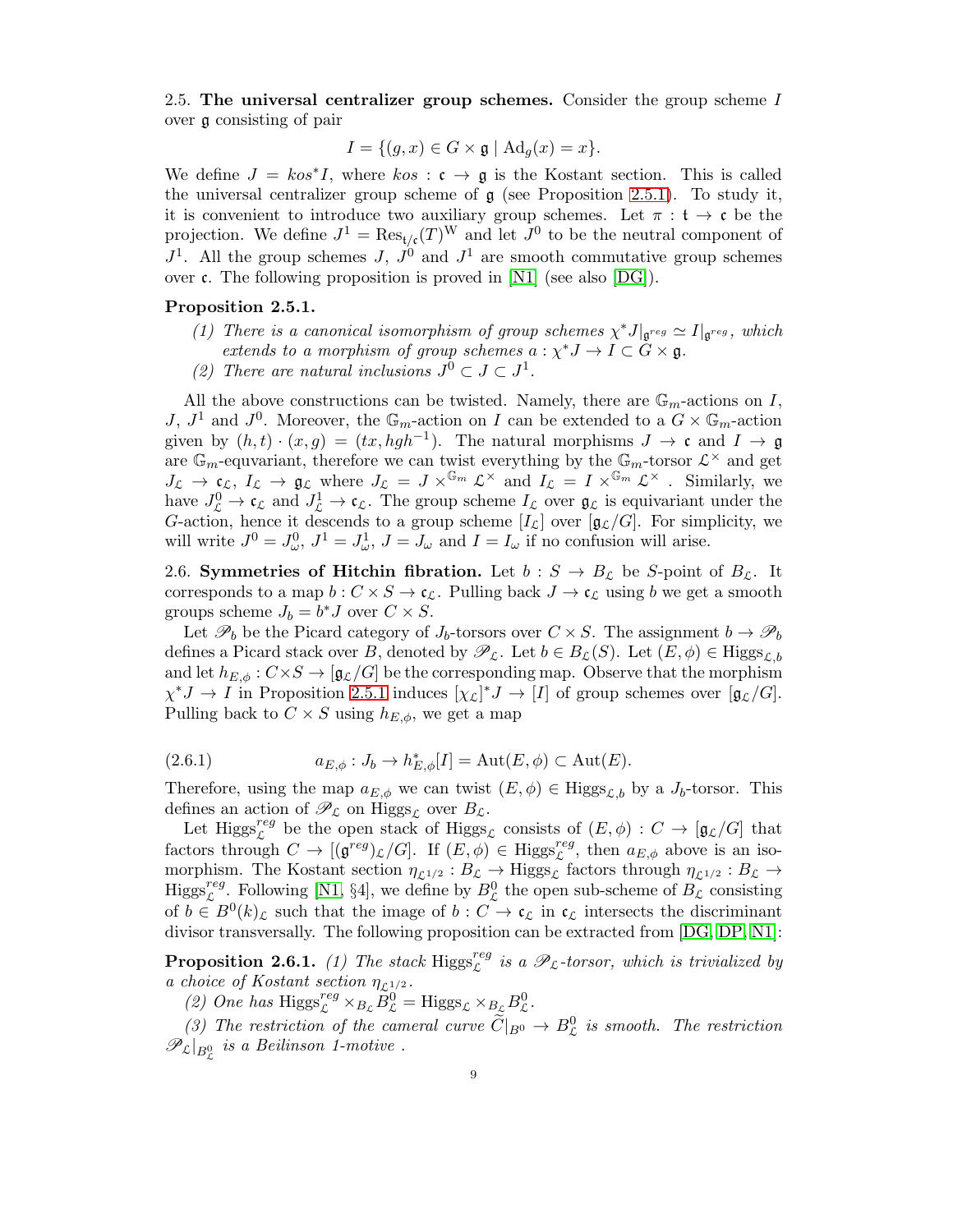2.5. **The universal centralizer group schemes.** Consider the group scheme $I$ over $\mathfrak{g}$ consisting of pair

$$I = \{(g, x) \in G \times \mathfrak{g} \mid \mathrm{Ad}_g(x) = x\}.$$

We define $J = kos^* I$, where $kos : \mathfrak{c} \to \mathfrak{g}$ is the Kostant section. This is called the universal centralizer group scheme of $\mathfrak{g}$ (see Proposition 2.5.1). To study it, it is convenient to introduce two auxiliary group schemes. Let $\pi : \mathfrak{t} \to \mathfrak{c}$ be the projection. We define $J^1 = \mathrm{Res}_{\mathfrak{t}/\mathfrak{c}}(T)^{\mathrm{W}}$ and let $J^0$ to be the neutral component of $J^1$. All the group schemes $J$, $J^0$ and $J^1$ are smooth commutative group schemes over $\mathfrak{c}$. The following proposition is proved in [N1] (see also [DG]).

**Proposition 2.5.1.**

*(1) There is a canonical isomorphism of group schemes $\chi^* J|_{\mathfrak{g}^{reg}} \simeq I|_{\mathfrak{g}^{reg}}$, which extends to a morphism of group schemes $a : \chi^* J \to I \subset G \times \mathfrak{g}$.*

*(2) There are natural inclusions $J^0 \subset J \subset J^1$.*

All the above constructions can be twisted. Namely, there are $\mathbb{G}_m$-actions on $I$, $J$, $J^1$ and $J^0$. Moreover, the $\mathbb{G}_m$-action on $I$ can be extended to a $G \times \mathbb{G}_m$-action given by $(h, t) \cdot (x, g) = (tx, hgh^{-1})$. The natural morphisms $J \to \mathfrak{c}$ and $I \to \mathfrak{g}$ are $\mathbb{G}_m$-equvariant, therefore we can twist everything by the $\mathbb{G}_m$-torsor $\mathcal{L}^\times$ and get $J_{\mathcal{L}} \to \mathfrak{c}_{\mathcal{L}}$, $I_{\mathcal{L}} \to \mathfrak{g}_{\mathcal{L}}$ where $J_{\mathcal{L}} = J \times^{\mathbb{G}_m} \mathcal{L}^\times$ and $I_{\mathcal{L}} = I \times^{\mathbb{G}_m} \mathcal{L}^\times$ . Similarly, we have $J^0_{\mathcal{L}} \to \mathfrak{c}_{\mathcal{L}}$ and $J^1_{\mathcal{L}} \to \mathfrak{c}_{\mathcal{L}}$. The group scheme $I_{\mathcal{L}}$ over $\mathfrak{g}_{\mathcal{L}}$ is equivariant under the $G$-action, hence it descends to a group scheme $[I_{\mathcal{L}}]$ over $[\mathfrak{g}_{\mathcal{L}}/G]$. For simplicity, we will write $J^0 = J^0_\omega$, $J^1 = J^1_\omega$, $J = J_\omega$ and $I = I_\omega$ if no confusion will arise.

2.6. **Symmetries of Hitchin fibration.** Let $b : S \to B_{\mathcal{L}}$ be $S$-point of $B_{\mathcal{L}}$. It corresponds to a map $b : C \times S \to \mathfrak{c}_{\mathcal{L}}$. Pulling back $J \to \mathfrak{c}_{\mathcal{L}}$ using $b$ we get a smooth groups scheme $J_b = b^* J$ over $C \times S$.

Let $\mathscr{P}_b$ be the Picard category of $J_b$-torsors over $C \times S$. The assignment $b \to \mathscr{P}_b$ defines a Picard stack over $B$, denoted by $\mathscr{P}_{\mathcal{L}}$. Let $b \in B_{\mathcal{L}}(S)$. Let $(E, \phi) \in \mathrm{Higgs}_{\mathcal{L}, b}$ and let $h_{E,\phi} : C \times S \to [\mathfrak{g}_{\mathcal{L}}/G]$ be the corresponding map. Observe that the morphism $\chi^* J \to I$ in Proposition 2.5.1 induces $[\chi_{\mathcal{L}}]^* J \to [I]$ of group schemes over $[\mathfrak{g}_{\mathcal{L}}/G]$. Pulling back to $C \times S$ using $h_{E,\phi}$, we get a map

$$a_{E,\phi} : J_b \to h^*_{E,\phi}[I] = \mathrm{Aut}(E, \phi) \subset \mathrm{Aut}(E). \tag{2.6.1}$$

Therefore, using the map $a_{E,\phi}$ we can twist $(E, \phi) \in \mathrm{Higgs}_{\mathcal{L}, b}$ by a $J_b$-torsor. This defines an action of $\mathscr{P}_{\mathcal{L}}$ on $\mathrm{Higgs}_{\mathcal{L}}$ over $B_{\mathcal{L}}$.

Let $\mathrm{Higgs}^{reg}_{\mathcal{L}}$ be the open stack of $\mathrm{Higgs}_{\mathcal{L}}$ consists of $(E, \phi) : C \to [\mathfrak{g}_{\mathcal{L}}/G]$ that factors through $C \to [(\mathfrak{g}^{reg})_{\mathcal{L}}/G]$. If $(E, \phi) \in \mathrm{Higgs}^{reg}_{\mathcal{L}}$, then $a_{E,\phi}$ above is an isomorphism. The Kostant section $\eta_{\mathcal{L}^{1/2}} : B_{\mathcal{L}} \to \mathrm{Higgs}_{\mathcal{L}}$ factors through $\eta_{\mathcal{L}^{1/2}} : B_{\mathcal{L}} \to \mathrm{Higgs}^{reg}_{\mathcal{L}}$. Following [N1, §4], we define by $B^0_{\mathcal{L}}$ the open sub-scheme of $B_{\mathcal{L}}$ consisting of $b \in B^0(k)_{\mathcal{L}}$ such that the image of $b : C \to \mathfrak{c}_{\mathcal{L}}$ in $\mathfrak{c}_{\mathcal{L}}$ intersects the discriminant divisor transversally. The following proposition can be extracted from [DG, DP, N1]:

**Proposition 2.6.1.** *(1) The stack $\mathrm{Higgs}^{reg}_{\mathcal{L}}$ is a $\mathscr{P}_{\mathcal{L}}$-torsor, which is trivialized by a choice of Kostant section $\eta_{\mathcal{L}^{1/2}}$.*

*(2) One has $\mathrm{Higgs}^{reg}_{\mathcal{L}} \times_{B_{\mathcal{L}}} B^0_{\mathcal{L}} = \mathrm{Higgs}_{\mathcal{L}} \times_{B_{\mathcal{L}}} B^0_{\mathcal{L}}$.*

*(3) The restriction of the cameral curve $\widetilde{C}|_{B^0} \to B^0_{\mathcal{L}}$ is smooth. The restriction $\mathscr{P}_{\mathcal{L}}|_{B^0_{\mathcal{L}}}$ is a Beilinson 1-motive .*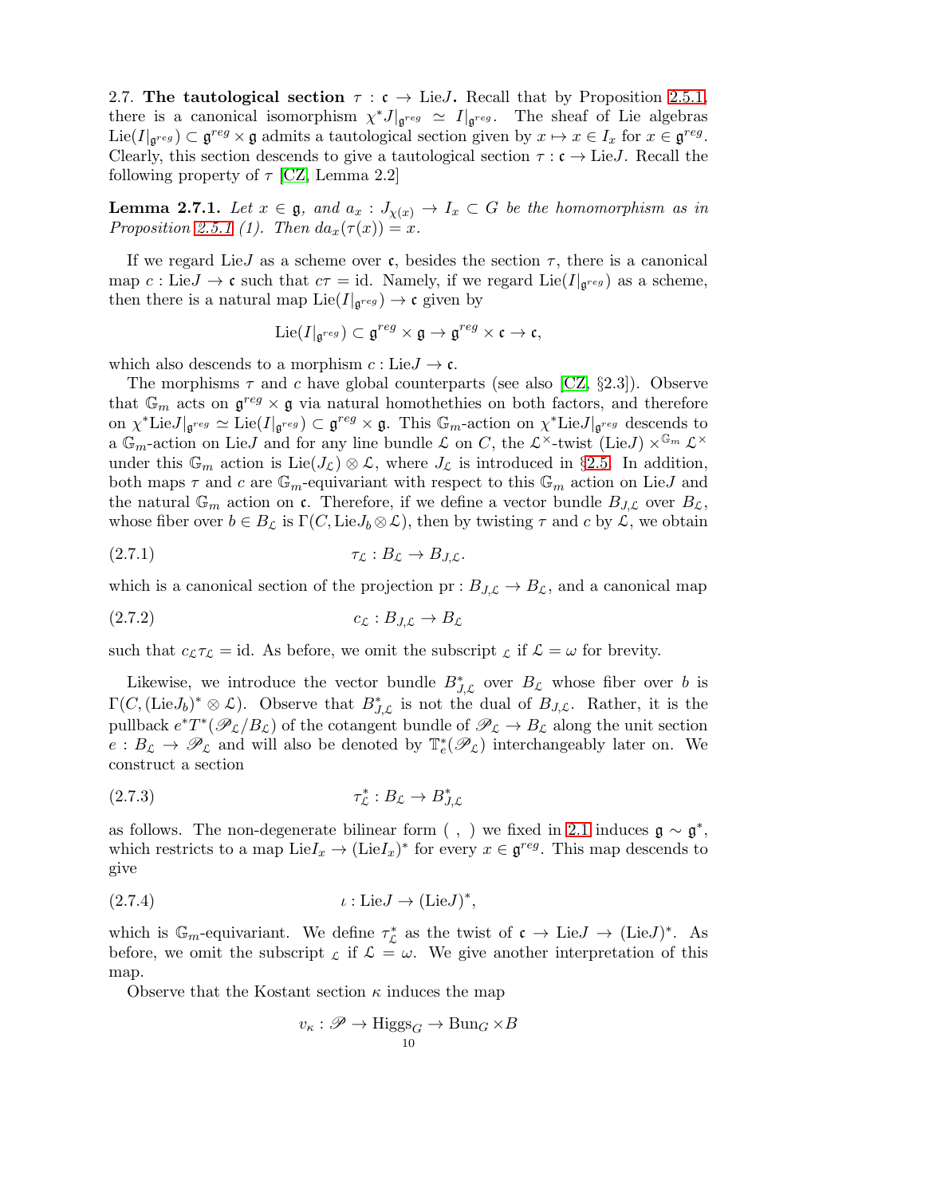2.7. **The tautological section $\tau : \mathfrak{c} \to \mathrm{Lie}J$.** Recall that by Proposition 2.5.1, there is a canonical isomorphism $\chi^*J|_{\mathfrak{g}^{reg}} \simeq I|_{\mathfrak{g}^{reg}}$. The sheaf of Lie algebras $\mathrm{Lie}(I|_{\mathfrak{g}^{reg}}) \subset \mathfrak{g}^{reg} \times \mathfrak{g}$ admits a tautological section given by $x \mapsto x \in I_x$ for $x \in \mathfrak{g}^{reg}$. Clearly, this section descends to give a tautological section $\tau : \mathfrak{c} \to \mathrm{Lie}J$. Recall the following property of $\tau$ [CZ, Lemma 2.2]

**Lemma 2.7.1.** *Let $x \in \mathfrak{g}$, and $a_x : J_{\chi(x)} \to I_x \subset G$ be the homomorphism as in Proposition 2.5.1 (1). Then $da_x(\tau(x)) = x$.*

If we regard $\mathrm{Lie}J$ as a scheme over $\mathfrak{c}$, besides the section $\tau$, there is a canonical map $c : \mathrm{Lie}J \to \mathfrak{c}$ such that $c\tau = \mathrm{id}$. Namely, if we regard $\mathrm{Lie}(I|_{\mathfrak{g}^{reg}})$ as a scheme, then there is a natural map $\mathrm{Lie}(I|_{\mathfrak{g}^{reg}}) \to \mathfrak{c}$ given by

$$\mathrm{Lie}(I|_{\mathfrak{g}^{reg}}) \subset \mathfrak{g}^{reg} \times \mathfrak{g} \to \mathfrak{g}^{reg} \times \mathfrak{c} \to \mathfrak{c},$$

which also descends to a morphism $c : \mathrm{Lie}J \to \mathfrak{c}$.

The morphisms $\tau$ and $c$ have global counterparts (see also [CZ, §2.3]). Observe that $\mathbb{G}_m$ acts on $\mathfrak{g}^{reg} \times \mathfrak{g}$ via natural homothethies on both factors, and therefore on $\chi^*\mathrm{Lie}J|_{\mathfrak{g}^{reg}} \simeq \mathrm{Lie}(I|_{\mathfrak{g}^{reg}}) \subset \mathfrak{g}^{reg} \times \mathfrak{g}$. This $\mathbb{G}_m$-action on $\chi^*\mathrm{Lie}J|_{\mathfrak{g}^{reg}}$ descends to a $\mathbb{G}_m$-action on $\mathrm{Lie}J$ and for any line bundle $\mathcal{L}$ on $C$, the $\mathcal{L}^\times$-twist $(\mathrm{Lie}J) \times^{\mathbb{G}_m} \mathcal{L}^\times$ under this $\mathbb{G}_m$ action is $\mathrm{Lie}(J_{\mathcal{L}}) \otimes \mathcal{L}$, where $J_{\mathcal{L}}$ is introduced in §2.5. In addition, both maps $\tau$ and $c$ are $\mathbb{G}_m$-equivariant with respect to this $\mathbb{G}_m$ action on $\mathrm{Lie}J$ and the natural $\mathbb{G}_m$ action on $\mathfrak{c}$. Therefore, if we define a vector bundle $B_{J,\mathcal{L}}$ over $B_{\mathcal{L}}$, whose fiber over $b \in B_{\mathcal{L}}$ is $\Gamma(C, \mathrm{Lie}J_b \otimes \mathcal{L})$, then by twisting $\tau$ and $c$ by $\mathcal{L}$, we obtain

$$\tau_{\mathcal{L}} : B_{\mathcal{L}} \to B_{J,\mathcal{L}}. \tag{2.7.1}$$

which is a canonical section of the projection $\mathrm{pr} : B_{J,\mathcal{L}} \to B_{\mathcal{L}}$, and a canonical map

$$c_{\mathcal{L}} : B_{J,\mathcal{L}} \to B_{\mathcal{L}} \tag{2.7.2}$$

such that $c_{\mathcal{L}}\tau_{\mathcal{L}} = \mathrm{id}$. As before, we omit the subscript $_{\mathcal{L}}$ if $\mathcal{L} = \omega$ for brevity.

Likewise, we introduce the vector bundle $B^*_{J,\mathcal{L}}$ over $B_{\mathcal{L}}$ whose fiber over $b$ is $\Gamma(C, (\mathrm{Lie}J_b)^* \otimes \mathcal{L})$. Observe that $B^*_{J,\mathcal{L}}$ is not the dual of $B_{J,\mathcal{L}}$. Rather, it is the pullback $e^*T^*(\mathscr{P}_{\mathcal{L}}/B_{\mathcal{L}})$ of the cotangent bundle of $\mathscr{P}_{\mathcal{L}} \to B_{\mathcal{L}}$ along the unit section $e : B_{\mathcal{L}} \to \mathscr{P}_{\mathcal{L}}$ and will also be denoted by $\mathbb{T}^*_e(\mathscr{P}_{\mathcal{L}})$ interchangeably later on. We construct a section

$$\tau^*_{\mathcal{L}} : B_{\mathcal{L}} \to B^*_{J,\mathcal{L}} \tag{2.7.3}$$

as follows. The non-degenerate bilinear form $(\ ,\ )$ we fixed in 2.1 induces $\mathfrak{g} \sim \mathfrak{g}^*$, which restricts to a map $\mathrm{Lie}I_x \to (\mathrm{Lie}I_x)^*$ for every $x \in \mathfrak{g}^{reg}$. This map descends to give

$$\iota : \mathrm{Lie}J \to (\mathrm{Lie}J)^*, \tag{2.7.4}$$

which is $\mathbb{G}_m$-equivariant. We define $\tau^*_{\mathcal{L}}$ as the twist of $\mathfrak{c} \to \mathrm{Lie}J \to (\mathrm{Lie}J)^*$. As before, we omit the subscript $_{\mathcal{L}}$ if $\mathcal{L} = \omega$. We give another interpretation of this map.

Observe that the Kostant section $\kappa$ induces the map

$$v_\kappa : \mathscr{P} \to \mathrm{Higgs}_G \to \mathrm{Bun}_G \times B$$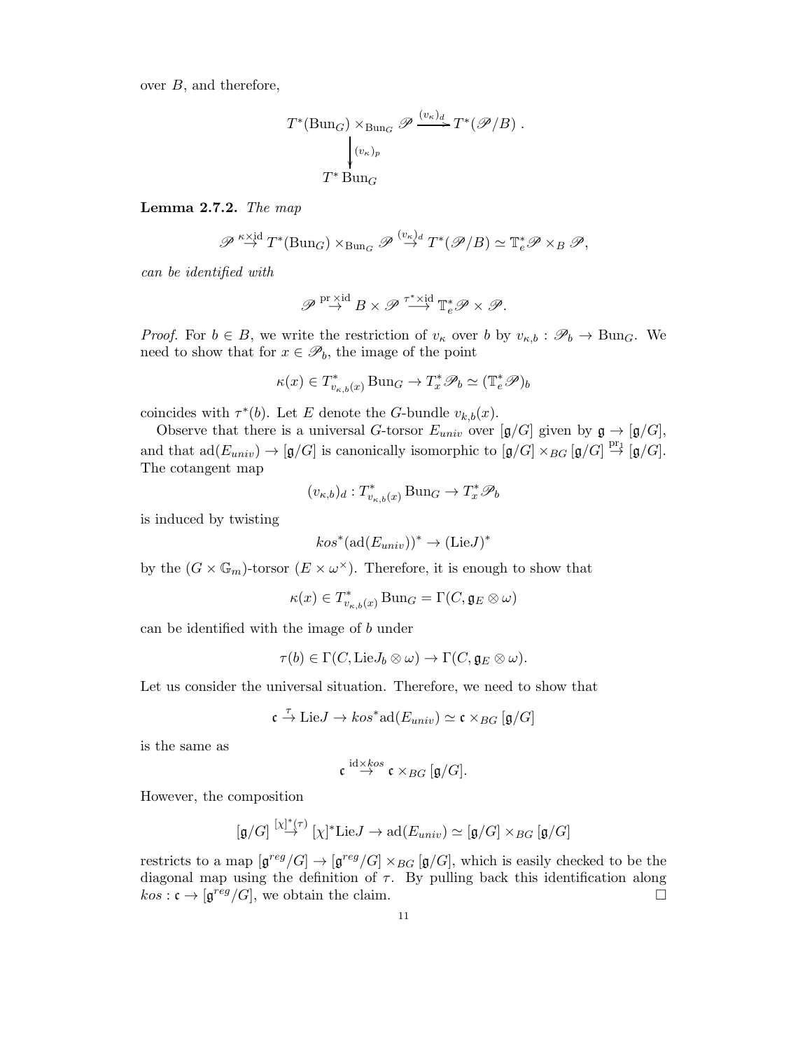over $B$, and therefore,

$$
\begin{array}{ccc}
T^*(\mathrm{Bun}_G) \times_{\mathrm{Bun}_G} \mathscr{P} & \xrightarrow{(v_\kappa)_d} & T^*(\mathscr{P}/B)\ . \\
\Big\downarrow{\scriptstyle (v_\kappa)_p} & & \\
T^* \mathrm{Bun}_G & &
\end{array}
$$

**Lemma 2.7.2.** *The map*

$$\mathscr{P} \stackrel{\kappa \times \mathrm{id}}{\to} T^*(\mathrm{Bun}_G) \times_{\mathrm{Bun}_G} \mathscr{P} \stackrel{(v_\kappa)_d}{\to} T^*(\mathscr{P}/B) \simeq \mathbb{T}_e^* \mathscr{P} \times_B \mathscr{P},$$

*can be identified with*

$$\mathscr{P} \stackrel{\mathrm{pr} \times \mathrm{id}}{\to} B \times \mathscr{P} \stackrel{\tau^* \times \mathrm{id}}{\longrightarrow} \mathbb{T}_e^* \mathscr{P} \times \mathscr{P}.$$

*Proof.* For $b \in B$, we write the restriction of $v_\kappa$ over $b$ by $v_{\kappa,b} : \mathscr{P}_b \to \mathrm{Bun}_G$. We need to show that for $x \in \mathscr{P}_b$, the image of the point

$$\kappa(x) \in T^*_{v_{\kappa,b}(x)} \mathrm{Bun}_G \to T^*_x \mathscr{P}_b \simeq (\mathbb{T}_e^* \mathscr{P})_b$$

coincides with $\tau^*(b)$. Let $E$ denote the $G$-bundle $v_{k,b}(x)$.

Observe that there is a universal $G$-torsor $E_{univ}$ over $[\mathfrak{g}/G]$ given by $\mathfrak{g} \to [\mathfrak{g}/G]$, and that $\mathrm{ad}(E_{univ}) \to [\mathfrak{g}/G]$ is canonically isomorphic to $[\mathfrak{g}/G] \times_{BG} [\mathfrak{g}/G] \stackrel{\mathrm{pr}_1}{\to} [\mathfrak{g}/G]$. The cotangent map

$$(v_{\kappa,b})_d : T^*_{v_{\kappa,b}(x)} \mathrm{Bun}_G \to T^*_x \mathscr{P}_b$$

is induced by twisting

$$kos^*(\mathrm{ad}(E_{univ}))^* \to (\mathrm{Lie} J)^*$$

by the $(G \times \mathbb{G}_m)$-torsor $(E \times \omega^\times)$. Therefore, it is enough to show that

$$\kappa(x) \in T^*_{v_{\kappa,b}(x)} \mathrm{Bun}_G = \Gamma(C, \mathfrak{g}_E \otimes \omega)$$

can be identified with the image of $b$ under

$$\tau(b) \in \Gamma(C, \mathrm{Lie} J_b \otimes \omega) \to \Gamma(C, \mathfrak{g}_E \otimes \omega).$$

Let us consider the universal situation. Therefore, we need to show that

$$\mathfrak{c} \stackrel{\tau}{\to} \mathrm{Lie} J \to kos^* \mathrm{ad}(E_{univ}) \simeq \mathfrak{c} \times_{BG} [\mathfrak{g}/G]$$

is the same as

$$\mathfrak{c} \stackrel{\mathrm{id} \times kos}{\to} \mathfrak{c} \times_{BG} [\mathfrak{g}/G].$$

However, the composition

$$[\mathfrak{g}/G] \stackrel{[\chi]^*(\tau)}{\to} [\chi]^* \mathrm{Lie} J \to \mathrm{ad}(E_{univ}) \simeq [\mathfrak{g}/G] \times_{BG} [\mathfrak{g}/G]$$

restricts to a map $[\mathfrak{g}^{reg}/G] \to [\mathfrak{g}^{reg}/G] \times_{BG} [\mathfrak{g}/G]$, which is easily checked to be the diagonal map using the definition of $\tau$. By pulling back this identification along $kos : \mathfrak{c} \to [\mathfrak{g}^{reg}/G]$, we obtain the claim. $\square$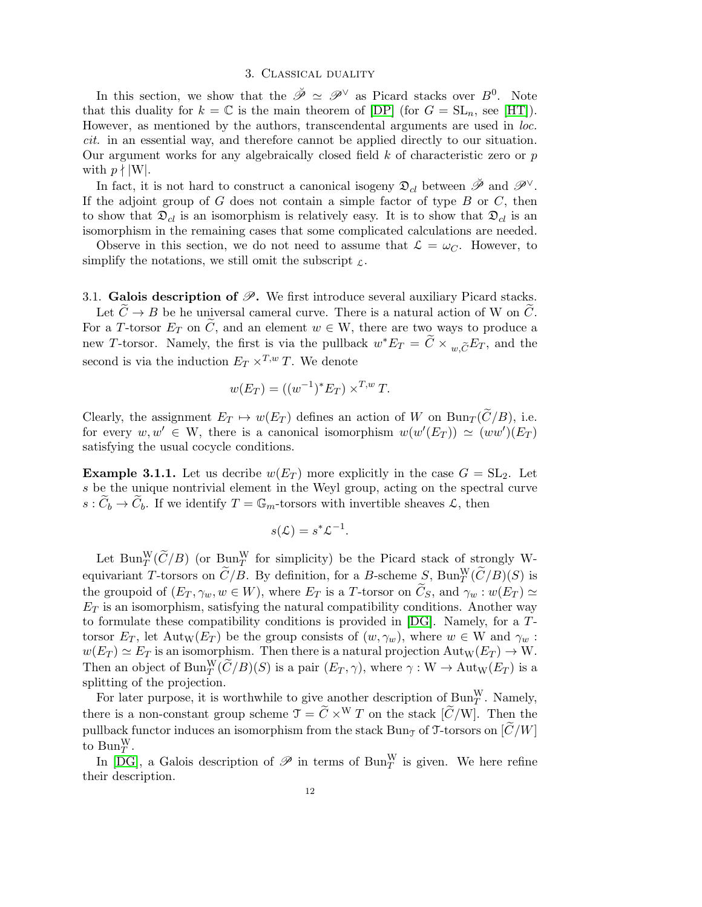## 3. Classical duality

In this section, we show that the $\breve{\mathscr{P}} \simeq \mathscr{P}^\vee$ as Picard stacks over $B^0$. Note that this duality for $k = \mathbb{C}$ is the main theorem of [DP] (for $G = \mathrm{SL}_n$, see [HT]). However, as mentioned by the authors, transcendental arguments are used in *loc. cit.* in an essential way, and therefore cannot be applied directly to our situation. Our argument works for any algebraically closed field $k$ of characteristic zero or $p$ with $p \nmid |\mathrm{W}|$.

In fact, it is not hard to construct a canonical isogeny $\mathfrak{D}_{cl}$ between $\breve{\mathscr{P}}$ and $\mathscr{P}^\vee$. If the adjoint group of $G$ does not contain a simple factor of type $B$ or $C$, then to show that $\mathfrak{D}_{cl}$ is an isomorphism is relatively easy. It is to show that $\mathfrak{D}_{cl}$ is an isomorphism in the remaining cases that some complicated calculations are needed.

Observe in this section, we do not need to assume that $\mathcal{L} = \omega_C$. However, to simplify the notations, we still omit the subscript $_{\mathcal{L}}$.

3.1. **Galois description of $\mathscr{P}$.** We first introduce several auxiliary Picard stacks.

Let $\widetilde{C} \to B$ be he universal cameral curve. There is a natural action of W on $\widetilde{C}$. For a $T$-torsor $E_T$ on $\widetilde{C}$, and an element $w \in \mathrm{W}$, there are two ways to produce a new $T$-torsor. Namely, the first is via the pullback $w^*E_T = \widetilde{C} \times_{w,\widetilde{C}} E_T$, and the second is via the induction $E_T \times^{T,w} T$. We denote

$$w(E_T) = ((w^{-1})^*E_T) \times^{T,w} T.$$

Clearly, the assignment $E_T \mapsto w(E_T)$ defines an action of $W$ on $\mathrm{Bun}_T(\widetilde{C}/B)$, i.e. for every $w, w' \in \mathrm{W}$, there is a canonical isomorphism $w(w'(E_T)) \simeq (ww')(E_T)$ satisfying the usual cocycle conditions.

**Example 3.1.1.** Let us decribe $w(E_T)$ more explicitly in the case $G = \mathrm{SL}_2$. Let $s$ be the unique nontrivial element in the Weyl group, acting on the spectral curve $s : \widetilde{C}_b \to \widetilde{C}_b$. If we identify $T = \mathbb{G}_m$-torsors with invertible sheaves $\mathcal{L}$, then

$$s(\mathcal{L}) = s^*\mathcal{L}^{-1}.$$

Let $\mathrm{Bun}_T^{\mathrm{W}}(\widetilde{C}/B)$ (or $\mathrm{Bun}_T^{\mathrm{W}}$ for simplicity) be the Picard stack of strongly W-equivariant $T$-torsors on $\widetilde{C}/B$. By definition, for a $B$-scheme $S$, $\mathrm{Bun}_T^{\mathrm{W}}(\widetilde{C}/B)(S)$ is the groupoid of $(E_T, \gamma_w, w \in W)$, where $E_T$ is a $T$-torsor on $\widetilde{C}_S$, and $\gamma_w : w(E_T) \simeq E_T$ is an isomorphism, satisfying the natural compatibility conditions. Another way to formulate these compatibility conditions is provided in [DG]. Namely, for a $T$-torsor $E_T$, let $\mathrm{Aut}_{\mathrm{W}}(E_T)$ be the group consists of $(w, \gamma_w)$, where $w \in \mathrm{W}$ and $\gamma_w : w(E_T) \simeq E_T$ is an isomorphism. Then there is a natural projection $\mathrm{Aut}_{\mathrm{W}}(E_T) \to \mathrm{W}$. Then an object of $\mathrm{Bun}_T^{\mathrm{W}}(\widetilde{C}/B)(S)$ is a pair $(E_T, \gamma)$, where $\gamma : \mathrm{W} \to \mathrm{Aut}_{\mathrm{W}}(E_T)$ is a splitting of the projection.

For later purpose, it is worthwhile to give another description of $\mathrm{Bun}_T^{\mathrm{W}}$. Namely, there is a non-constant group scheme $\mathcal{T} = \widetilde{C} \times^{\mathrm{W}} T$ on the stack $[\widetilde{C}/\mathrm{W}]$. Then the pullback functor induces an isomorphism from the stack $\mathrm{Bun}_{\mathcal{T}}$ of $\mathcal{T}$-torsors on $[\widetilde{C}/W]$ to $\mathrm{Bun}_T^{\mathrm{W}}$.

In [DG], a Galois description of $\mathscr{P}$ in terms of $\mathrm{Bun}_T^{\mathrm{W}}$ is given. We here refine their description.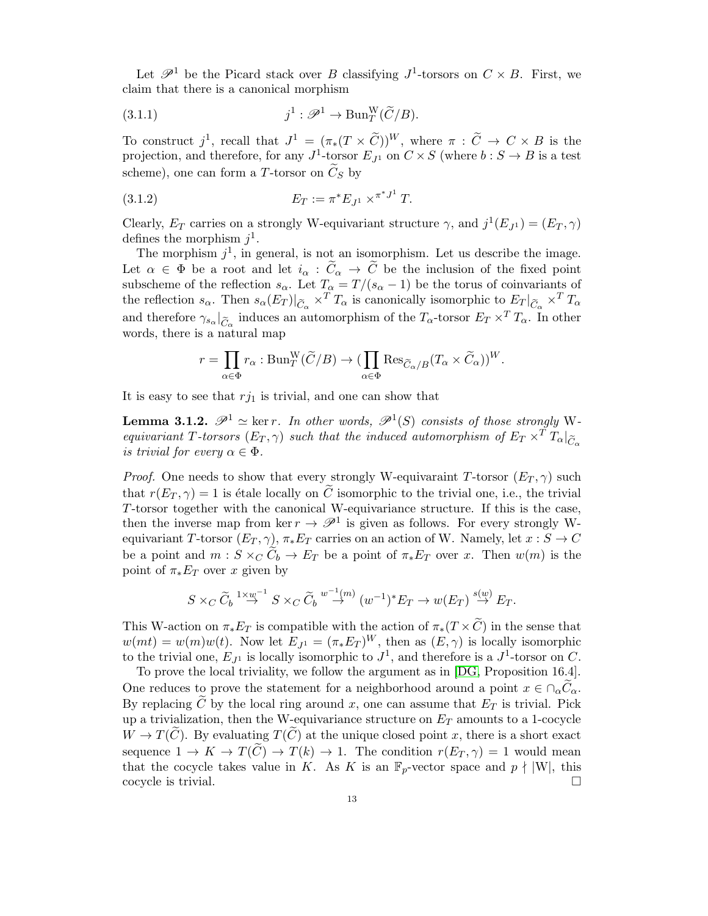Let $\mathscr{P}^1$ be the Picard stack over $B$ classifying $J^1$-torsors on $C \times B$. First, we claim that there is a canonical morphism

$$j^1 : \mathscr{P}^1 \to \mathrm{Bun}_T^{\mathrm{W}}(\widetilde{C}/B). \tag{3.1.1}$$

To construct $j^1$, recall that $J^1 = (\pi_*(T \times \widetilde{C}))^W$, where $\pi : \widetilde{C} \to C \times B$ is the projection, and therefore, for any $J^1$-torsor $E_{J^1}$ on $C \times S$ (where $b : S \to B$ is a test scheme), one can form a $T$-torsor on $\widetilde{C}_S$ by

$$E_T := \pi^* E_{J^1} \times^{\pi^* J^1} T. \tag{3.1.2}$$

Clearly, $E_T$ carries on a strongly W-equivariant structure $\gamma$, and $j^1(E_{J^1}) = (E_T, \gamma)$ defines the morphism $j^1$.

The morphism $j^1$, in general, is not an isomorphism. Let us describe the image. Let $\alpha \in \Phi$ be a root and let $i_\alpha : \widetilde{C}_\alpha \to \widetilde{C}$ be the inclusion of the fixed point subscheme of the reflection $s_\alpha$. Let $T_\alpha = T/(s_\alpha - 1)$ be the torus of coinvariants of the reflection $s_\alpha$. Then $s_\alpha(E_T)|_{\widetilde{C}_\alpha} \times^T T_\alpha$ is canonically isomorphic to $E_T|_{\widetilde{C}_\alpha} \times^T T_\alpha$ and therefore $\gamma_{s_\alpha}|_{\widetilde{C}_\alpha}$ induces an automorphism of the $T_\alpha$-torsor $E_T \times^T T_\alpha$. In other words, there is a natural map

$$r = \prod_{\alpha \in \Phi} r_\alpha : \mathrm{Bun}_T^{\mathrm{W}}(\widetilde{C}/B) \to (\prod_{\alpha \in \Phi} \mathrm{Res}_{\widetilde{C}_\alpha/B}(T_\alpha \times \widetilde{C}_\alpha))^W.$$

It is easy to see that $rj_1$ is trivial, and one can show that

**Lemma 3.1.2.** *$\mathscr{P}^1 \simeq \ker r$. In other words, $\mathscr{P}^1(S)$ consists of those strongly W-equivariant $T$-torsors $(E_T, \gamma)$ such that the induced automorphism of $E_T \times^T T_\alpha|_{\widetilde{C}_\alpha}$ is trivial for every $\alpha \in \Phi$.*

*Proof.* One needs to show that every strongly W-equivaraint $T$-torsor $(E_T, \gamma)$ such that $r(E_T, \gamma) = 1$ is étale locally on $\widetilde{C}$ isomorphic to the trivial one, i.e., the trivial $T$-torsor together with the canonical W-equivariance structure. If this is the case, then the inverse map from $\ker r \to \mathscr{P}^1$ is given as follows. For every strongly W-equivariant $T$-torsor $(E_T, \gamma)$, $\pi_* E_T$ carries on an action of W. Namely, let $x : S \to C$ be a point and $m : S \times_C \widetilde{C}_b \to E_T$ be a point of $\pi_* E_T$ over $x$. Then $w(m)$ is the point of $\pi_* E_T$ over $x$ given by

$$S \times_C \widetilde{C}_b \stackrel{1 \times w^{-1}}{\to} S \times_C \widetilde{C}_b \stackrel{w^{-1}(m)}{\to} (w^{-1})^* E_T \to w(E_T) \stackrel{s(w)}{\to} E_T.$$

This W-action on $\pi_* E_T$ is compatible with the action of $\pi_*(T \times \widetilde{C})$ in the sense that $w(mt) = w(m)w(t)$. Now let $E_{J^1} = (\pi_* E_T)^W$, then as $(E, \gamma)$ is locally isomorphic to the trivial one, $E_{J^1}$ is locally isomorphic to $J^1$, and therefore is a $J^1$-torsor on $C$.

To prove the local triviality, we follow the argument as in [DG, Proposition 16.4]. One reduces to prove the statement for a neighborhood around a point $x \in \cap_\alpha \widetilde{C}_\alpha$. By replacing $\widetilde{C}$ by the local ring around $x$, one can assume that $E_T$ is trivial. Pick up a trivialization, then the W-equivariance structure on $E_T$ amounts to a 1-cocycle $W \to T(\widetilde{C})$. By evaluating $T(\widetilde{C})$ at the unique closed point $x$, there is a short exact sequence $1 \to K \to T(\widetilde{C}) \to T(k) \to 1$. The condition $r(E_T, \gamma) = 1$ would mean that the cocycle takes value in $K$. As $K$ is an $\mathbb{F}_p$-vector space and $p \nmid |\mathrm{W}|$, this cocycle is trivial. $\square$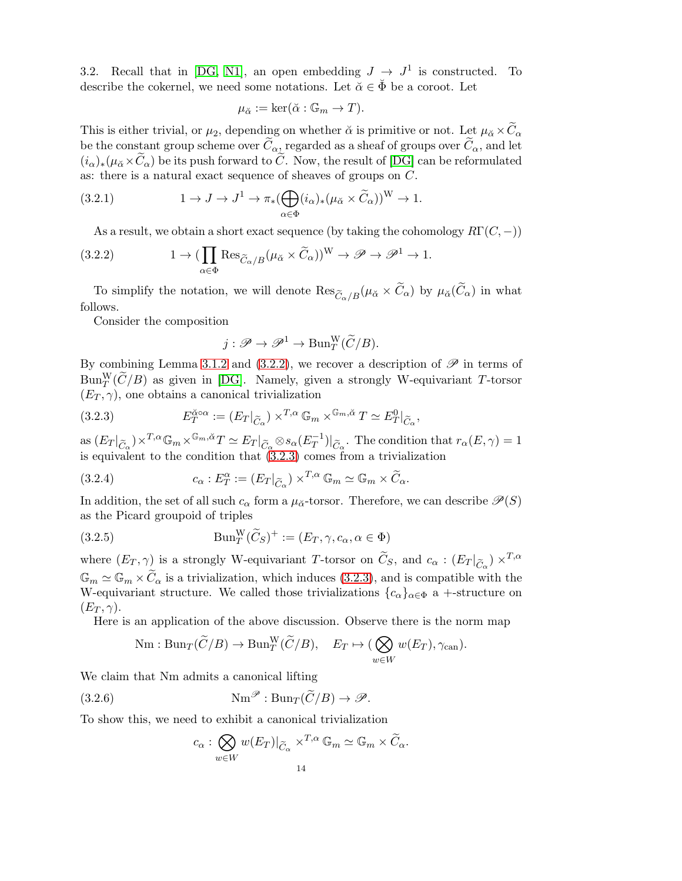3.2. Recall that in [DG, N1], an open embedding $J \to J^1$ is constructed. To describe the cokernel, we need some notations. Let $\check{\alpha} \in \check{\Phi}$ be a coroot. Let

$$\mu_{\check{\alpha}} := \ker(\check{\alpha} : \mathbb{G}_m \to T).$$

This is either trivial, or $\mu_2$, depending on whether $\check{\alpha}$ is primitive or not. Let $\mu_{\check{\alpha}} \times \widetilde{C}_\alpha$ be the constant group scheme over $\widetilde{C}_\alpha$, regarded as a sheaf of groups over $\widetilde{C}_\alpha$, and let $(i_\alpha)_*(\mu_{\check{\alpha}} \times \widetilde{C}_\alpha)$ be its push forward to $\widetilde{C}$. Now, the result of [DG] can be reformulated as: there is a natural exact sequence of sheaves of groups on $C$.

$$1 \to J \to J^1 \to \pi_*(\bigoplus_{\alpha \in \Phi} (i_\alpha)_*(\mu_{\check{\alpha}} \times \widetilde{C}_\alpha))^{\mathrm{W}} \to 1. \tag{3.2.1}$$

As a result, we obtain a short exact sequence (by taking the cohomology $R\Gamma(C, -)$)

$$1 \to (\prod_{\alpha \in \Phi} \operatorname{Res}_{\widetilde{C}_\alpha / B}(\mu_{\check{\alpha}} \times \widetilde{C}_\alpha))^{\mathrm{W}} \to \mathscr{P} \to \mathscr{P}^1 \to 1. \tag{3.2.2}$$

To simplify the notation, we will denote $\operatorname{Res}_{\widetilde{C}_\alpha / B}(\mu_{\check{\alpha}} \times \widetilde{C}_\alpha)$ by $\mu_{\check{\alpha}}(\widetilde{C}_\alpha)$ in what follows.

Consider the composition

$$j : \mathscr{P} \to \mathscr{P}^1 \to \operatorname{Bun}_T^{\mathrm{W}}(\widetilde{C}/B).$$

By combining Lemma 3.1.2 and (3.2.2), we recover a description of $\mathscr{P}$ in terms of $\operatorname{Bun}_T^{\mathrm{W}}(\widetilde{C}/B)$ as given in [DG]. Namely, given a strongly W-equivariant $T$-torsor $(E_T, \gamma)$, one obtains a canonical trivialization

$$E_T^{\check{\alpha} \circ \alpha} := (E_T|_{\widetilde{C}_\alpha}) \times^{T, \alpha} \mathbb{G}_m \times^{\mathbb{G}_m, \check{\alpha}} T \simeq E_T^0|_{\widetilde{C}_\alpha}, \tag{3.2.3}$$

as $(E_T|_{\widetilde{C}_\alpha}) \times^{T,\alpha} \mathbb{G}_m \times^{\mathbb{G}_m, \check{\alpha}} T \simeq E_T|_{\widetilde{C}_\alpha} \otimes s_\alpha(E_T^{-1})|_{\widetilde{C}_\alpha}$. The condition that $r_\alpha(E, \gamma) = 1$ is equivalent to the condition that (3.2.3) comes from a trivialization

$$c_\alpha : E_T^\alpha := (E_T|_{\widetilde{C}_\alpha}) \times^{T, \alpha} \mathbb{G}_m \simeq \mathbb{G}_m \times \widetilde{C}_\alpha. \tag{3.2.4}$$

In addition, the set of all such $c_\alpha$ form a $\mu_{\check{\alpha}}$-torsor. Therefore, we can describe $\mathscr{P}(S)$ as the Picard groupoid of triples

$$\operatorname{Bun}_T^{\mathrm{W}}(\widetilde{C}_S)^+ := (E_T, \gamma, c_\alpha, \alpha \in \Phi) \tag{3.2.5}$$

where $(E_T, \gamma)$ is a strongly W-equivariant $T$-torsor on $\widetilde{C}_S$, and $c_\alpha : (E_T|_{\widetilde{C}_\alpha}) \times^{T,\alpha} \mathbb{G}_m \simeq \mathbb{G}_m \times \widetilde{C}_\alpha$ is a trivialization, which induces (3.2.3), and is compatible with the W-equivariant structure. We called those trivializations $\{c_\alpha\}_{\alpha \in \Phi}$ a +-structure on $(E_T, \gamma)$.

Here is an application of the above discussion. Observe there is the norm map

$$\operatorname{Nm} : \operatorname{Bun}_T(\widetilde{C}/B) \to \operatorname{Bun}_T^{\mathrm{W}}(\widetilde{C}/B), \quad E_T \mapsto (\bigotimes_{w \in W} w(E_T), \gamma_{\mathrm{can}}).$$

We claim that Nm admits a canonical lifting

$$\operatorname{Nm}^{\mathscr{P}} : \operatorname{Bun}_T(\widetilde{C}/B) \to \mathscr{P}. \tag{3.2.6}$$

To show this, we need to exhibit a canonical trivialization

$$c_\alpha : \bigotimes_{w \in W} w(E_T)|_{\widetilde{C}_\alpha} \times^{T, \alpha} \mathbb{G}_m \simeq \mathbb{G}_m \times \widetilde{C}_\alpha.$$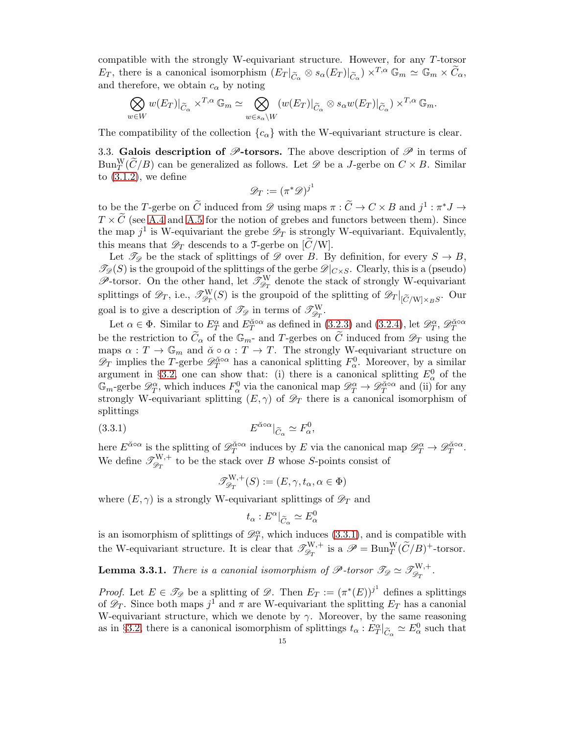compatible with the strongly W-equivariant structure. However, for any $T$-torsor $E_T$, there is a canonical isomorphism $(E_T|_{\widetilde{C}_\alpha} \otimes s_\alpha(E_T)|_{\widetilde{C}_\alpha}) \times^{T,\alpha} \mathbb{G}_m \simeq \mathbb{G}_m \times \widetilde{C}_\alpha$, and therefore, we obtain $c_\alpha$ by noting

$$\bigotimes_{w\in W} w(E_T)|_{\widetilde{C}_\alpha} \times^{T,\alpha} \mathbb{G}_m \simeq \bigotimes_{w\in s_\alpha\backslash W} (w(E_T)|_{\widetilde{C}_\alpha} \otimes s_\alpha w(E_T)|_{\widetilde{C}_\alpha}) \times^{T,\alpha} \mathbb{G}_m.$$

The compatibility of the collection $\{c_\alpha\}$ with the W-equivariant structure is clear.

3.3. **Galois description of $\mathscr{P}$-torsors.** The above description of $\mathscr{P}$ in terms of $\mathrm{Bun}_T^{\mathrm{W}}(\widetilde{C}/B)$ can be generalized as follows. Let $\mathscr{D}$ be a $J$-gerbe on $C \times B$. Similar to (3.1.2), we define

$$\mathscr{D}_T := (\pi^*\mathscr{D})^{j^1}$$

to be the $T$-gerbe on $\widetilde{C}$ induced from $\mathscr{D}$ using maps $\pi : \widetilde{C} \to C \times B$ and $j^1 : \pi^*J \to T \times \widetilde{C}$ (see A.4 and A.5 for the notion of grebes and functors between them). Since the map $j^1$ is W-equivariant the grebe $\mathscr{D}_T$ is strongly W-equivariant. Equivalently, this means that $\mathscr{D}_T$ descends to a $\mathfrak{T}$-gerbe on $[\widetilde{C}/\mathrm{W}]$.

Let $\mathscr{T}_{\mathscr{D}}$ be the stack of splittings of $\mathscr{D}$ over $B$. By definition, for every $S \to B$, $\mathscr{T}_{\mathscr{D}}(S)$ is the groupoid of the splittings of the gerbe $\mathscr{D}|_{C\times S}$. Clearly, this is a (pseudo) $\mathscr{P}$-torsor. On the other hand, let $\mathscr{T}_{\mathscr{D}_T}^{\mathrm{W}}$ denote the stack of strongly W-equivariant splittings of $\mathscr{D}_T$, i.e., $\mathscr{T}_{\mathscr{D}_T}^{\mathrm{W}}(S)$ is the groupoid of the splitting of $\mathscr{D}_T|_{[\widetilde{C}/\mathrm{W}]\times_B S}$. Our goal is to give a description of $\mathscr{T}_{\mathscr{D}}$ in terms of $\mathscr{T}_{\mathscr{D}_T}^{\mathrm{W}}$.

Let $\alpha \in \Phi$. Similar to $E_T^\alpha$ and $E_T^{\check{\alpha}\circ\alpha}$ as defined in (3.2.3) and (3.2.4), let $\mathscr{D}_T^\alpha$, $\mathscr{D}_T^{\check{\alpha}\circ\alpha}$ be the restriction to $\widetilde{C}_\alpha$ of the $\mathbb{G}_m$- and $T$-gerbes on $\widetilde{C}$ induced from $\mathscr{D}_T$ using the maps $\alpha : T \to \mathbb{G}_m$ and $\check{\alpha}\circ\alpha : T \to T$. The strongly W-equivariant structure on $\mathscr{D}_T$ implies the $T$-gerbe $\mathscr{D}_T^{\check{\alpha}\circ\alpha}$ has a canonical splitting $F_\alpha^0$. Moreover, by a similar argument in §3.2, one can show that: (i) there is a canonical splitting $E_\alpha^0$ of the $\mathbb{G}_m$-gerbe $\mathscr{D}_T^\alpha$, which induces $F_\alpha^0$ via the canonical map $\mathscr{D}_T^\alpha \to \mathscr{D}_T^{\check{\alpha}\circ\alpha}$ and (ii) for any strongly W-equivariant splitting $(E,\gamma)$ of $\mathscr{D}_T$ there is a canonical isomorphism of splittings

$$E^{\check{\alpha}\circ\alpha}|_{\widetilde{C}_\alpha} \simeq F_\alpha^0, \tag{3.3.1}$$

here $E^{\check{\alpha}\circ\alpha}$ is the splitting of $\mathscr{D}_T^{\check{\alpha}\circ\alpha}$ induces by $E$ via the canonical map $\mathscr{D}_T^\alpha \to \mathscr{D}_T^{\check{\alpha}\circ\alpha}$. We define $\mathscr{T}_{\mathscr{D}_T}^{\mathrm{W},+}$ to be the stack over $B$ whose $S$-points consist of

$$\mathscr{T}_{\mathscr{D}_T}^{\mathrm{W},+}(S) := (E, \gamma, t_\alpha, \alpha \in \Phi)$$

where $(E,\gamma)$ is a strongly W-equivariant splittings of $\mathscr{D}_T$ and

$$t_\alpha : E^\alpha|_{\widetilde{C}_\alpha} \simeq E_\alpha^0$$

is an isomorphism of splittings of $\mathscr{D}_T^\alpha$, which induces (3.3.1), and is compatible with the W-equivariant structure. It is clear that $\mathscr{T}_{\mathscr{D}_T}^{\mathrm{W},+}$ is a $\mathscr{P} = \mathrm{Bun}_T^{\mathrm{W}}(\widetilde{C}/B)^+$-torsor.

**Lemma 3.3.1.** *There is a canonical isomorphism of $\mathscr{P}$-torsor $\mathscr{T}_{\mathscr{D}} \simeq \mathscr{T}_{\mathscr{D}_T}^{\mathrm{W},+}$.*

*Proof.* Let $E \in \mathscr{T}_{\mathscr{D}}$ be a splitting of $\mathscr{D}$. Then $E_T := (\pi^*(E))^{j^1}$ defines a splittings of $\mathscr{D}_T$. Since both maps $j^1$ and $\pi$ are W-equivariant the splitting $E_T$ has a canonical W-equivariant structure, which we denote by $\gamma$. Moreover, by the same reasoning as in §3.2, there is a canonical isomorphism of splittings $t_\alpha : E_T^\alpha|_{\widetilde{C}_\alpha} \simeq E_\alpha^0$ such that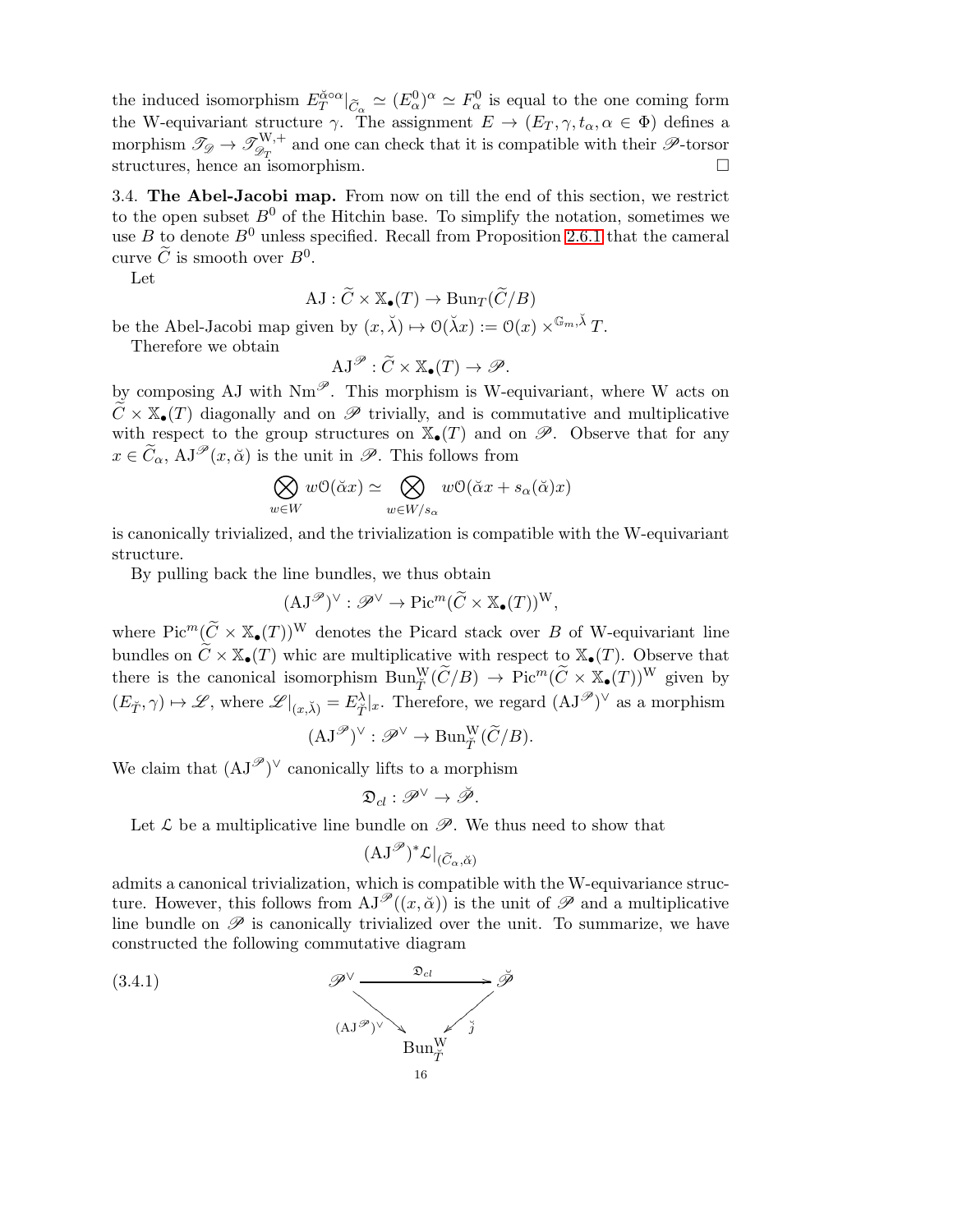the induced isomorphism $E_T^{\check{\alpha}\circ\alpha}|_{\widetilde{C}_\alpha} \simeq (E_\alpha^0)^\alpha \simeq F_\alpha^0$ is equal to the one coming form the W-equivariant structure $\gamma$. The assignment $E \to (E_T, \gamma, t_\alpha, \alpha \in \Phi)$ defines a morphism $\mathscr{T}_{\mathscr{D}} \to \mathscr{T}_{\mathscr{D}_T}^{\mathrm{W},+}$ and one can check that it is compatible with their $\mathscr{P}$-torsor structures, hence an isomorphism. $\square$

3.4. **The Abel-Jacobi map.** From now on till the end of this section, we restrict to the open subset $B^0$ of the Hitchin base. To simplify the notation, sometimes we use $B$ to denote $B^0$ unless specified. Recall from Proposition 2.6.1 that the cameral curve $\widetilde{C}$ is smooth over $B^0$.

Let

$$\mathrm{AJ} : \widetilde{C} \times \mathbb{X}_\bullet(T) \to \mathrm{Bun}_T(\widetilde{C}/B)$$

be the Abel-Jacobi map given by $(x, \check{\lambda}) \mapsto \mathcal{O}(\check{\lambda}x) := \mathcal{O}(x) \times^{\mathbb{G}_m, \check{\lambda}} T$.

Therefore we obtain

$$\mathrm{AJ}^{\mathscr{P}} : \widetilde{C} \times \mathbb{X}_\bullet(T) \to \mathscr{P}.$$

by composing AJ with $\mathrm{Nm}^{\mathscr{P}}$. This morphism is W-equivariant, where W acts on $\widetilde{C} \times \mathbb{X}_\bullet(T)$ diagonally and on $\mathscr{P}$ trivially, and is commutative and multiplicative with respect to the group structures on $\mathbb{X}_\bullet(T)$ and on $\mathscr{P}$. Observe that for any $x \in \widetilde{C}_\alpha$, $\mathrm{AJ}^{\mathscr{P}}(x, \check{\alpha})$ is the unit in $\mathscr{P}$. This follows from

$$\bigotimes_{w \in W} w\mathcal{O}(\check{\alpha}x) \simeq \bigotimes_{w \in W/s_\alpha} w\mathcal{O}(\check{\alpha}x + s_\alpha(\check{\alpha})x)$$

is canonically trivialized, and the trivialization is compatible with the W-equivariant structure.

By pulling back the line bundles, we thus obtain

$$(\mathrm{AJ}^{\mathscr{P}})^\vee : \mathscr{P}^\vee \to \mathrm{Pic}^m(\widetilde{C} \times \mathbb{X}_\bullet(T))^{\mathrm{W}},$$

where $\mathrm{Pic}^m(\widetilde{C} \times \mathbb{X}_\bullet(T))^{\mathrm{W}}$ denotes the Picard stack over $B$ of W-equivariant line bundles on $\widetilde{C} \times \mathbb{X}_\bullet(T)$ whic are multiplicative with respect to $\mathbb{X}_\bullet(T)$. Observe that there is the canonical isomorphism $\mathrm{Bun}_{\check{T}}^{\mathrm{W}}(\widetilde{C}/B) \to \mathrm{Pic}^m(\widetilde{C} \times \mathbb{X}_\bullet(T))^{\mathrm{W}}$ given by $(E_{\check{T}}, \gamma) \mapsto \mathscr{L}$, where $\mathscr{L}|_{(x,\check{\lambda})} = E_{\check{T}}^{\lambda}|_x$. Therefore, we regard $(\mathrm{AJ}^{\mathscr{P}})^\vee$ as a morphism

$$(\mathrm{AJ}^{\mathscr{P}})^\vee : \mathscr{P}^\vee \to \mathrm{Bun}_{\check{T}}^{\mathrm{W}}(\widetilde{C}/B).$$

We claim that $(\mathrm{AJ}^{\mathscr{P}})^\vee$ canonically lifts to a morphism

$$\mathfrak{D}_{cl} : \mathscr{P}^\vee \to \check{\mathscr{P}}.$$

Let $\mathcal{L}$ be a multiplicative line bundle on $\mathscr{P}$. We thus need to show that

$$(\mathrm{AJ}^{\mathscr{P}})^*\mathcal{L}|_{(\widetilde{C}_\alpha, \check{\alpha})}$$

admits a canonical trivialization, which is compatible with the W-equivariance structure. However, this follows from $\mathrm{AJ}^{\mathscr{P}}((x, \check{\alpha}))$ is the unit of $\mathscr{P}$ and a multiplicative line bundle on $\mathscr{P}$ is canonically trivialized over the unit. To summarize, we have constructed the following commutative diagram

$$\begin{array}{ccc} \mathscr{P}^\vee & \xrightarrow{\mathfrak{D}_{cl}} & \check{\mathscr{P}} \\ & \searrow^{(\mathrm{AJ}^{\mathscr{P}})^\vee} \quad \swarrow^{\check{j}} & \\ & \mathrm{Bun}_{\check{T}}^{\mathrm{W}} & \end{array} \tag{3.4.1}$$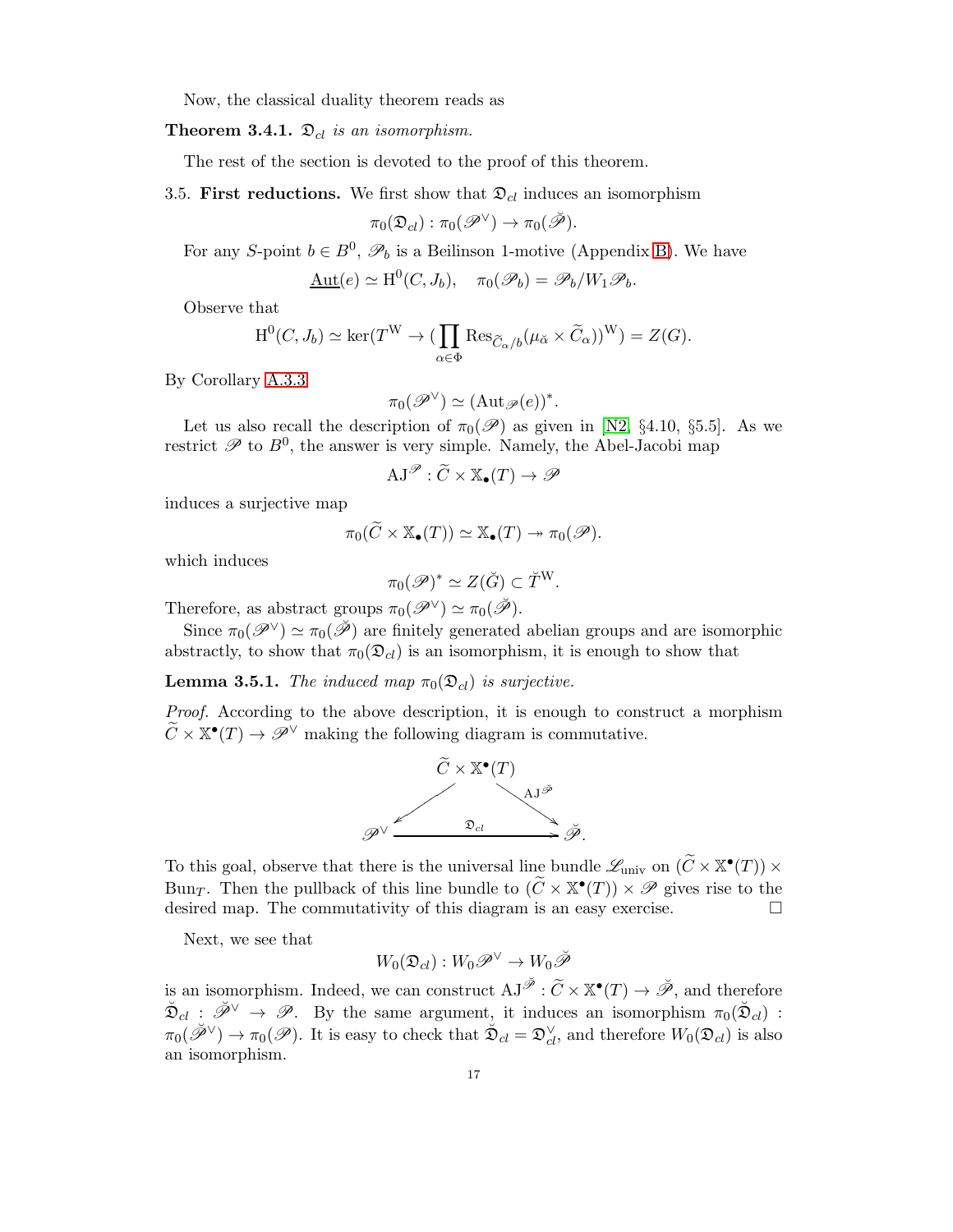Now, the classical duality theorem reads as

**Theorem 3.4.1.** *$\mathfrak{D}_{cl}$ is an isomorphism.*

The rest of the section is devoted to the proof of this theorem.

3.5. **First reductions.** We first show that $\mathfrak{D}_{cl}$ induces an isomorphism

$$\pi_0(\mathfrak{D}_{cl}) : \pi_0(\mathscr{P}^\vee) \to \pi_0(\breve{\mathscr{P}}).$$

For any $S$-point $b \in B^0$, $\mathscr{P}_b$ is a Beilinson 1-motive (Appendix B). We have

$$\underline{\mathrm{Aut}}(e) \simeq \mathrm{H}^0(C, J_b), \quad \pi_0(\mathscr{P}_b) = \mathscr{P}_b / W_1\mathscr{P}_b.$$

Observe that

$$\mathrm{H}^0(C, J_b) \simeq \ker(T^{\mathrm{W}} \to (\prod_{\alpha\in\Phi} \mathrm{Res}_{\widetilde{C}_\alpha/b}(\mu_{\check{\alpha}} \times \widetilde{C}_\alpha))^{\mathrm{W}}) = Z(G).$$

By Corollary A.3.3

$$\pi_0(\mathscr{P}^\vee) \simeq (\mathrm{Aut}_{\mathscr{P}}(e))^*.$$

Let us also recall the description of $\pi_0(\mathscr{P})$ as given in [N2, §4.10, §5.5]. As we restrict $\mathscr{P}$ to $B^0$, the answer is very simple. Namely, the Abel-Jacobi map

$$\mathrm{AJ}^{\mathscr{P}} : \widetilde{C} \times \mathbb{X}_\bullet(T) \to \mathscr{P}$$

induces a surjective map

$$\pi_0(\widetilde{C} \times \mathbb{X}_\bullet(T)) \simeq \mathbb{X}_\bullet(T) \twoheadrightarrow \pi_0(\mathscr{P}).$$

which induces

$$\pi_0(\mathscr{P})^* \simeq Z(\check{G}) \subset \check{T}^{\mathrm{W}}.$$

Therefore, as abstract groups $\pi_0(\mathscr{P}^\vee) \simeq \pi_0(\breve{\mathscr{P}})$.

Since $\pi_0(\mathscr{P}^\vee) \simeq \pi_0(\breve{\mathscr{P}})$ are finitely generated abelian groups and are isomorphic abstractly, to show that $\pi_0(\mathfrak{D}_{cl})$ is an isomorphism, it is enough to show that

**Lemma 3.5.1.** *The induced map $\pi_0(\mathfrak{D}_{cl})$ is surjective.*

*Proof.* According to the above description, it is enough to construct a morphism $\widetilde{C} \times \mathbb{X}^\bullet(T) \to \mathscr{P}^\vee$ making the following diagram is commutative.

$$\begin{array}{ccc} & \widetilde{C} \times \mathbb{X}^\bullet(T) & \\ \swarrow & & \searrow^{\mathrm{AJ}^{\breve{\mathscr{P}}}} \\ \mathscr{P}^\vee & \xrightarrow{\quad \mathfrak{D}_{cl} \quad} & \breve{\mathscr{P}}. \end{array}$$

To this goal, observe that there is the universal line bundle $\mathscr{L}_{\mathrm{univ}}$ on $(\widetilde{C} \times \mathbb{X}^\bullet(T)) \times \mathrm{Bun}_T$. Then the pullback of this line bundle to $(\widetilde{C} \times \mathbb{X}^\bullet(T)) \times \mathscr{P}$ gives rise to the desired map. The commutativity of this diagram is an easy exercise. $\square$

Next, we see that

$$W_0(\mathfrak{D}_{cl}) : W_0\mathscr{P}^\vee \to W_0\breve{\mathscr{P}}$$

is an isomorphism. Indeed, we can construct $\mathrm{AJ}^{\breve{\mathscr{P}}} : \widetilde{C} \times \mathbb{X}^\bullet(T) \to \breve{\mathscr{P}}$, and therefore $\breve{\mathfrak{D}}_{cl} : \breve{\mathscr{P}}^\vee \to \mathscr{P}$. By the same argument, it induces an isomorphism $\pi_0(\breve{\mathfrak{D}}_{cl}) : \pi_0(\breve{\mathscr{P}}^\vee) \to \pi_0(\mathscr{P})$. It is easy to check that $\breve{\mathfrak{D}}_{cl} = \mathfrak{D}_{cl}^\vee$, and therefore $W_0(\mathfrak{D}_{cl})$ is also an isomorphism.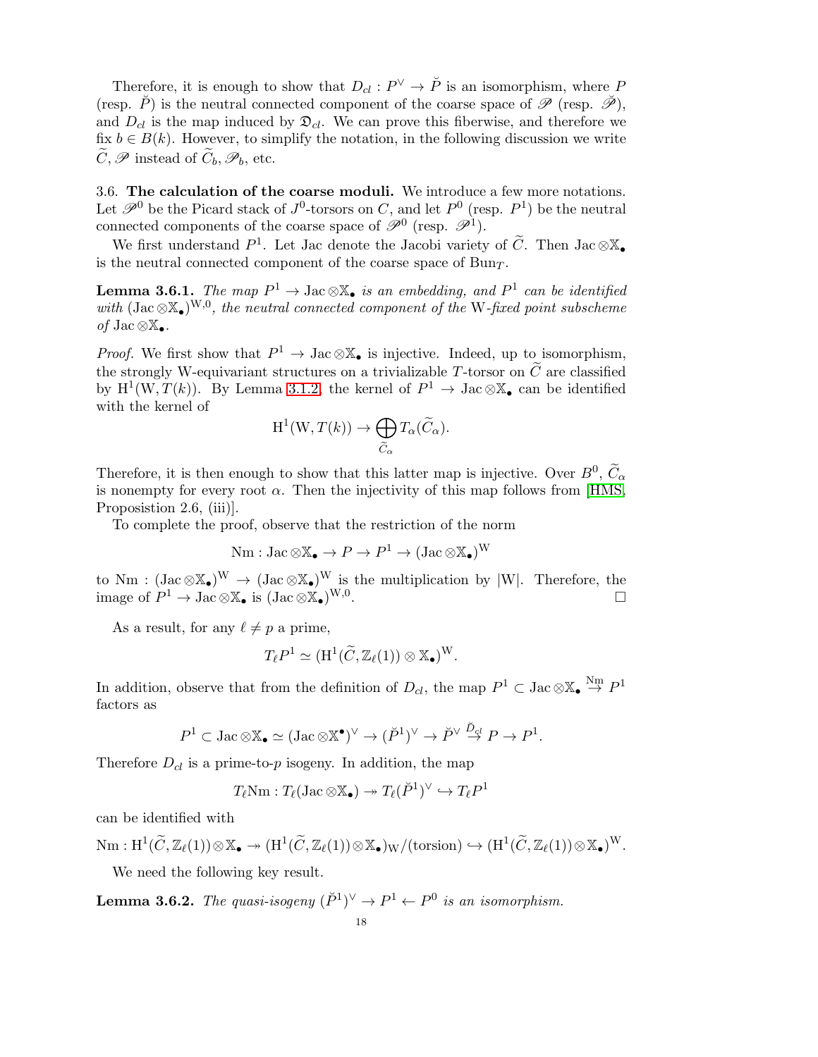Therefore, it is enough to show that $D_{cl} : P^\vee \to \check{P}$ is an isomorphism, where $P$ (resp. $\check{P}$) is the neutral connected component of the coarse space of $\mathscr{P}$ (resp. $\check{\mathscr{P}}$), and $D_{cl}$ is the map induced by $\mathfrak{D}_{cl}$. We can prove this fiberwise, and therefore we fix $b \in B(k)$. However, to simplify the notation, in the following discussion we write $\widetilde{C}, \mathscr{P}$ instead of $\widetilde{C}_b, \mathscr{P}_b$, etc.

3.6. **The calculation of the coarse moduli.** We introduce a few more notations. Let $\mathscr{P}^0$ be the Picard stack of $J^0$-torsors on $C$, and let $P^0$ (resp. $P^1$) be the neutral connected components of the coarse space of $\mathscr{P}^0$ (resp. $\mathscr{P}^1$).

We first understand $P^1$. Let Jac denote the Jacobi variety of $\widetilde{C}$. Then $\mathrm{Jac} \otimes \mathbb{X}_\bullet$ is the neutral connected component of the coarse space of $\mathrm{Bun}_T$.

**Lemma 3.6.1.** *The map $P^1 \to \mathrm{Jac} \otimes \mathbb{X}_\bullet$ is an embedding, and $P^1$ can be identified with $(\mathrm{Jac} \otimes \mathbb{X}_\bullet)^{\mathrm{W},0}$, the neutral connected component of the* W*-fixed point subscheme of $\mathrm{Jac} \otimes \mathbb{X}_\bullet$.*

*Proof.* We first show that $P^1 \to \mathrm{Jac} \otimes \mathbb{X}_\bullet$ is injective. Indeed, up to isomorphism, the strongly W-equivariant structures on a trivializable $T$-torsor on $\widetilde{C}$ are classified by $\mathrm{H}^1(\mathrm{W}, T(k))$. By Lemma 3.1.2, the kernel of $P^1 \to \mathrm{Jac} \otimes \mathbb{X}_\bullet$ can be identified with the kernel of

$$\mathrm{H}^1(\mathrm{W}, T(k)) \to \bigoplus_{\widetilde{C}_\alpha} T_\alpha(\widetilde{C}_\alpha).$$

Therefore, it is then enough to show that this latter map is injective. Over $B^0$, $\widetilde{C}_\alpha$ is nonempty for every root $\alpha$. Then the injectivity of this map follows from [HMS, Proposistion 2.6, (iii)].

To complete the proof, observe that the restriction of the norm

$$\mathrm{Nm} : \mathrm{Jac} \otimes \mathbb{X}_\bullet \to P \to P^1 \to (\mathrm{Jac} \otimes \mathbb{X}_\bullet)^{\mathrm{W}}$$

to $\mathrm{Nm} : (\mathrm{Jac} \otimes \mathbb{X}_\bullet)^{\mathrm{W}} \to (\mathrm{Jac} \otimes \mathbb{X}_\bullet)^{\mathrm{W}}$ is the multiplication by $|\mathrm{W}|$. Therefore, the image of $P^1 \to \mathrm{Jac} \otimes \mathbb{X}_\bullet$ is $(\mathrm{Jac} \otimes \mathbb{X}_\bullet)^{\mathrm{W},0}$. $\square$

As a result, for any $\ell \neq p$ a prime,

$$T_\ell P^1 \simeq (\mathrm{H}^1(\widetilde{C}, \mathbb{Z}_\ell(1)) \otimes \mathbb{X}_\bullet)^{\mathrm{W}}.$$

In addition, observe that from the definition of $D_{cl}$, the map $P^1 \subset \mathrm{Jac} \otimes \mathbb{X}_\bullet \xrightarrow{\mathrm{Nm}} P^1$ factors as

$$P^1 \subset \mathrm{Jac} \otimes \mathbb{X}_\bullet \simeq (\mathrm{Jac} \otimes \mathbb{X}^\bullet)^\vee \to (\check{P}^1)^\vee \to \check{P}^\vee \xrightarrow{\check{D}_{cl}} P \to P^1.$$

Therefore $D_{cl}$ is a prime-to-$p$ isogeny. In addition, the map

$$T_\ell \mathrm{Nm} : T_\ell(\mathrm{Jac} \otimes \mathbb{X}_\bullet) \twoheadrightarrow T_\ell(\check{P}^1)^\vee \hookrightarrow T_\ell P^1$$

can be identified with

$$\mathrm{Nm} : \mathrm{H}^1(\widetilde{C}, \mathbb{Z}_\ell(1)) \otimes \mathbb{X}_\bullet \twoheadrightarrow (\mathrm{H}^1(\widetilde{C}, \mathbb{Z}_\ell(1)) \otimes \mathbb{X}_\bullet)_{\mathrm{W}}/(\text{torsion}) \hookrightarrow (\mathrm{H}^1(\widetilde{C}, \mathbb{Z}_\ell(1)) \otimes \mathbb{X}_\bullet)^{\mathrm{W}}.$$

We need the following key result.

**Lemma 3.6.2.** *The quasi-isogeny $(\check{P}^1)^\vee \to P^1 \leftarrow P^0$ is an isomorphism.*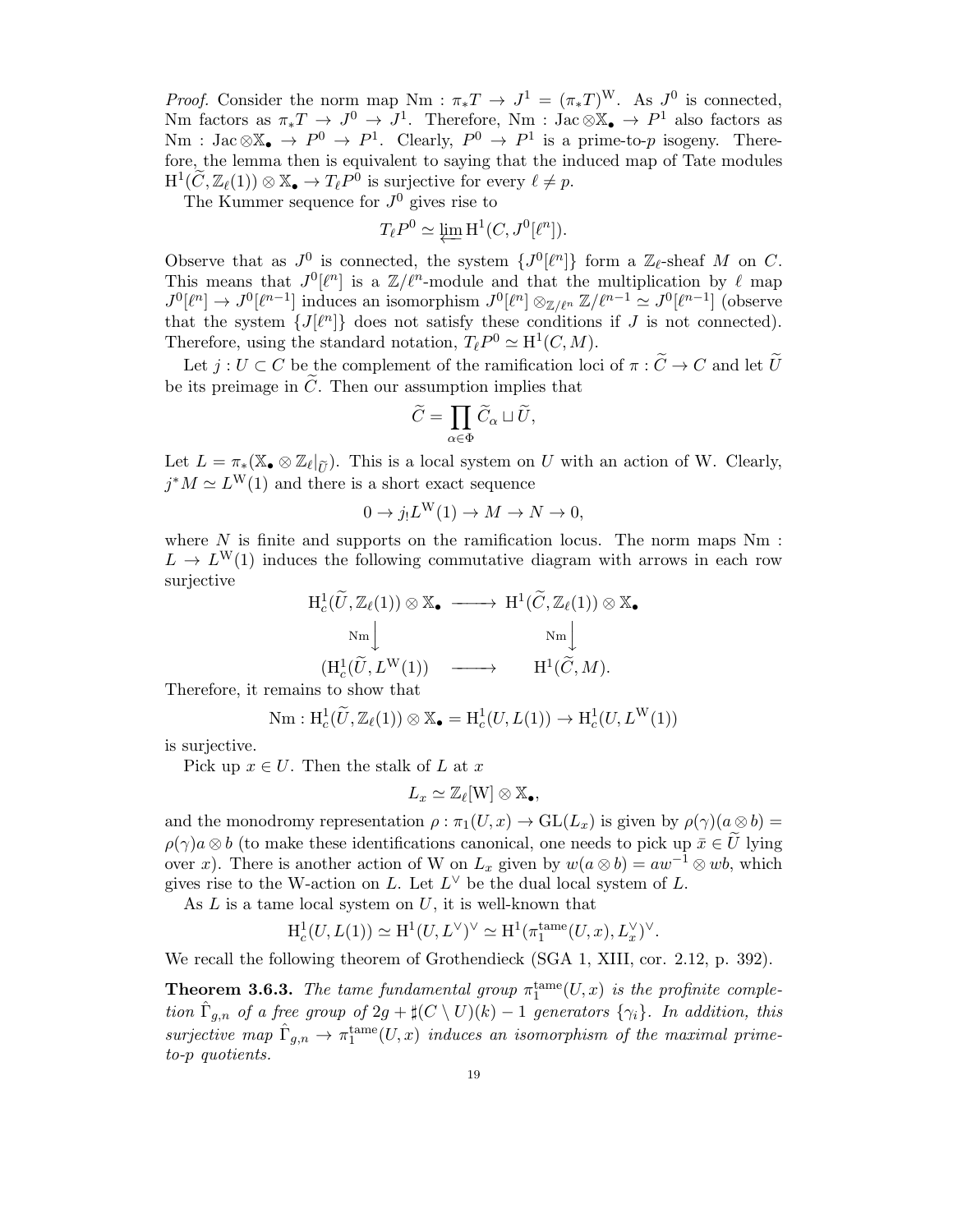*Proof.* Consider the norm map $\mathrm{Nm} : \pi_*T \to J^1 = (\pi_*T)^{\mathrm{W}}$. As $J^0$ is connected, Nm factors as $\pi_*T \to J^0 \to J^1$. Therefore, $\mathrm{Nm} : \mathrm{Jac}\otimes\mathbb{X}_\bullet \to P^1$ also factors as $\mathrm{Nm} : \mathrm{Jac}\otimes\mathbb{X}_\bullet \to P^0 \to P^1$. Clearly, $P^0 \to P^1$ is a prime-to-$p$ isogeny. Therefore, the lemma then is equivalent to saying that the induced map of Tate modules $\mathrm{H}^1(\widetilde{C}, \mathbb{Z}_\ell(1)) \otimes \mathbb{X}_\bullet \to T_\ell P^0$ is surjective for every $\ell \neq p$.

The Kummer sequence for $J^0$ gives rise to

$$T_\ell P^0 \simeq \varprojlim \mathrm{H}^1(C, J^0[\ell^n]).$$

Observe that as $J^0$ is connected, the system $\{J^0[\ell^n]\}$ form a $\mathbb{Z}_\ell$-sheaf $M$ on $C$. This means that $J^0[\ell^n]$ is a $\mathbb{Z}/\ell^n$-module and that the multiplication by $\ell$ map $J^0[\ell^n] \to J^0[\ell^{n-1}]$ induces an isomorphism $J^0[\ell^n]\otimes_{\mathbb{Z}/\ell^n}\mathbb{Z}/\ell^{n-1} \simeq J^0[\ell^{n-1}]$ (observe that the system $\{J[\ell^n]\}$ does not satisfy these conditions if $J$ is not connected). Therefore, using the standard notation, $T_\ell P^0 \simeq \mathrm{H}^1(C, M)$.

Let $j : U \subset C$ be the complement of the ramification loci of $\pi : \widetilde{C} \to C$ and let $\widetilde{U}$ be its preimage in $\widetilde{C}$. Then our assumption implies that

$$\widetilde{C} = \coprod_{\alpha\in\Phi} \widetilde{C}_\alpha \sqcup \widetilde{U},$$

Let $L = \pi_*(\mathbb{X}_\bullet \otimes \mathbb{Z}_\ell|_{\widetilde{U}})$. This is a local system on $U$ with an action of W. Clearly, $j^*M \simeq L^{\mathrm{W}}(1)$ and there is a short exact sequence

$$0 \to j_! L^{\mathrm{W}}(1) \to M \to N \to 0,$$

where $N$ is finite and supports on the ramification locus. The norm maps $\mathrm{Nm} : L \to L^{\mathrm{W}}(1)$ induces the following commutative diagram with arrows in each row surjective

$$\begin{array}{ccc} \mathrm{H}^1_c(\widetilde{U}, \mathbb{Z}_\ell(1)) \otimes \mathbb{X}_\bullet & \longrightarrow & \mathrm{H}^1(\widetilde{C}, \mathbb{Z}_\ell(1)) \otimes \mathbb{X}_\bullet \\ {\scriptstyle\mathrm{Nm}}\downarrow & & {\scriptstyle\mathrm{Nm}}\downarrow \\ (\mathrm{H}^1_c(\widetilde{U}, L^{\mathrm{W}}(1)) & \longrightarrow & \mathrm{H}^1(\widetilde{C}, M). \end{array}$$

Therefore, it remains to show that

$$\mathrm{Nm} : \mathrm{H}^1_c(\widetilde{U}, \mathbb{Z}_\ell(1)) \otimes \mathbb{X}_\bullet = \mathrm{H}^1_c(U, L(1)) \to \mathrm{H}^1_c(U, L^{\mathrm{W}}(1))$$

is surjective.

Pick up $x \in U$. Then the stalk of $L$ at $x$

$$L_x \simeq \mathbb{Z}_\ell[\mathrm{W}] \otimes \mathbb{X}_\bullet,$$

and the monodromy representation $\rho : \pi_1(U, x) \to \mathrm{GL}(L_x)$ is given by $\rho(\gamma)(a\otimes b) = \rho(\gamma)a \otimes b$ (to make these identifications canonical, one needs to pick up $\bar{x} \in \widetilde{U}$ lying over $x$). There is another action of W on $L_x$ given by $w(a\otimes b) = aw^{-1} \otimes wb$, which gives rise to the W-action on $L$. Let $L^\vee$ be the dual local system of $L$.

As $L$ is a tame local system on $U$, it is well-known that

$$\mathrm{H}^1_c(U, L(1)) \simeq \mathrm{H}^1(U, L^\vee)^\vee \simeq \mathrm{H}^1(\pi_1^{\mathrm{tame}}(U, x), L_x^\vee)^\vee.$$

We recall the following theorem of Grothendieck (SGA 1, XIII, cor. 2.12, p. 392).

**Theorem 3.6.3.** *The tame fundamental group $\pi_1^{\mathrm{tame}}(U, x)$ is the profinite completion $\hat{\Gamma}_{g,n}$ of a free group of $2g + \sharp(C \setminus U)(k) - 1$ generators $\{\gamma_i\}$. In addition, this surjective map $\hat{\Gamma}_{g,n} \to \pi_1^{\mathrm{tame}}(U, x)$ induces an isomorphism of the maximal prime-to-$p$ quotients.*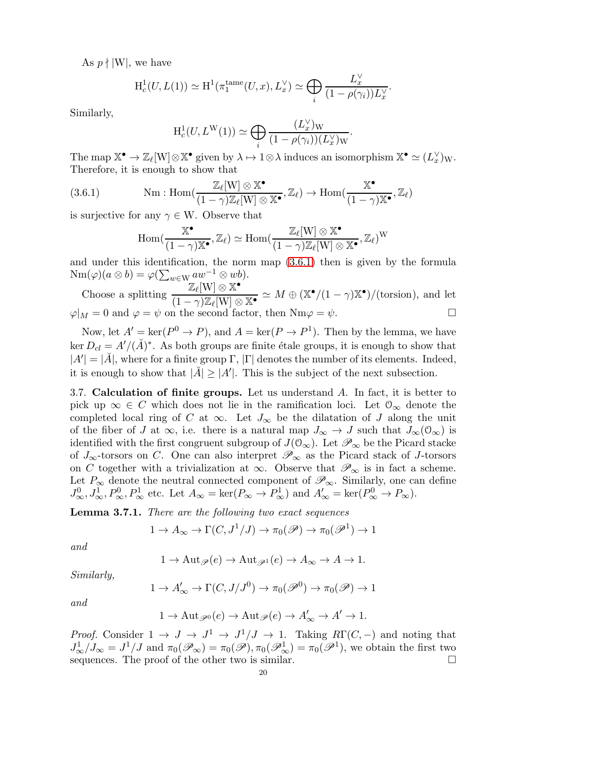As $p \nmid |\mathrm{W}|$, we have

$$\mathrm{H}^1_c(U, L(1)) \simeq \mathrm{H}^1(\pi_1^{\mathrm{tame}}(U,x), L_x^\vee) \simeq \bigoplus_i \frac{L_x^\vee}{(1-\rho(\gamma_i))L_x^\vee}.$$

Similarly,

$$\mathrm{H}^1_c(U, L^{\mathrm{W}}(1)) \simeq \bigoplus_i \frac{(L_x^\vee)_{\mathrm{W}}}{(1-\rho(\gamma_i))(L_x^\vee)_{\mathrm{W}}}.$$

The map $\mathbb{X}^\bullet \to \mathbb{Z}_\ell[\mathrm{W}] \otimes \mathbb{X}^\bullet$ given by $\lambda \mapsto 1 \otimes \lambda$ induces an isomorphism $\mathbb{X}^\bullet \simeq (L_x^\vee)_{\mathrm{W}}$. Therefore, it is enough to show that

$$\mathrm{Nm} : \mathrm{Hom}\Big(\frac{\mathbb{Z}_\ell[\mathrm{W}] \otimes \mathbb{X}^\bullet}{(1-\gamma)\mathbb{Z}_\ell[\mathrm{W}] \otimes \mathbb{X}^\bullet}, \mathbb{Z}_\ell\Big) \to \mathrm{Hom}\Big(\frac{\mathbb{X}^\bullet}{(1-\gamma)\mathbb{X}^\bullet}, \mathbb{Z}_\ell\Big) \tag{3.6.1}$$

is surjective for any $\gamma \in \mathrm{W}$. Observe that

$$\mathrm{Hom}\Big(\frac{\mathbb{X}^\bullet}{(1-\gamma)\mathbb{X}^\bullet}, \mathbb{Z}_\ell\Big) \simeq \mathrm{Hom}\Big(\frac{\mathbb{Z}_\ell[\mathrm{W}] \otimes \mathbb{X}^\bullet}{(1-\gamma)\mathbb{Z}_\ell[\mathrm{W}] \otimes \mathbb{X}^\bullet}, \mathbb{Z}_\ell\Big)^{\mathrm{W}}$$

and under this identification, the norm map (3.6.1) then is given by the formula $\mathrm{Nm}(\varphi)(a \otimes b) = \varphi(\sum_{w\in \mathrm{W}} aw^{-1} \otimes wb)$.

Choose a splitting $\dfrac{\mathbb{Z}_\ell[\mathrm{W}] \otimes \mathbb{X}^\bullet}{(1-\gamma)\mathbb{Z}_\ell[\mathrm{W}] \otimes \mathbb{X}^\bullet} \simeq M \oplus (\mathbb{X}^\bullet/(1-\gamma)\mathbb{X}^\bullet)/(\mathrm{torsion})$, and let $\varphi|_M = 0$ and $\varphi = \psi$ on the second factor, then $\mathrm{Nm}\varphi = \psi$. □

Now, let $A' = \ker(P^0 \to P)$, and $A = \ker(P \to P^1)$. Then by the lemma, we have $\ker D_{cl} = A'/(\breve{A})^*$. As both groups are finite étale groups, it is enough to show that $|A'| = |\breve{A}|$, where for a finite group $\Gamma$, $|\Gamma|$ denotes the number of its elements. Indeed, it is enough to show that $|\breve{A}| \geq |A'|$. This is the subject of the next subsection.

### 3.7. Calculation of finite groups.

Let us understand $A$. In fact, it is better to pick up $\infty \in C$ which does not lie in the ramification loci. Let $\mathcal{O}_\infty$ denote the completed local ring of $C$ at $\infty$. Let $J_\infty$ be the dilatation of $J$ along the unit of the fiber of $J$ at $\infty$, i.e. there is a natural map $J_\infty \to J$ such that $J_\infty(\mathcal{O}_\infty)$ is identified with the first congruent subgroup of $J(\mathcal{O}_\infty)$. Let $\mathscr{P}_\infty$ be the Picard stacke of $J_\infty$-torsors on $C$. One can also interpret $\mathscr{P}_\infty$ as the Picard stack of $J$-torsors on $C$ together with a trivialization at $\infty$. Observe that $\mathscr{P}_\infty$ is in fact a scheme. Let $P_\infty$ denote the neutral connected component of $\mathscr{P}_\infty$. Similarly, one can define $J^0_\infty, J^1_\infty, P^0_\infty, P^1_\infty$ etc. Let $A_\infty = \ker(P_\infty \to P^1_\infty)$ and $A'_\infty = \ker(P^0_\infty \to P_\infty)$.

**Lemma 3.7.1.** *There are the following two exact sequences*

$$1 \to A_\infty \to \Gamma(C, J^1/J) \to \pi_0(\mathscr{P}) \to \pi_0(\mathscr{P}^1) \to 1$$

*and*

$$1 \to \mathrm{Aut}_{\mathscr{P}}(e) \to \mathrm{Aut}_{\mathscr{P}^1}(e) \to A_\infty \to A \to 1.$$

*Similarly,*

$$1 \to A'_\infty \to \Gamma(C, J/J^0) \to \pi_0(\mathscr{P}^0) \to \pi_0(\mathscr{P}) \to 1$$

*and*

$$1 \to \mathrm{Aut}_{\mathscr{P}^0}(e) \to \mathrm{Aut}_{\mathscr{P}}(e) \to A'_\infty \to A' \to 1.$$

*Proof.* Consider $1 \to J \to J^1 \to J^1/J \to 1$. Taking $R\Gamma(C, -)$ and noting that $J^1_\infty/J_\infty = J^1/J$ and $\pi_0(\mathscr{P}_\infty) = \pi_0(\mathscr{P}), \pi_0(\mathscr{P}^1_\infty) = \pi_0(\mathscr{P}^1)$, we obtain the first two sequences. The proof of the other two is similar. □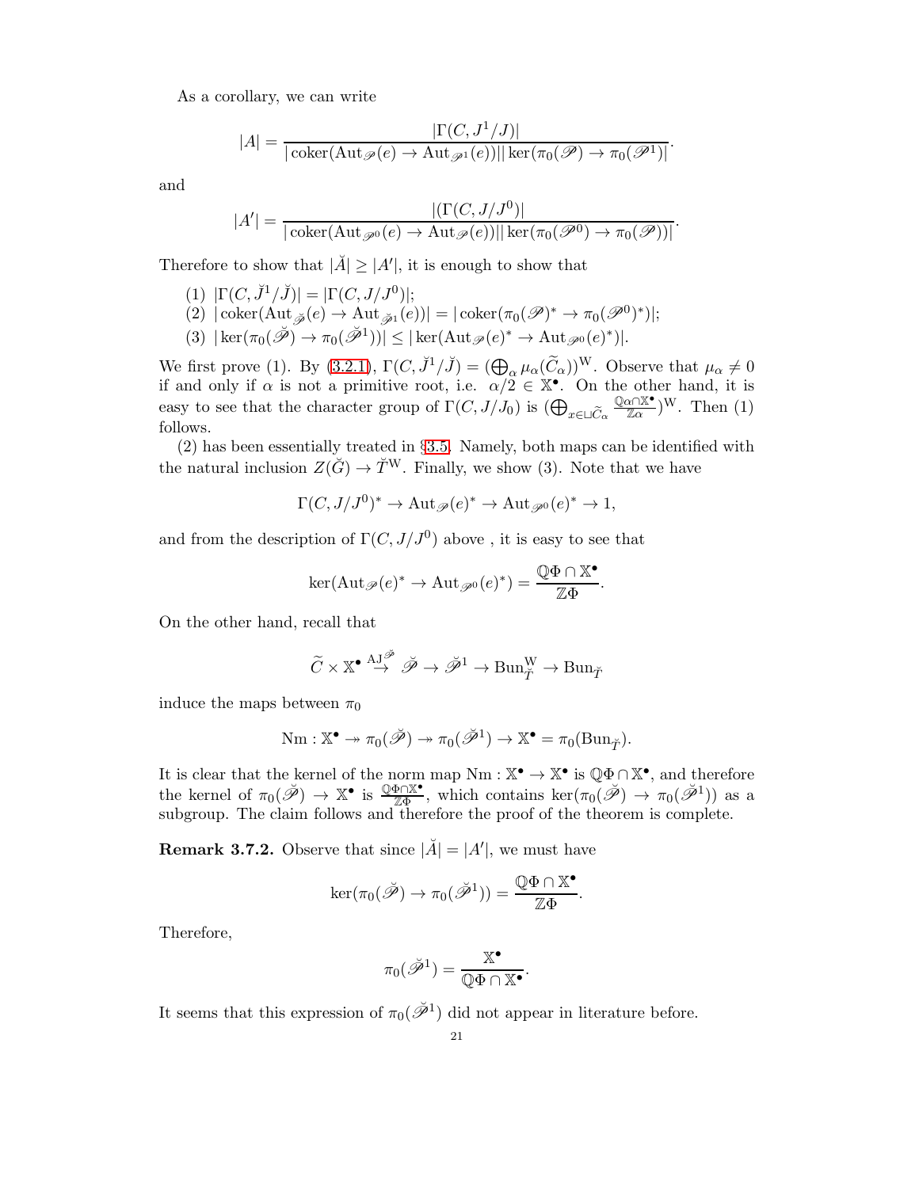As a corollary, we can write

$$|A| = \frac{|\Gamma(C, J^1/J)|}{|\operatorname{coker}(\operatorname{Aut}_{\mathscr{P}}(e) \to \operatorname{Aut}_{\mathscr{P}^1}(e))||\ker(\pi_0(\mathscr{P}) \to \pi_0(\mathscr{P}^1)|}.$$

and

$$|A'| = \frac{|(\Gamma(C, J/J^0)|}{|\operatorname{coker}(\operatorname{Aut}_{\mathscr{P}^0}(e) \to \operatorname{Aut}_{\mathscr{P}}(e))||\ker(\pi_0(\mathscr{P}^0) \to \pi_0(\mathscr{P}))|}.$$

Therefore to show that $|\breve{A}| \geq |A'|$, it is enough to show that

(1) $|\Gamma(C, \breve{J}^1/\breve{J})| = |\Gamma(C, J/J^0)|$;
(2) $|\operatorname{coker}(\operatorname{Aut}_{\breve{\mathscr{P}}}(e) \to \operatorname{Aut}_{\breve{\mathscr{P}}^1}(e))| = |\operatorname{coker}(\pi_0(\mathscr{P})^* \to \pi_0(\mathscr{P}^0)^*)|$;
(3) $|\ker(\pi_0(\breve{\mathscr{P}}) \to \pi_0(\breve{\mathscr{P}}^1))| \leq |\ker(\operatorname{Aut}_{\mathscr{P}}(e)^* \to \operatorname{Aut}_{\mathscr{P}^0}(e)^*)|$.

We first prove (1). By (3.2.1), $\Gamma(C, \breve{J}^1/\breve{J}) = (\bigoplus_\alpha \mu_\alpha(\widetilde{C}_\alpha))^{\mathrm{W}}$. Observe that $\mu_\alpha \neq 0$ if and only if $\alpha$ is not a primitive root, i.e. $\alpha/2 \in \mathbb{X}^\bullet$. On the other hand, it is easy to see that the character group of $\Gamma(C, J/J_0)$ is $(\bigoplus_{x \in \sqcup \widetilde{C}_\alpha} \frac{\mathbb{Q}\alpha \cap \mathbb{X}^\bullet}{\mathbb{Z}\alpha})^{\mathrm{W}}$. Then (1) follows.

(2) has been essentially treated in §3.5. Namely, both maps can be identified with the natural inclusion $Z(\breve{G}) \to \breve{T}^{\mathrm{W}}$. Finally, we show (3). Note that we have

$$\Gamma(C, J/J^0)^* \to \operatorname{Aut}_{\mathscr{P}}(e)^* \to \operatorname{Aut}_{\mathscr{P}^0}(e)^* \to 1,$$

and from the description of $\Gamma(C, J/J^0)$ above , it is easy to see that

$$\ker(\operatorname{Aut}_{\mathscr{P}}(e)^* \to \operatorname{Aut}_{\mathscr{P}^0}(e)^*) = \frac{\mathbb{Q}\Phi \cap \mathbb{X}^\bullet}{\mathbb{Z}\Phi}.$$

On the other hand, recall that

$$\widetilde{C} \times \mathbb{X}^\bullet \stackrel{\mathrm{AJ}^{\breve{\mathscr{P}}}}{\to} \breve{\mathscr{P}} \to \breve{\mathscr{P}}^1 \to \operatorname{Bun}_{\breve{T}}^{\mathrm{W}} \to \operatorname{Bun}_{\breve{T}}$$

induce the maps between $\pi_0$

$$\operatorname{Nm} : \mathbb{X}^\bullet \twoheadrightarrow \pi_0(\breve{\mathscr{P}}) \twoheadrightarrow \pi_0(\breve{\mathscr{P}}^1) \to \mathbb{X}^\bullet = \pi_0(\operatorname{Bun}_{\breve{T}}).$$

It is clear that the kernel of the norm map $\operatorname{Nm} : \mathbb{X}^\bullet \to \mathbb{X}^\bullet$ is $\mathbb{Q}\Phi \cap \mathbb{X}^\bullet$, and therefore the kernel of $\pi_0(\breve{\mathscr{P}}) \to \mathbb{X}^\bullet$ is $\frac{\mathbb{Q}\Phi \cap \mathbb{X}^\bullet}{\mathbb{Z}\Phi}$, which contains $\ker(\pi_0(\breve{\mathscr{P}}) \to \pi_0(\breve{\mathscr{P}}^1))$ as a subgroup. The claim follows and therefore the proof of the theorem is complete.

**Remark 3.7.2.** Observe that since $|\breve{A}| = |A'|$, we must have

$$\ker(\pi_0(\breve{\mathscr{P}}) \to \pi_0(\breve{\mathscr{P}}^1)) = \frac{\mathbb{Q}\Phi \cap \mathbb{X}^\bullet}{\mathbb{Z}\Phi}.$$

Therefore,

$$\pi_0(\breve{\mathscr{P}}^1) = \frac{\mathbb{X}^\bullet}{\mathbb{Q}\Phi \cap \mathbb{X}^\bullet}.$$

It seems that this expression of $\pi_0(\breve{\mathscr{P}}^1)$ did not appear in literature before.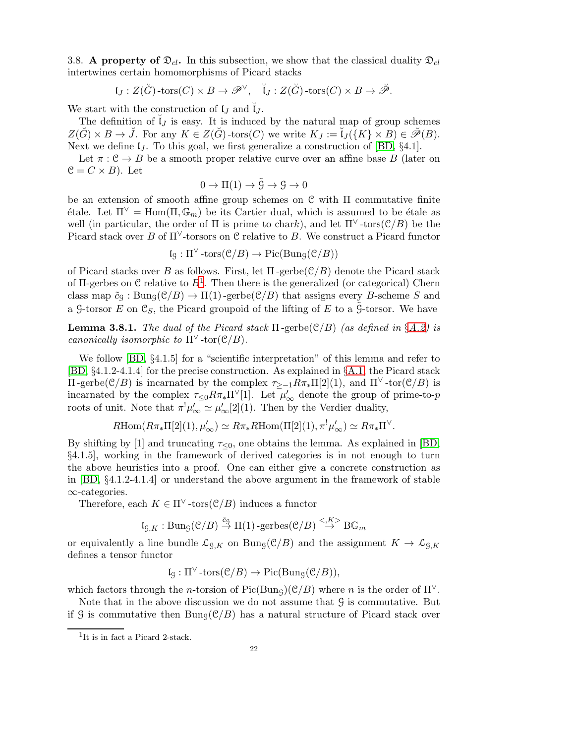3.8. **A property of $\mathfrak{D}_{cl}$.** In this subsection, we show that the classical duality $\mathfrak{D}_{cl}$ intertwines certain homomorphisms of Picard stacks

$$\mathfrak{l}_J : Z(\check{G})\text{-tors}(C) \times B \to \mathscr{P}^\vee, \quad \check{\mathfrak{l}}_J : Z(\check{G})\text{-tors}(C) \times B \to \check{\mathscr{P}}.$$

We start with the construction of $\mathfrak{l}_J$ and $\check{\mathfrak{l}}_J$.

The definition of $\check{\mathfrak{l}}_J$ is easy. It is induced by the natural map of group schemes $Z(\check{G}) \times B \to \check{J}$. For any $K \in Z(\check{G})\text{-tors}(C)$ we write $K_J := \check{\mathfrak{l}}_J(\{K\} \times B) \in \check{\mathscr{P}}(B)$. Next we define $\mathfrak{l}_J$. To this goal, we first generalize a construction of [BD, §4.1].

Let $\pi : \mathcal{C} \to B$ be a smooth proper relative curve over an affine base $B$ (later on $\mathcal{C} = C \times B$). Let

$$0 \to \Pi(1) \to \tilde{\mathcal{G}} \to \mathcal{G} \to 0$$

be an extension of smooth affine group schemes on $\mathcal{C}$ with $\Pi$ commutative finite étale. Let $\Pi^\vee = \mathrm{Hom}(\Pi, \mathbb{G}_m)$ be its Cartier dual, which is assumed to be étale as well (in particular, the order of $\Pi$ is prime to char$k$), and let $\Pi^\vee\text{-tors}(\mathcal{C}/B)$ be the Picard stack over $B$ of $\Pi^\vee$-torsors on $\mathcal{C}$ relative to $B$. We construct a Picard functor

$$\mathfrak{l}_{\mathcal{G}} : \Pi^\vee\text{-tors}(\mathcal{C}/B) \to \mathrm{Pic}(\mathrm{Bun}_{\mathcal{G}}(\mathcal{C}/B))$$

of Picard stacks over $B$ as follows. First, let $\Pi\text{-gerbe}(\mathcal{C}/B)$ denote the Picard stack of $\Pi$-gerbes on $\mathcal{C}$ relative to $B$[1]. Then there is the generalized (or categorical) Chern class map $\tilde{c}_{\mathcal{G}} : \mathrm{Bun}_{\mathcal{G}}(\mathcal{C}/B) \to \Pi(1)\text{-gerbe}(\mathcal{C}/B)$ that assigns every $B$-scheme $S$ and a $\mathcal{G}$-torsor $E$ on $\mathcal{C}_S$, the Picard groupoid of the lifting of $E$ to a $\tilde{\mathcal{G}}$-torsor. We have

**Lemma 3.8.1.** *The dual of the Picard stack $\Pi\text{-gerbe}(\mathcal{C}/B)$ (as defined in §A.2) is canonically isomorphic to $\Pi^\vee\text{-tor}(\mathcal{C}/B)$.*

We follow [BD, §4.1.5] for a "scientific interpretation" of this lemma and refer to [BD, §4.1.2-4.1.4] for the precise construction. As explained in §A.1, the Picard stack $\Pi\text{-gerbe}(\mathcal{C}/B)$ is incarnated by the complex $\tau_{\geq -1} R\pi_* \Pi[2](1)$, and $\Pi^\vee\text{-tor}(\mathcal{C}/B)$ is incarnated by the complex $\tau_{\leq 0} R\pi_* \Pi^\vee[1]$. Let $\mu'_\infty$ denote the group of prime-to-$p$ roots of unit. Note that $\pi^! \mu'_\infty \simeq \mu'_\infty[2](1)$. Then by the Verdier duality,

$$R\mathrm{Hom}(R\pi_*\Pi[2](1), \mu'_\infty) \simeq R\pi_* R\mathrm{Hom}(\Pi[2](1), \pi^! \mu'_\infty) \simeq R\pi_* \Pi^\vee.$$

By shifting by [1] and truncating $\tau_{\leq 0}$, one obtains the lemma. As explained in [BD, §4.1.5], working in the framework of derived categories is in not enough to turn the above heuristics into a proof. One can either give a concrete construction as in [BD, §4.1.2-4.1.4] or understand the above argument in the framework of stable $\infty$-categories.

Therefore, each $K \in \Pi^\vee\text{-tors}(\mathcal{C}/B)$ induces a functor

$$\mathfrak{l}_{\mathcal{G},K} : \mathrm{Bun}_{\mathcal{G}}(\mathcal{C}/B) \stackrel{\tilde{c}_{\mathcal{G}}}{\to} \Pi(1)\text{-gerbes}(\mathcal{C}/B) \stackrel{<,K>}{\to} \mathrm{B}\mathbb{G}_m$$

or equivalently a line bundle $\mathcal{L}_{\mathcal{G},K}$ on $\mathrm{Bun}_{\mathcal{G}}(\mathcal{C}/B)$ and the assignment $K \to \mathcal{L}_{\mathcal{G},K}$ defines a tensor functor

$$\mathfrak{l}_{\mathcal{G}} : \Pi^\vee\text{-tors}(\mathcal{C}/B) \to \mathrm{Pic}(\mathrm{Bun}_{\mathcal{G}}(\mathcal{C}/B)),$$

which factors through the $n$-torsion of $\mathrm{Pic}(\mathrm{Bun}_{\mathcal{G}})(\mathcal{C}/B)$ where $n$ is the order of $\Pi^\vee$.

Note that in the above discussion we do not assume that $\mathcal{G}$ is commutative. But if $\mathcal{G}$ is commutative then $\mathrm{Bun}_{\mathcal{G}}(\mathcal{C}/B)$ has a natural structure of Picard stack over

[1] It is in fact a Picard 2-stack.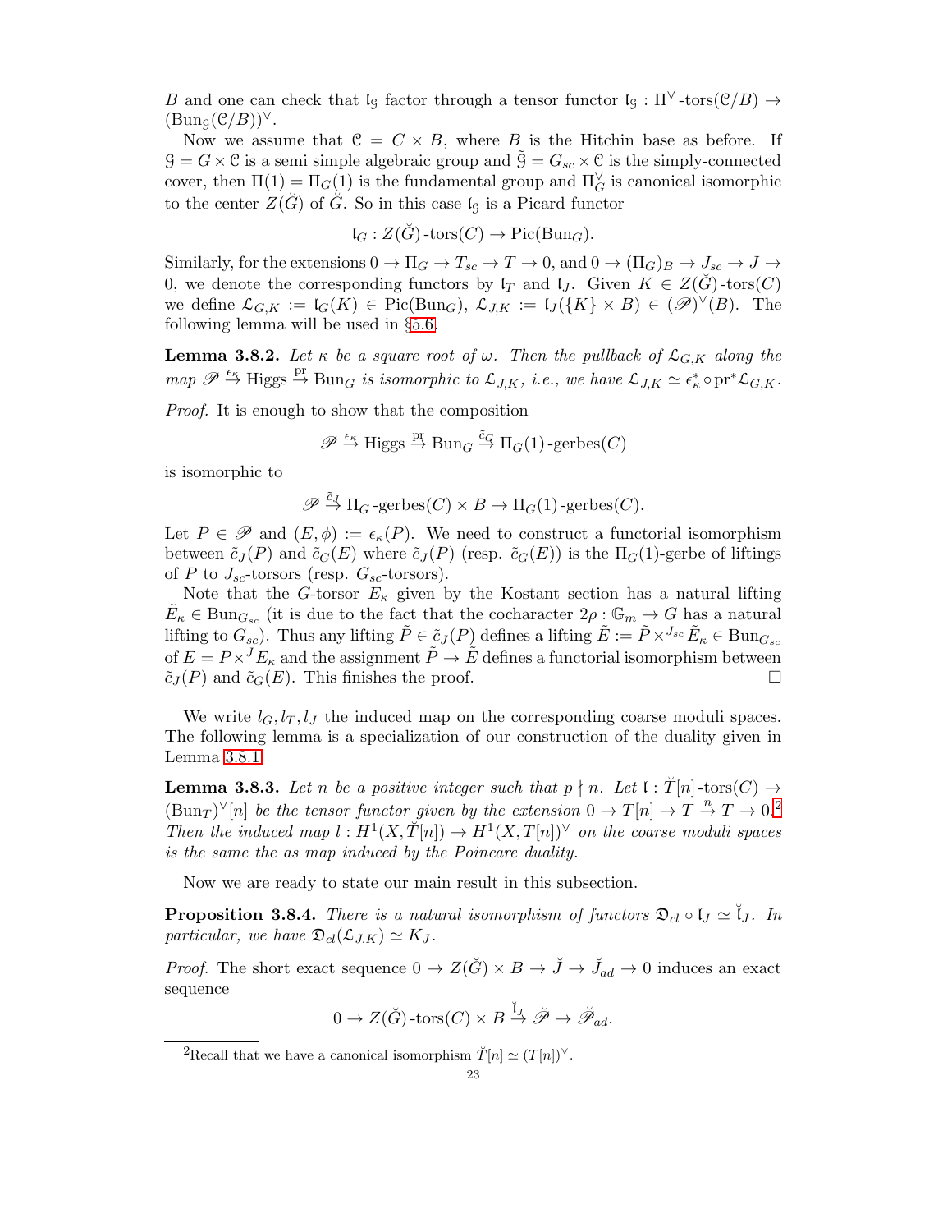$B$ and one can check that $\mathfrak{l}_{\mathcal{G}}$ factor through a tensor functor $\mathfrak{l}_{\mathcal{G}} : \Pi^\vee\text{-tors}(\mathcal{C}/B) \to (\mathrm{Bun}_{\mathcal{G}}(\mathcal{C}/B))^\vee$.

Now we assume that $\mathcal{C} = C \times B$, where $B$ is the Hitchin base as before. If $\mathcal{G} = G \times \mathcal{C}$ is a semi simple algebraic group and $\tilde{\mathcal{G}} = G_{sc} \times \mathcal{C}$ is the simply-connected cover, then $\Pi(1) = \Pi_G(1)$ is the fundamental group and $\Pi_G^\vee$ is canonical isomorphic to the center $Z(\check{G})$ of $\check{G}$. So in this case $\mathfrak{l}_{\mathcal{G}}$ is a Picard functor

$$\mathfrak{l}_G : Z(\check{G})\text{-tors}(C) \to \mathrm{Pic}(\mathrm{Bun}_G).$$

Similarly, for the extensions $0 \to \Pi_G \to T_{sc} \to T \to 0$, and $0 \to (\Pi_G)_B \to J_{sc} \to J \to 0$, we denote the corresponding functors by $\mathfrak{l}_T$ and $\mathfrak{l}_J$. Given $K \in Z(\check{G})\text{-tors}(C)$ we define $\mathcal{L}_{G,K} := \mathfrak{l}_G(K) \in \mathrm{Pic}(\mathrm{Bun}_G)$, $\mathcal{L}_{J,K} := \mathfrak{l}_J(\{K\} \times B) \in (\mathscr{P})^\vee(B)$. The following lemma will be used in §5.6.

**Lemma 3.8.2.** *Let $\kappa$ be a square root of $\omega$. Then the pullback of $\mathcal{L}_{G,K}$ along the map $\mathscr{P} \xrightarrow{\epsilon_\kappa} \mathrm{Higgs} \xrightarrow{\mathrm{pr}} \mathrm{Bun}_G$ is isomorphic to $\mathcal{L}_{J,K}$, i.e., we have $\mathcal{L}_{J,K} \simeq \epsilon_\kappa^* \circ \mathrm{pr}^* \mathcal{L}_{G,K}$.*

*Proof.* It is enough to show that the composition

$$\mathscr{P} \xrightarrow{\epsilon_\kappa} \mathrm{Higgs} \xrightarrow{\mathrm{pr}} \mathrm{Bun}_G \xrightarrow{\tilde{c}_G} \Pi_G(1)\text{-gerbes}(C)$$

is isomorphic to

$$\mathscr{P} \xrightarrow{\tilde{c}_J} \Pi_G\text{-gerbes}(C) \times B \to \Pi_G(1)\text{-gerbes}(C).$$

Let $P \in \mathscr{P}$ and $(E, \phi) := \epsilon_\kappa(P)$. We need to construct a functorial isomorphism between $\tilde{c}_J(P)$ and $\tilde{c}_G(E)$ where $\tilde{c}_J(P)$ (resp. $\tilde{c}_G(E)$) is the $\Pi_G(1)$-gerbe of liftings of $P$ to $J_{sc}$-torsors (resp. $G_{sc}$-torsors).

Note that the $G$-torsor $E_\kappa$ given by the Kostant section has a natural lifting $\tilde{E}_\kappa \in \mathrm{Bun}_{G_{sc}}$ (it is due to the fact that the cocharacter $2\rho : \mathbb{G}_m \to G$ has a natural lifting to $G_{sc}$). Thus any lifting $\tilde{P} \in \tilde{c}_J(P)$ defines a lifting $\tilde{E} := \tilde{P} \times^{J_{sc}} \tilde{E}_\kappa \in \mathrm{Bun}_{G_{sc}}$ of $E = P \times^J E_\kappa$ and the assignment $\tilde{P} \to \tilde{E}$ defines a functorial isomorphism between $\tilde{c}_J(P)$ and $\tilde{c}_G(E)$. This finishes the proof. $\square$

We write $l_G, l_T, l_J$ the induced map on the corresponding coarse moduli spaces. The following lemma is a specialization of our construction of the duality given in Lemma 3.8.1.

**Lemma 3.8.3.** *Let $n$ be a positive integer such that $p \nmid n$. Let $\mathfrak{l} : \check{T}[n]\text{-tors}(C) \to (\mathrm{Bun}_T)^\vee[n]$ be the tensor functor given by the extension $0 \to T[n] \to T \xrightarrow{n} T \to 0$.*[2] *Then the induced map $l : H^1(X, \check{T}[n]) \to H^1(X, T[n])^\vee$ on the coarse moduli spaces is the same the as map induced by the Poincare duality.*

Now we are ready to state our main result in this subsection.

**Proposition 3.8.4.** *There is a natural isomorphism of functors $\mathfrak{D}_{cl} \circ \mathfrak{l}_J \simeq \check{\mathfrak{l}}_J$. In particular, we have $\mathfrak{D}_{cl}(\mathcal{L}_{J,K}) \simeq K_J$.*

*Proof.* The short exact sequence $0 \to Z(\check{G}) \times B \to \check{J} \to \check{J}_{ad} \to 0$ induces an exact sequence

$$0 \to Z(\check{G})\text{-tors}(C) \times B \xrightarrow{\check{\mathfrak{l}}_J} \check{\mathscr{P}} \to \check{\mathscr{P}}_{ad}.$$

[2] Recall that we have a canonical isomorphism $\check{T}[n] \simeq (T[n])^\vee$.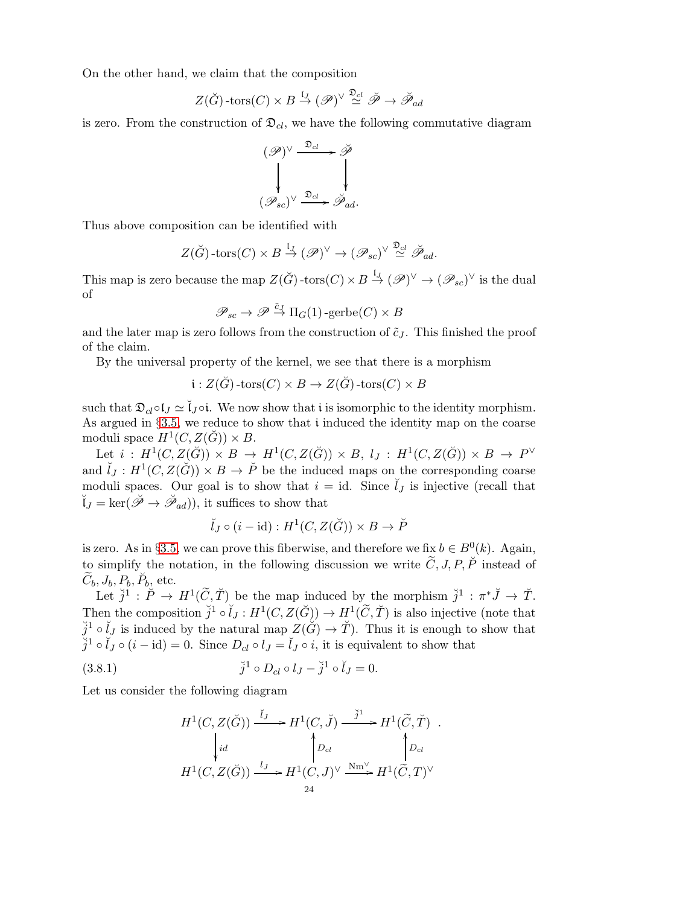On the other hand, we claim that the composition

$$Z(\breve{G})\text{-tors}(C)\times B \xrightarrow{\mathfrak{l}_J} (\mathscr{P})^\vee \overset{\mathfrak{D}_{cl}}{\simeq} \breve{\mathscr{P}} \to \breve{\mathscr{P}}_{ad}$$

is zero. From the construction of $\mathfrak{D}_{cl}$, we have the following commutative diagram

$$\begin{array}{ccc} (\mathscr{P})^\vee & \xrightarrow{\mathfrak{D}_{cl}} & \breve{\mathscr{P}} \\ \downarrow & & \downarrow \\ (\mathscr{P}_{sc})^\vee & \xrightarrow{\mathfrak{D}_{cl}} & \breve{\mathscr{P}}_{ad}. \end{array}$$

Thus above composition can be identified with

$$Z(\breve{G})\text{-tors}(C)\times B \xrightarrow{\mathfrak{l}_J} (\mathscr{P})^\vee \to (\mathscr{P}_{sc})^\vee \overset{\mathfrak{D}_{cl}}{\simeq} \breve{\mathscr{P}}_{ad}.$$

This map is zero because the map $Z(\breve{G})\text{-tors}(C)\times B \xrightarrow{\mathfrak{l}_J} (\mathscr{P})^\vee \to (\mathscr{P}_{sc})^\vee$ is the dual of

$$\mathscr{P}_{sc} \to \mathscr{P} \xrightarrow{\tilde{c}_J} \Pi_G(1)\text{-gerbe}(C)\times B$$

and the later map is zero follows from the construction of $\tilde{c}_J$. This finished the proof of the claim.

By the universal property of the kernel, we see that there is a morphism

$$\mathfrak{i} : Z(\breve{G})\text{-tors}(C)\times B \to Z(\breve{G})\text{-tors}(C)\times B$$

such that $\mathfrak{D}_{cl}\circ\mathfrak{l}_J \simeq \breve{\mathfrak{l}}_J\circ\mathfrak{i}$. We now show that $\mathfrak{i}$ is isomorphic to the identity morphism. As argued in §3.5, we reduce to show that $\mathfrak{i}$ induced the identity map on the coarse moduli space $H^1(C, Z(\breve{G}))\times B$.

Let $i : H^1(C, Z(\breve{G}))\times B \to H^1(C, Z(\breve{G}))\times B$, $l_J : H^1(C, Z(\breve{G}))\times B \to P^\vee$ and $\breve{l}_J : H^1(C, Z(\breve{G}))\times B \to \breve{P}$ be the induced maps on the corresponding coarse moduli spaces. Our goal is to show that $i = \mathrm{id}$. Since $\breve{l}_J$ is injective (recall that $\breve{\mathfrak{l}}_J = \ker(\breve{\mathscr{P}} \to \breve{\mathscr{P}}_{ad})$), it suffices to show that

$$\breve{l}_J\circ(i-\mathrm{id}) : H^1(C, Z(\breve{G}))\times B \to \breve{P}$$

is zero. As in §3.5, we can prove this fiberwise, and therefore we fix $b\in B^0(k)$. Again, to simplify the notation, in the following discussion we write $\widetilde{C}, J, P, \breve{P}$ instead of $\widetilde{C}_b, J_b, P_b, \breve{P}_b$, etc.

Let $\breve{j}^1 : \breve{P} \to H^1(\widetilde{C}, \breve{T})$ be the map induced by the morphism $\breve{j}^1 : \pi^*\breve{J} \to \breve{T}$. Then the composition $\breve{j}^1\circ\breve{l}_J : H^1(C, Z(\breve{G})) \to H^1(\widetilde{C}, \breve{T})$ is also injective (note that $\breve{j}^1\circ\breve{l}_J$ is induced by the natural map $Z(\breve{G}) \to \breve{T}$). Thus it is enough to show that $\breve{j}^1\circ\breve{l}_J\circ(i-\mathrm{id}) = 0$. Since $D_{cl}\circ l_J = \breve{l}_J\circ i$, it is equivalent to show that

$$\breve{j}^1\circ D_{cl}\circ l_J - \breve{j}^1\circ\breve{l}_J = 0. \tag{3.8.1}$$

Let us consider the following diagram

$$\begin{array}{ccccc} H^1(C, Z(\breve{G})) & \xrightarrow{\breve{l}_J} & H^1(C, \breve{J}) & \xrightarrow{\breve{j}^1} & H^1(\widetilde{C}, \breve{T}) \\ \downarrow{\scriptstyle id} & & \uparrow{\scriptstyle D_{cl}} & & \uparrow{\scriptstyle D_{cl}} \\ H^1(C, Z(\breve{G})) & \xrightarrow{l_J} & H^1(C, J)^\vee & \xrightarrow{\mathrm{Nm}^\vee} & H^1(\widetilde{C}, T)^\vee \end{array}$$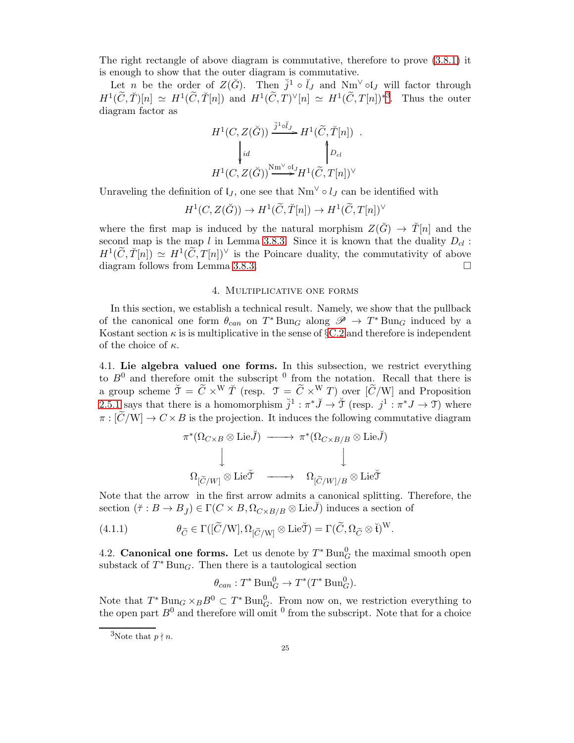The right rectangle of above diagram is commutative, therefore to prove (3.8.1) it is enough to show that the outer diagram is commutative.

Let $n$ be the order of $Z(\check{G})$. Then $\check{j}^1 \circ \check{l}_J$ and $\mathrm{Nm}^\vee \circ \mathfrak{l}_J$ will factor through $H^1(\widetilde{C}, \check{T})[n] \simeq H^1(\widetilde{C}, \check{T}[n])$ and $H^1(\widetilde{C}, T)^\vee[n] \simeq H^1(\widetilde{C}, T[n])^*$[3]. Thus the outer diagram factor as

$$\begin{array}{ccc} H^1(C, Z(\check{G})) & \xrightarrow{\check{j}^1 \circ \check{l}_J} & H^1(\widetilde{C}, \check{T}[n]) \\ \Big\downarrow id & & \Big\uparrow D_{cl} \\ H^1(C, Z(\check{G})) & \xrightarrow{\mathrm{Nm}^\vee \circ \mathfrak{l}_J} & H^1(\widetilde{C}, T[n])^\vee \end{array} .$$

Unraveling the definition of $\mathfrak{l}_J$, one see that $\mathrm{Nm}^\vee \circ l_J$ can be identified with

$$H^1(C, Z(\check{G})) \to H^1(\widetilde{C}, \check{T}[n]) \to H^1(\widetilde{C}, T[n])^\vee$$

where the first map is induced by the natural morphism $Z(\check{G}) \to \check{T}[n]$ and the second map is the map $l$ in Lemma 3.8.3. Since it is known that the duality $D_{cl} : H^1(\widetilde{C}, \check{T}[n]) \simeq H^1(\widetilde{C}, T[n])^\vee$ is the Poincare duality, the commutativity of above diagram follows from Lemma 3.8.3. □

## 4. Multiplicative one forms

In this section, we establish a technical result. Namely, we show that the pullback of the canonical one form $\theta_{can}$ on $T^*\mathrm{Bun}_G$ along $\mathscr{P} \to T^*\mathrm{Bun}_G$ induced by a Kostant section $\kappa$ is is multiplicative in the sense of §C.2 and therefore is independent of the choice of $\kappa$.

4.1. **Lie algebra valued one forms.** In this subsection, we restrict everything to $B^0$ and therefore omit the subscript $^0$ from the notation. Recall that there is a group scheme $\check{\mathcal{T}} = \widetilde{C} \times^{\mathrm{W}} \check{T}$ (resp. $\mathcal{T} = \widetilde{C} \times^{\mathrm{W}} T$) over $[\widetilde{C}/\mathrm{W}]$ and Proposition 2.5.1 says that there is a homomorphism $\check{j}^1 : \pi^*\check{J} \to \check{\mathcal{T}}$ (resp. $j^1 : \pi^* J \to \mathcal{T}$) where $\pi : [\widetilde{C}/\mathrm{W}] \to C \times B$ is the projection. It induces the following commutative diagram

$$\begin{array}{ccc} \pi^*(\Omega_{C\times B} \otimes \mathrm{Lie}\check{J}) & \longrightarrow & \pi^*(\Omega_{C\times B/B} \otimes \mathrm{Lie}\check{J}) \\ \Big\downarrow & & \Big\downarrow \\ \Omega_{[\widetilde{C}/W]} \otimes \mathrm{Lie}\check{\mathcal{T}} & \longrightarrow & \Omega_{[\widetilde{C}/W]/B} \otimes \mathrm{Lie}\check{\mathcal{T}} \end{array}$$

Note that the arrow in the first arrow admits a canonical splitting. Therefore, the section $(\check{\tau} : B \to B_{\check{J}}) \in \Gamma(C \times B, \Omega_{C\times B/B} \otimes \mathrm{Lie}\check{J})$ induces a section of

$$\theta_{\widetilde{C}} \in \Gamma([\widetilde{C}/\mathrm{W}], \Omega_{[\widetilde{C}/\mathrm{W}]} \otimes \mathrm{Lie}\check{\mathcal{T}}) = \Gamma(\widetilde{C}, \Omega_{\widetilde{C}} \otimes \check{\mathfrak{t}})^{\mathrm{W}}. \tag{4.1.1}$$

4.2. **Canonical one forms.** Let us denote by $T^*\mathrm{Bun}_G^0$ the maximal smooth open substack of $T^*\mathrm{Bun}_G$. Then there is a tautological section

$$\theta_{can} : T^*\mathrm{Bun}_G^0 \to T^*(T^*\mathrm{Bun}_G^0).$$

Note that $T^*\mathrm{Bun}_G \times_B B^0 \subset T^*\mathrm{Bun}_G^0$. From now on, we restriction everything to the open part $B^0$ and therefore will omit $^0$ from the subscript. Note that for a choice

[3] Note that $p \nmid n$.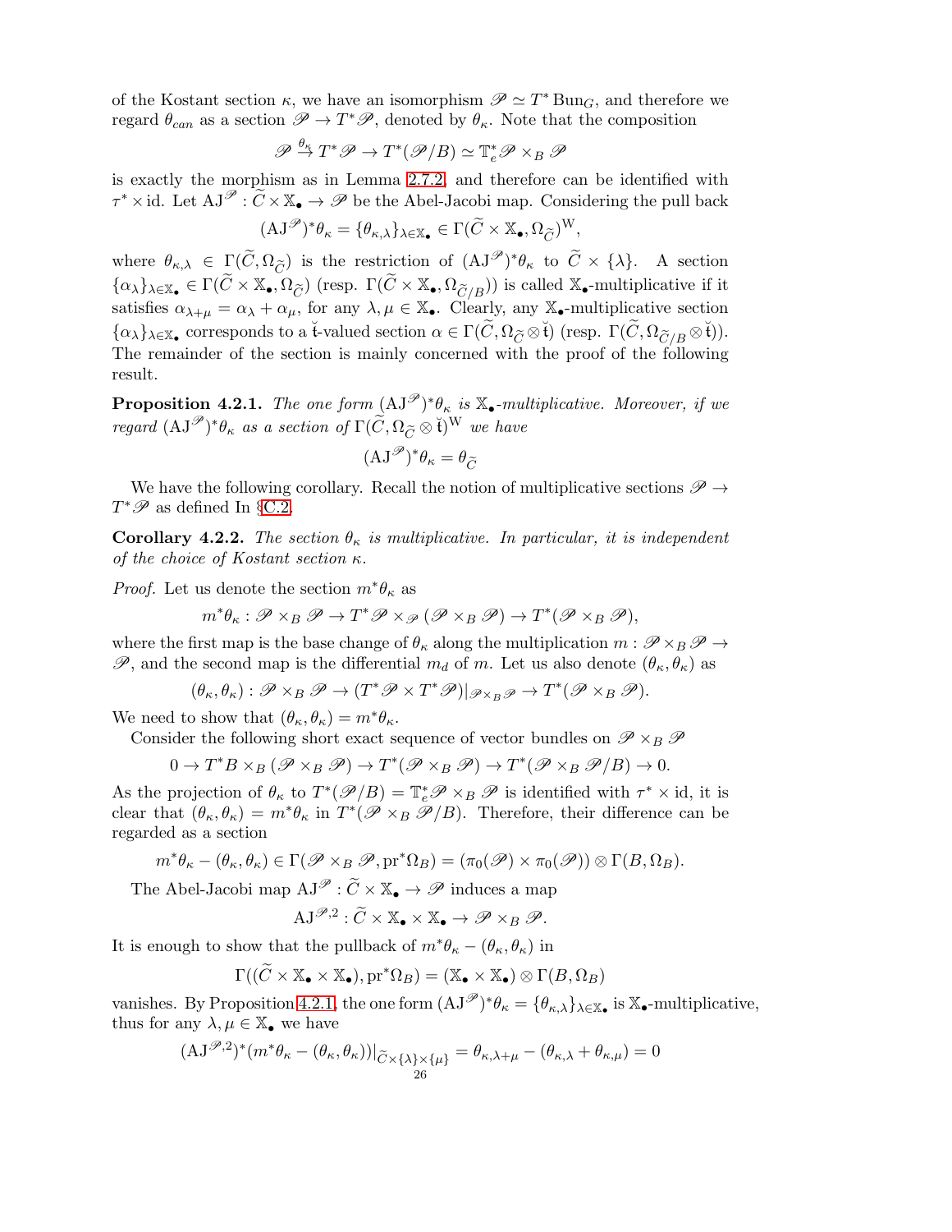of the Kostant section $\kappa$, we have an isomorphism $\mathscr{P} \simeq T^* \operatorname{Bun}_G$, and therefore we regard $\theta_{can}$ as a section $\mathscr{P} \to T^*\mathscr{P}$, denoted by $\theta_\kappa$. Note that the composition

$$\mathscr{P} \xrightarrow{\theta_\kappa} T^*\mathscr{P} \to T^*(\mathscr{P}/B) \simeq \mathbb{T}_e^*\mathscr{P} \times_B \mathscr{P}$$

is exactly the morphism as in Lemma 2.7.2, and therefore can be identified with $\tau^* \times \mathrm{id}$. Let $\mathrm{AJ}^{\mathscr{P}} : \widetilde{C} \times \mathbb{X}_\bullet \to \mathscr{P}$ be the Abel-Jacobi map. Considering the pull back

$$(\mathrm{AJ}^{\mathscr{P}})^*\theta_\kappa = \{\theta_{\kappa,\lambda}\}_{\lambda \in \mathbb{X}_\bullet} \in \Gamma(\widetilde{C} \times \mathbb{X}_\bullet, \Omega_{\widetilde{C}})^{\mathrm{W}},$$

where $\theta_{\kappa,\lambda} \in \Gamma(\widetilde{C}, \Omega_{\widetilde{C}})$ is the restriction of $(\mathrm{AJ}^{\mathscr{P}})^*\theta_\kappa$ to $\widetilde{C} \times \{\lambda\}$. A section $\{\alpha_\lambda\}_{\lambda \in \mathbb{X}_\bullet} \in \Gamma(\widetilde{C} \times \mathbb{X}_\bullet, \Omega_{\widetilde{C}})$ (resp. $\Gamma(\widetilde{C} \times \mathbb{X}_\bullet, \Omega_{\widetilde{C}/B})$) is called $\mathbb{X}_\bullet$-multiplicative if it satisfies $\alpha_{\lambda+\mu} = \alpha_\lambda + \alpha_\mu$, for any $\lambda, \mu \in \mathbb{X}_\bullet$. Clearly, any $\mathbb{X}_\bullet$-multiplicative section $\{\alpha_\lambda\}_{\lambda \in \mathbb{X}_\bullet}$ corresponds to a $\check{\mathfrak{t}}$-valued section $\alpha \in \Gamma(\widetilde{C}, \Omega_{\widetilde{C}} \otimes \check{\mathfrak{t}})$ (resp. $\Gamma(\widetilde{C}, \Omega_{\widetilde{C}/B} \otimes \check{\mathfrak{t}})$). The remainder of the section is mainly concerned with the proof of the following result.

**Proposition 4.2.1.** *The one form $(\mathrm{AJ}^{\mathscr{P}})^*\theta_\kappa$ is $\mathbb{X}_\bullet$-multiplicative. Moreover, if we regard $(\mathrm{AJ}^{\mathscr{P}})^*\theta_\kappa$ as a section of $\Gamma(\widetilde{C}, \Omega_{\widetilde{C}} \otimes \check{\mathfrak{t}})^{\mathrm{W}}$ we have*

$$(\mathrm{AJ}^{\mathscr{P}})^*\theta_\kappa = \theta_{\widetilde{C}}$$

We have the following corollary. Recall the notion of multiplicative sections $\mathscr{P} \to T^*\mathscr{P}$ as defined In §C.2.

**Corollary 4.2.2.** *The section $\theta_\kappa$ is multiplicative. In particular, it is independent of the choice of Kostant section $\kappa$.*

*Proof.* Let us denote the section $m^*\theta_\kappa$ as

$$m^*\theta_\kappa : \mathscr{P} \times_B \mathscr{P} \to T^*\mathscr{P} \times_{\mathscr{P}} (\mathscr{P} \times_B \mathscr{P}) \to T^*(\mathscr{P} \times_B \mathscr{P}),$$

where the first map is the base change of $\theta_\kappa$ along the multiplication $m : \mathscr{P} \times_B \mathscr{P} \to \mathscr{P}$, and the second map is the differential $m_d$ of $m$. Let us also denote $(\theta_\kappa, \theta_\kappa)$ as

$$(\theta_\kappa, \theta_\kappa) : \mathscr{P} \times_B \mathscr{P} \to (T^*\mathscr{P} \times T^*\mathscr{P})|_{\mathscr{P} \times_B \mathscr{P}} \to T^*(\mathscr{P} \times_B \mathscr{P}).$$

We need to show that $(\theta_\kappa, \theta_\kappa) = m^*\theta_\kappa$.

Consider the following short exact sequence of vector bundles on $\mathscr{P} \times_B \mathscr{P}$

$$0 \to T^*B \times_B (\mathscr{P} \times_B \mathscr{P}) \to T^*(\mathscr{P} \times_B \mathscr{P}) \to T^*(\mathscr{P} \times_B \mathscr{P}/B) \to 0.$$

As the projection of $\theta_\kappa$ to $T^*(\mathscr{P}/B) = \mathbb{T}_e^*\mathscr{P} \times_B \mathscr{P}$ is identified with $\tau^* \times \mathrm{id}$, it is clear that $(\theta_\kappa, \theta_\kappa) = m^*\theta_\kappa$ in $T^*(\mathscr{P} \times_B \mathscr{P}/B)$. Therefore, their difference can be regarded as a section

$$m^*\theta_\kappa - (\theta_\kappa, \theta_\kappa) \in \Gamma(\mathscr{P} \times_B \mathscr{P}, \mathrm{pr}^*\Omega_B) = (\pi_0(\mathscr{P}) \times \pi_0(\mathscr{P})) \otimes \Gamma(B, \Omega_B).$$

The Abel-Jacobi map $\mathrm{AJ}^{\mathscr{P}} : \widetilde{C} \times \mathbb{X}_\bullet \to \mathscr{P}$ induces a map

$$\mathrm{AJ}^{\mathscr{P},2} : \widetilde{C} \times \mathbb{X}_\bullet \times \mathbb{X}_\bullet \to \mathscr{P} \times_B \mathscr{P}.$$

It is enough to show that the pullback of $m^*\theta_\kappa - (\theta_\kappa, \theta_\kappa)$ in

$$\Gamma((\widetilde{C} \times \mathbb{X}_\bullet \times \mathbb{X}_\bullet), \mathrm{pr}^*\Omega_B) = (\mathbb{X}_\bullet \times \mathbb{X}_\bullet) \otimes \Gamma(B, \Omega_B)$$

vanishes. By Proposition 4.2.1, the one form $(\mathrm{AJ}^{\mathscr{P}})^*\theta_\kappa = \{\theta_{\kappa,\lambda}\}_{\lambda \in \mathbb{X}_\bullet}$ is $\mathbb{X}_\bullet$-multiplicative, thus for any $\lambda, \mu \in \mathbb{X}_\bullet$ we have

$$(\mathrm{AJ}^{\mathscr{P},2})^*(m^*\theta_\kappa - (\theta_\kappa, \theta_\kappa))|_{\widetilde{C} \times \{\lambda\} \times \{\mu\}} = \theta_{\kappa,\lambda+\mu} - (\theta_{\kappa,\lambda} + \theta_{\kappa,\mu}) = 0$$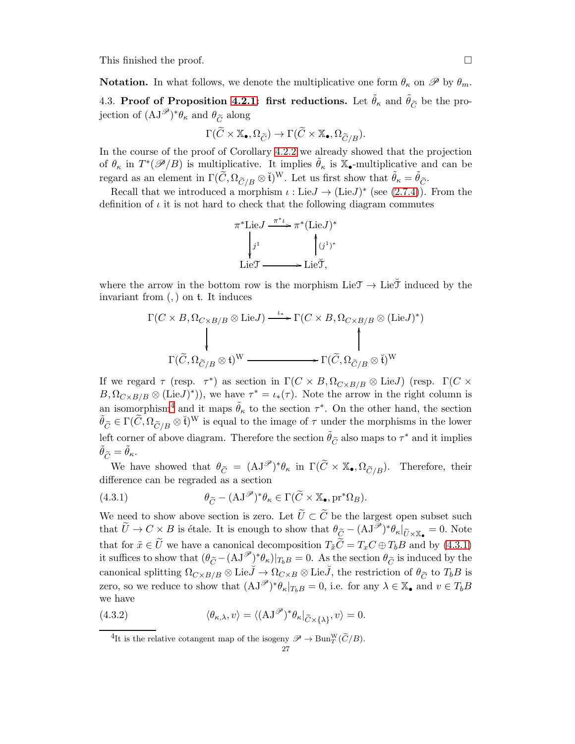This finished the proof. $\square$

**Notation.** In what follows, we denote the multiplicative one form $\theta_\kappa$ on $\mathscr{P}$ by $\theta_m$.

4.3. **Proof of Proposition 4.2.1: first reductions.** Let $\tilde{\theta}_\kappa$ and $\tilde{\theta}_{\widetilde{C}}$ be the projection of $(\mathrm{AJ}^{\mathscr{P}})^*\theta_\kappa$ and $\theta_{\widetilde{C}}$ along

$$\Gamma(\widetilde{C}\times\mathbb{X}_\bullet,\Omega_{\widetilde{C}})\to\Gamma(\widetilde{C}\times\mathbb{X}_\bullet,\Omega_{\widetilde{C}/B}).$$

In the course of the proof of Corollary 4.2.2 we already showed that the projection of $\theta_\kappa$ in $T^*(\mathscr{P}/B)$ is multiplicative. It implies $\tilde{\theta}_\kappa$ is $\mathbb{X}_\bullet$-multiplicative and can be regard as an element in $\Gamma(\widetilde{C},\Omega_{\widetilde{C}/B}\otimes\breve{\mathfrak{t}})^{\mathrm{W}}$. Let us first show that $\tilde{\theta}_\kappa=\tilde{\theta}_{\widetilde{C}}$.

Recall that we introduced a morphism $\iota:\mathrm{Lie}J\to(\mathrm{Lie}J)^*$ (see (2.7.4)). From the definition of $\iota$ it is not hard to check that the following diagram commutes

$$\begin{array}{ccc}
\pi^*\mathrm{Lie}J & \xrightarrow{\pi^*\iota} & \pi^*(\mathrm{Lie}J)^* \\
\downarrow{\scriptstyle j^1} & & \uparrow{\scriptstyle (j^1)^*} \\
\mathrm{Lie}\mathfrak{T} & \longrightarrow & \mathrm{Lie}\breve{\mathfrak{T}},
\end{array}$$

where the arrow in the bottom row is the morphism $\mathrm{Lie}\mathfrak{T}\to\mathrm{Lie}\breve{\mathfrak{T}}$ induced by the invariant from $(,)$ on $\mathfrak{t}$. It induces

$$\begin{array}{ccc}
\Gamma(C\times B,\Omega_{C\times B/B}\otimes\mathrm{Lie}J) & \xrightarrow{\iota_*} & \Gamma(C\times B,\Omega_{C\times B/B}\otimes(\mathrm{Lie}J)^*) \\
\downarrow & & \uparrow \\
\Gamma(\widetilde{C},\Omega_{\widetilde{C}/B}\otimes\mathfrak{t})^{\mathrm{W}} & \longrightarrow & \Gamma(\widetilde{C},\Omega_{\widetilde{C}/B}\otimes\breve{\mathfrak{t}})^{\mathrm{W}}
\end{array}$$

If we regard $\tau$ (resp. $\tau^*$) as section in $\Gamma(C\times B,\Omega_{C\times B/B}\otimes\mathrm{Lie}J)$ (resp. $\Gamma(C\times B,\Omega_{C\times B/B}\otimes(\mathrm{Lie}J)^*)$), we have $\tau^*=\iota_*(\tau)$. Note the arrow in the right column is an isomorphism[4] and it maps $\tilde{\theta}_\kappa$ to the section $\tau^*$. On the other hand, the section $\tilde{\theta}_{\widetilde{C}}\in\Gamma(\widetilde{C},\Omega_{\widetilde{C}/B}\otimes\breve{\mathfrak{t}})^{\mathrm{W}}$ is equal to the image of $\tau$ under the morphisms in the lower left corner of above diagram. Therefore the section $\tilde{\theta}_{\widetilde{C}}$ also maps to $\tau^*$ and it implies $\tilde{\theta}_{\widetilde{C}}=\tilde{\theta}_\kappa$.

We have showed that $\theta_{\widetilde{C}}=(\mathrm{AJ}^{\mathscr{P}})^*\theta_\kappa$ in $\Gamma(\widetilde{C}\times\mathbb{X}_\bullet,\Omega_{\widetilde{C}/B})$. Therefore, their difference can be regraded as a section

$$\theta_{\widetilde{C}}-(\mathrm{AJ}^{\mathscr{P}})^*\theta_\kappa\in\Gamma(\widetilde{C}\times\mathbb{X}_\bullet,\mathrm{pr}^*\Omega_B). \tag{4.3.1}$$

We need to show above section is zero. Let $\widetilde{U}\subset\widetilde{C}$ be the largest open subset such that $\widetilde{U}\to C\times B$ is étale. It is enough to show that $\theta_{\widetilde{C}}-(\mathrm{AJ}^{\mathscr{P}})^*\theta_\kappa|_{\widetilde{U}\times\mathbb{X}_\bullet}=0$. Note that for $\tilde{x}\in\widetilde{U}$ we have a canonical decomposition $T_{\tilde{x}}\widetilde{C}=T_xC\oplus T_bB$ and by (4.3.1) it suffices to show that $(\theta_{\widetilde{C}}-(\mathrm{AJ}^{\mathscr{P}})^*\theta_\kappa)|_{T_bB}=0$. As the section $\theta_{\widetilde{C}}$ is induced by the canonical splitting $\Omega_{C\times B/B}\otimes\mathrm{Lie}\breve{J}\to\Omega_{C\times B}\otimes\mathrm{Lie}\breve{J}$, the restriction of $\theta_{\widetilde{C}}$ to $T_bB$ is zero, so we reduce to show that $(\mathrm{AJ}^{\mathscr{P}})^*\theta_\kappa|_{T_bB}=0$, i.e. for any $\lambda\in\mathbb{X}_\bullet$ and $v\in T_bB$ we have

$$\langle\theta_{\kappa,\lambda},v\rangle=\langle(\mathrm{AJ}^{\mathscr{P}})^*\theta_\kappa|_{\widetilde{C}\times\{\lambda\}},v\rangle=0. \tag{4.3.2}$$

[4] It is the relative cotangent map of the isogeny $\mathscr{P}\to\mathrm{Bun}_T^{\mathrm{W}}(\widetilde{C}/B)$.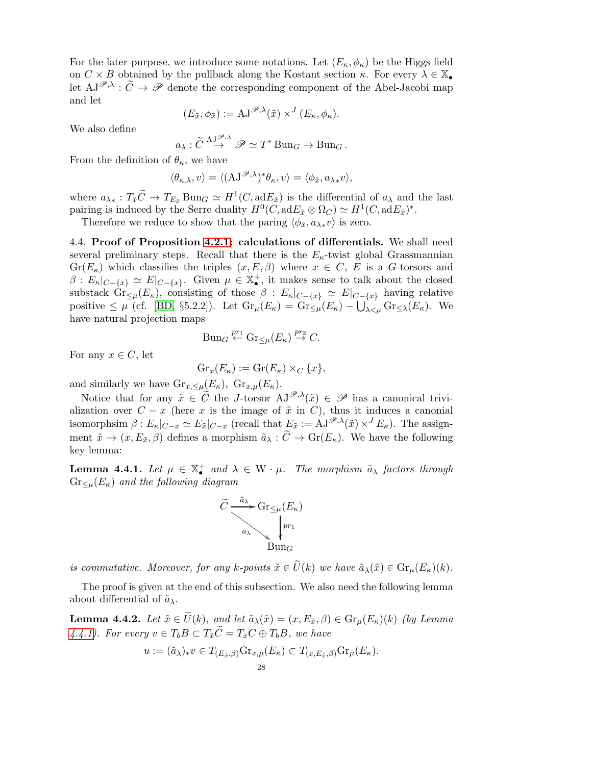For the later purpose, we introduce some notations. Let $(E_\kappa, \phi_\kappa)$ be the Higgs field on $C \times B$ obtained by the pullback along the Kostant section $\kappa$. For every $\lambda \in \mathbb{X}_\bullet$ let $\mathrm{AJ}^{\mathscr{P},\lambda} : \widetilde{C} \to \mathscr{P}$ denote the corresponding component of the Abel-Jacobi map and let

$$(E_{\tilde{x}}, \phi_{\tilde{x}}) := \mathrm{AJ}^{\mathscr{P},\lambda}(\tilde{x}) \times^J (E_\kappa, \phi_\kappa).$$

We also define

$$a_\lambda : \widetilde{C} \stackrel{\mathrm{AJ}^{\mathscr{P},\lambda}}{\to} \mathscr{P} \simeq T^* \mathrm{Bun}_G \to \mathrm{Bun}_G .$$

From the definition of $\theta_\kappa$, we have

$$\langle \theta_{\kappa,\lambda}, v \rangle = \langle (\mathrm{AJ}^{\mathscr{P},\lambda})^* \theta_\kappa, v \rangle = \langle \phi_{\tilde{x}}, a_{\lambda *} v \rangle,$$

where $a_{\lambda *} : T_{\tilde{x}} \widetilde{C} \to T_{E_{\tilde{x}}} \mathrm{Bun}_G \simeq H^1(C, \mathrm{ad} E_{\tilde{x}})$ is the differential of $a_\lambda$ and the last pairing is induced by the Serre duality $H^0(C, \mathrm{ad} E_{\tilde{x}} \otimes \Omega_C) \simeq H^1(C, \mathrm{ad} E_{\tilde{x}})^*$.

Therefore we reduce to show that the paring $\langle \phi_{\tilde{x}}, a_{\lambda *} v \rangle$ is zero.

4.4. **Proof of Proposition 4.2.1: calculations of differentials.** We shall need several preliminary steps. Recall that there is the $E_\kappa$-twist global Grassmannian $\mathrm{Gr}(E_\kappa)$ which classifies the triples $(x, E, \beta)$ where $x \in C$, $E$ is a $G$-torsors and $\beta : E_\kappa|_{C-\{x\}} \simeq E|_{C-\{x\}}$. Given $\mu \in \mathbb{X}_\bullet^+$, it makes sense to talk about the closed substack $\mathrm{Gr}_{\leq\mu}(E_\kappa)$, consisting of those $\beta : E_\kappa|_{C-\{x\}} \simeq E|_{C-\{x\}}$ having relative positive $\leq \mu$ (cf. [BD, §5.2.2]). Let $\mathrm{Gr}_\mu(E_\kappa) = \mathrm{Gr}_{\leq\mu}(E_\kappa) - \bigcup_{\lambda<\mu} \mathrm{Gr}_{\leq\lambda}(E_\kappa)$. We have natural projection maps

$$\mathrm{Bun}_G \stackrel{pr_1}{\leftarrow} \mathrm{Gr}_{\leq\mu}(E_\kappa) \stackrel{pr_2}{\to} C.$$

For any $x \in C$, let

$$\mathrm{Gr}_x(E_\kappa) := \mathrm{Gr}(E_\kappa) \times_C \{x\},$$

and similarly we have $\mathrm{Gr}_{x,\leq\mu}(E_\kappa)$, $\mathrm{Gr}_{x,\mu}(E_\kappa)$.

Notice that for any $\tilde{x} \in \widetilde{C}$ the $J$-torsor $\mathrm{AJ}^{\mathscr{P},\lambda}(\tilde{x}) \in \mathscr{P}$ has a canonical trivialization over $C - x$ (here $x$ is the image of $\tilde{x}$ in $C$), thus it induces a canonial isomorphsim $\beta : E_\kappa|_{C-x} \simeq E_{\tilde{x}}|_{C-x}$ (recall that $E_{\tilde{x}} := \mathrm{AJ}^{\mathscr{P},\lambda}(\tilde{x}) \times^J E_\kappa$). The assignment $\tilde{x} \to (x, E_{\tilde{x}}, \beta)$ defines a morphism $\tilde{a}_\lambda : \widetilde{C} \to \mathrm{Gr}(E_\kappa)$. We have the following key lemma:

**Lemma 4.4.1.** *Let $\mu \in \mathbb{X}_\bullet^+$ and $\lambda \in \mathrm{W} \cdot \mu$. The morphism $\tilde{a}_\lambda$ factors through $\mathrm{Gr}_{\leq\mu}(E_\kappa)$ and the following diagram*

$$\begin{array}{ccc} \widetilde{C} & \xrightarrow{\tilde{a}_\lambda} & \mathrm{Gr}_{\leq\mu}(E_\kappa) \\ & \searrow^{a_\lambda} & \downarrow{pr_1} \\ & & \mathrm{Bun}_G \end{array}$$

*is commutative. Moreover, for any $k$-points $\tilde{x} \in \widetilde{U}(k)$ we have $\tilde{a}_\lambda(\tilde{x}) \in \mathrm{Gr}_\mu(E_\kappa)(k)$.*

The proof is given at the end of this subsection. We also need the following lemma about differential of $\tilde{a}_\lambda$.

**Lemma 4.4.2.** *Let $\tilde{x} \in \widetilde{U}(k)$, and let $\tilde{a}_\lambda(\tilde{x}) = (x, E_{\tilde{x}}, \beta) \in \mathrm{Gr}_\mu(E_\kappa)(k)$ (by Lemma 4.4.1). For every $v \in T_b B \subset T_{\tilde{x}} \widetilde{C} = T_x C \oplus T_b B$, we have*

$$u := (\tilde{a}_\lambda)_* v \in T_{(E_{\tilde{x}},\beta)} \mathrm{Gr}_{x,\mu}(E_\kappa) \subset T_{(x,E_{\tilde{x}},\beta)} \mathrm{Gr}_\mu(E_\kappa).$$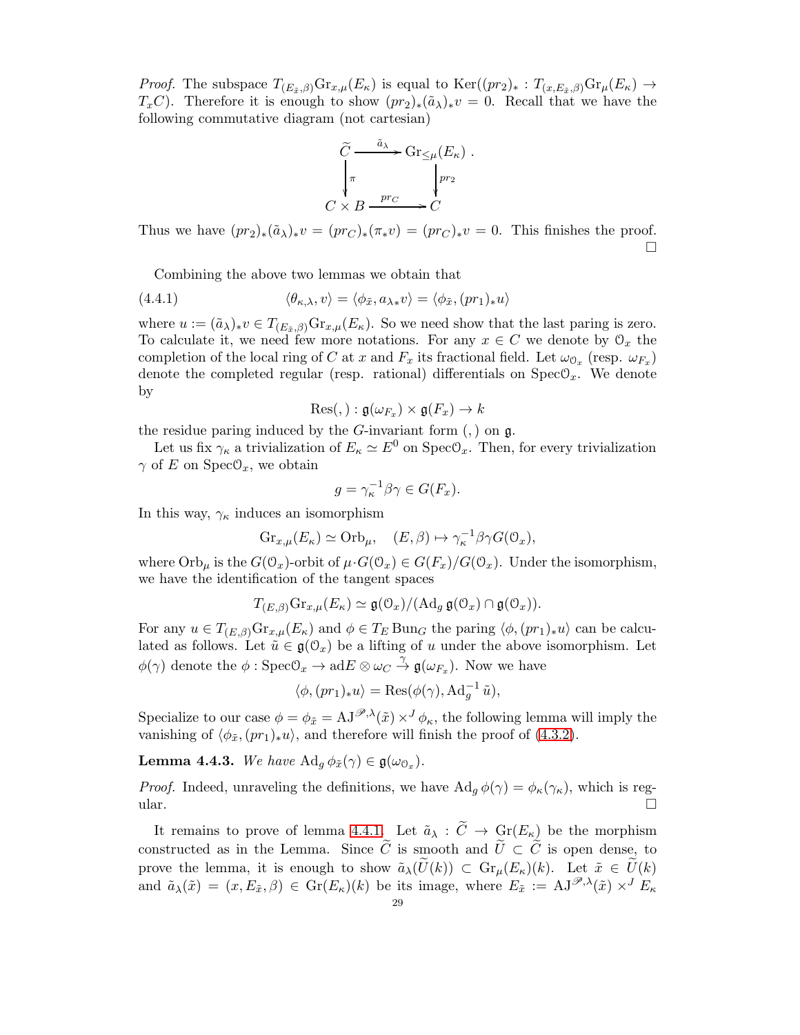*Proof.* The subspace $T_{(E_{\tilde{x}},\beta)}\mathrm{Gr}_{x,\mu}(E_\kappa)$ is equal to $\mathrm{Ker}((pr_2)_* : T_{(x,E_{\tilde{x}},\beta)}\mathrm{Gr}_\mu(E_\kappa) \to T_xC)$. Therefore it is enough to show $(pr_2)_*(\tilde{a}_\lambda)_*v = 0$. Recall that we have the following commutative diagram (not cartesian)

$$\begin{array}{ccc} \widetilde{C} & \xrightarrow{\tilde{a}_\lambda} & \mathrm{Gr}_{\leq\mu}(E_\kappa) \\ \downarrow{\scriptstyle \pi} & & \downarrow{\scriptstyle pr_2} \\ C \times B & \xrightarrow{pr_C} & C \end{array} .$$

Thus we have $(pr_2)_*(\tilde{a}_\lambda)_*v = (pr_C)_*(\pi_*v) = (pr_C)_*v = 0$. This finishes the proof. $\square$

Combining the above two lemmas we obtain that

$$\langle\theta_{\kappa,\lambda}, v\rangle = \langle\phi_{\tilde{x}}, a_{\lambda*}v\rangle = \langle\phi_{\tilde{x}}, (pr_1)_*u\rangle \tag{4.4.1}$$

where $u := (\tilde{a}_\lambda)_*v \in T_{(E_{\tilde{x}},\beta)}\mathrm{Gr}_{x,\mu}(E_\kappa)$. So we need show that the last paring is zero. To calculate it, we need few more notations. For any $x \in C$ we denote by $\mathcal{O}_x$ the completion of the local ring of $C$ at $x$ and $F_x$ its fractional field. Let $\omega_{\mathcal{O}_x}$ (resp. $\omega_{F_x}$) denote the completed regular (resp. rational) differentials on $\mathrm{Spec}\mathcal{O}_x$. We denote by

$$\mathrm{Res}(,) : \mathfrak{g}(\omega_{F_x}) \times \mathfrak{g}(F_x) \to k$$

the residue paring induced by the $G$-invariant form $(,)$ on $\mathfrak{g}$.

Let us fix $\gamma_\kappa$ a trivialization of $E_\kappa \simeq E^0$ on $\mathrm{Spec}\mathcal{O}_x$. Then, for every trivialization $\gamma$ of $E$ on $\mathrm{Spec}\mathcal{O}_x$, we obtain

$$g = \gamma_\kappa^{-1}\beta\gamma \in G(F_x).$$

In this way, $\gamma_\kappa$ induces an isomorphism

$$\mathrm{Gr}_{x,\mu}(E_\kappa) \simeq \mathrm{Orb}_\mu, \quad (E,\beta) \mapsto \gamma_\kappa^{-1}\beta\gamma G(\mathcal{O}_x),$$

where $\mathrm{Orb}_\mu$ is the $G(\mathcal{O}_x)$-orbit of $\mu \cdot G(\mathcal{O}_x) \in G(F_x)/G(\mathcal{O}_x)$. Under the isomorphism, we have the identification of the tangent spaces

$$T_{(E,\beta)}\mathrm{Gr}_{x,\mu}(E_\kappa) \simeq \mathfrak{g}(\mathcal{O}_x)/(\mathrm{Ad}_g\,\mathfrak{g}(\mathcal{O}_x) \cap \mathfrak{g}(\mathcal{O}_x)).$$

For any $u \in T_{(E,\beta)}\mathrm{Gr}_{x,\mu}(E_\kappa)$ and $\phi \in T_E\,\mathrm{Bun}_G$ the paring $\langle\phi, (pr_1)_*u\rangle$ can be calculated as follows. Let $\tilde{u} \in \mathfrak{g}(\mathcal{O}_x)$ be a lifting of $u$ under the above isomorphism. Let $\phi(\gamma)$ denote the $\phi : \mathrm{Spec}\mathcal{O}_x \to \mathrm{ad}E \otimes \omega_C \xrightarrow{\gamma} \mathfrak{g}(\omega_{F_x})$. Now we have

$$\langle\phi, (pr_1)_*u\rangle = \mathrm{Res}(\phi(\gamma), \mathrm{Ad}_g^{-1}\tilde{u}),$$

Specialize to our case $\phi = \phi_{\tilde{x}} = \mathrm{AJ}^{\mathscr{P},\lambda}(\tilde{x}) \times^J \phi_\kappa$, the following lemma will imply the vanishing of $\langle\phi_{\tilde{x}}, (pr_1)_*u\rangle$, and therefore will finish the proof of (4.3.2).

**Lemma 4.4.3.** *We have* $\mathrm{Ad}_g\,\phi_{\tilde{x}}(\gamma) \in \mathfrak{g}(\omega_{\mathcal{O}_x})$.

*Proof.* Indeed, unraveling the definitions, we have $\mathrm{Ad}_g\,\phi(\gamma) = \phi_\kappa(\gamma_\kappa)$, which is regular. $\square$

It remains to prove of lemma 4.4.1. Let $\tilde{a}_\lambda : \widetilde{C} \to \mathrm{Gr}(E_\kappa)$ be the morphism constructed as in the Lemma. Since $\widetilde{C}$ is smooth and $\widetilde{U} \subset \widetilde{C}$ is open dense, to prove the lemma, it is enough to show $\tilde{a}_\lambda(\widetilde{U}(k)) \subset \mathrm{Gr}_\mu(E_\kappa)(k)$. Let $\tilde{x} \in \widetilde{U}(k)$ and $\tilde{a}_\lambda(\tilde{x}) = (x, E_{\tilde{x}}, \beta) \in \mathrm{Gr}(E_\kappa)(k)$ be its image, where $E_{\tilde{x}} := \mathrm{AJ}^{\mathscr{P},\lambda}(\tilde{x}) \times^J E_\kappa$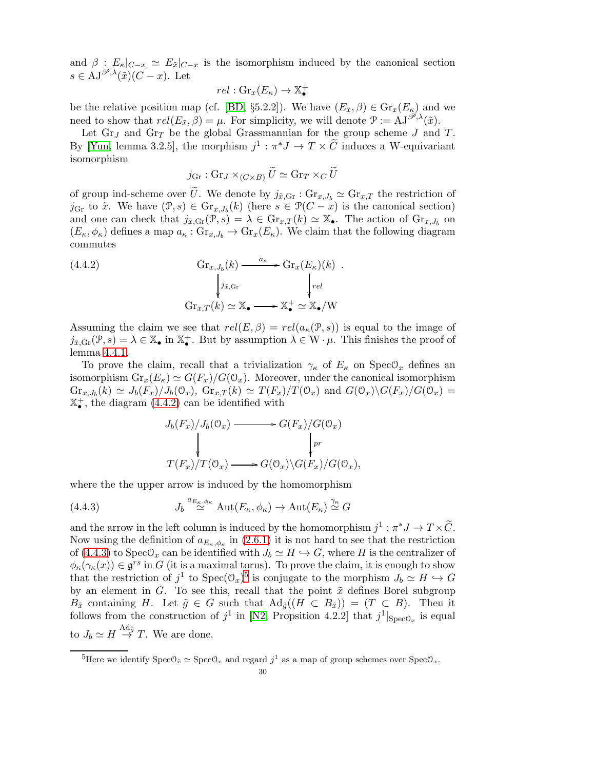and $\beta : E_\kappa|_{C-x} \simeq E_{\tilde{x}}|_{C-x}$ is the isomorphism induced by the canonical section $s \in \mathrm{AJ}^{\mathscr{P},\lambda}(\tilde{x})(C-x)$. Let

$$rel : \mathrm{Gr}_x(E_\kappa) \to \mathbb{X}_\bullet^+$$

be the relative position map (cf. [BD, §5.2.2]). We have $(E_{\tilde{x}}, \beta) \in \mathrm{Gr}_x(E_\kappa)$ and we need to show that $rel(E_{\tilde{x}}, \beta) = \mu$. For simplicity, we will denote $\mathcal{P} := \mathrm{AJ}^{\mathscr{P},\lambda}(\tilde{x})$.

Let $\mathrm{Gr}_J$ and $\mathrm{Gr}_T$ be the global Grassmannian for the group scheme $J$ and $T$. By [Yun, lemma 3.2.5], the morphism $j^1 : \pi^*J \to T \times \widetilde{C}$ induces a W-equivariant isomorphism

$$j_{\mathrm{Gr}} : \mathrm{Gr}_J \times_{(C\times B)} \widetilde{U} \simeq \mathrm{Gr}_T \times_C \widetilde{U}$$

of group ind-scheme over $\widetilde{U}$. We denote by $j_{\tilde{x},\mathrm{Gr}} : \mathrm{Gr}_{x,J_b} \simeq \mathrm{Gr}_{x,T}$ the restriction of $j_{\mathrm{Gr}}$ to $\tilde{x}$. We have $(\mathcal{P}, s) \in \mathrm{Gr}_{x,J_b}(k)$ (here $s \in \mathcal{P}(C-x)$ is the canonical section) and one can check that $j_{\tilde{x},\mathrm{Gr}}(\mathcal{P}, s) = \lambda \in \mathrm{Gr}_{x,T}(k) \simeq \mathbb{X}_\bullet$. The action of $\mathrm{Gr}_{x,J_b}$ on $(E_\kappa, \phi_\kappa)$ defines a map $a_\kappa : \mathrm{Gr}_{x,J_b} \to \mathrm{Gr}_x(E_\kappa)$. We claim that the following diagram commutes

$$\begin{array}{ccc} \mathrm{Gr}_{x,J_b}(k) & \xrightarrow{a_\kappa} & \mathrm{Gr}_x(E_\kappa)(k) \\ \Big\downarrow{\scriptstyle j_{\tilde{x},\mathrm{Gr}}} & & \Big\downarrow{\scriptstyle rel} \\ \mathrm{Gr}_{x,T}(k) \simeq \mathbb{X}_\bullet & \longrightarrow & \mathbb{X}_\bullet^+ \simeq \mathbb{X}_\bullet/\mathrm{W} \end{array} \tag{4.4.2}$$

Assuming the claim we see that $rel(E, \beta) = rel(a_\kappa(\mathcal{P}, s))$ is equal to the image of $j_{\tilde{x},\mathrm{Gr}}(\mathcal{P}, s) = \lambda \in \mathbb{X}_\bullet$ in $\mathbb{X}_\bullet^+$. But by assumption $\lambda \in \mathrm{W}\cdot\mu$. This finishes the proof of lemma 4.4.1.

To prove the claim, recall that a trivialization $\gamma_\kappa$ of $E_\kappa$ on $\mathrm{Spec}\mathcal{O}_x$ defines an isomorphism $\mathrm{Gr}_x(E_\kappa) \simeq G(F_x)/G(\mathcal{O}_x)$. Moreover, under the canonical isomorphism $\mathrm{Gr}_{x,J_b}(k) \simeq J_b(F_x)/J_b(\mathcal{O}_x)$, $\mathrm{Gr}_{x,T}(k) \simeq T(F_x)/T(\mathcal{O}_x)$ and $G(\mathcal{O}_x)\backslash G(F_x)/G(\mathcal{O}_x) = \mathbb{X}_\bullet^+$, the diagram (4.4.2) can be identified with

$$\begin{array}{ccc} J_b(F_x)/J_b(\mathcal{O}_x) & \longrightarrow & G(F_x)/G(\mathcal{O}_x) \\ \Big\downarrow & & \Big\downarrow{\scriptstyle pr} \\ T(F_x)/T(\mathcal{O}_x) & \longrightarrow & G(\mathcal{O}_x)\backslash G(F_x)/G(\mathcal{O}_x), \end{array}$$

where the the upper arrow is induced by the homomorphism

$$J_b \overset{a_{E_\kappa,\phi_\kappa}}{\simeq} \mathrm{Aut}(E_\kappa, \phi_\kappa) \to \mathrm{Aut}(E_\kappa) \overset{\gamma_\kappa}{\simeq} G \tag{4.4.3}$$

and the arrow in the left column is induced by the homomorphism $j^1 : \pi^*J \to T \times \widetilde{C}$. Now using the definition of $a_{E_\kappa,\phi_\kappa}$ in (2.6.1) it is not hard to see that the restriction of (4.4.3) to $\mathrm{Spec}\mathcal{O}_x$ can be identified with $J_b \simeq H \hookrightarrow G$, where $H$ is the centralizer of $\phi_\kappa(\gamma_\kappa(x)) \in \mathfrak{g}^{rs}$ in $G$ (it is a maximal torus). To prove the claim, it is enough to show that the restriction of $j^1$ to $\mathrm{Spec}(\mathcal{O}_x)$[5] is conjugate to the morphism $J_b \simeq H \hookrightarrow G$ by an element in $G$. To see this, recall that the point $\tilde{x}$ defines Borel subgroup $B_{\tilde{x}}$ containing $H$. Let $\tilde{g} \in G$ such that $\mathrm{Ad}_{\tilde{g}}((H \subset B_{\tilde{x}})) = (T \subset B)$. Then it follows from the construction of $j^1$ in [N2, Propsition 4.2.2] that $j^1|_{\mathrm{Spec}\mathcal{O}_x}$ is equal to $J_b \simeq H \overset{\mathrm{Ad}_{\tilde{g}}}{\to} T$. We are done.

[5]Here we identify $\mathrm{Spec}\mathcal{O}_{\tilde{x}} \simeq \mathrm{Spec}\mathcal{O}_x$ and regard $j^1$ as a map of group schemes over $\mathrm{Spec}\mathcal{O}_x$.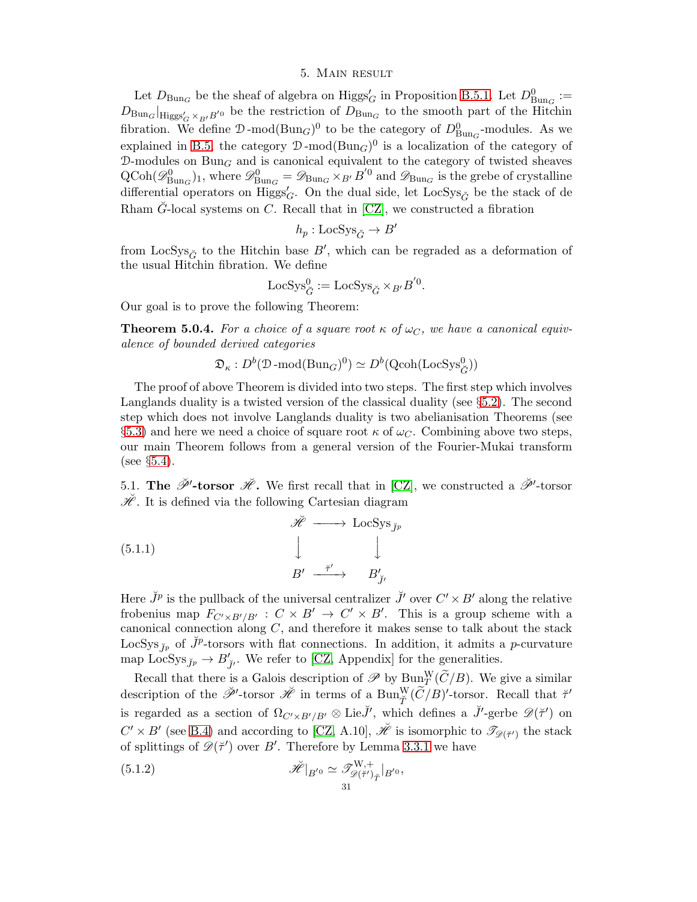# 5. Main result

Let $D_{\mathrm{Bun}_G}$ be the sheaf of algebra on $\mathrm{Higgs}'_G$ in Proposition B.5.1. Let $D^0_{\mathrm{Bun}_G} := D_{\mathrm{Bun}_G}|_{\mathrm{Higgs}'_G \times_{B'} B'^0}$ be the restriction of $D_{\mathrm{Bun}_G}$ to the smooth part of the Hitchin fibration. We define $\mathcal{D}\text{-mod}(\mathrm{Bun}_G)^0$ to be the category of $D^0_{\mathrm{Bun}_G}$-modules. As we explained in B.5, the category $\mathcal{D}\text{-mod}(\mathrm{Bun}_G)^0$ is a localization of the category of $\mathcal{D}$-modules on $\mathrm{Bun}_G$ and is canonical equivalent to the category of twisted sheaves $\mathrm{QCoh}(\mathscr{D}^0_{\mathrm{Bun}_G})_1$, where $\mathscr{D}^0_{\mathrm{Bun}_G} = \mathscr{D}_{\mathrm{Bun}_G} \times_{B'} B'^0$ and $\mathscr{D}_{\mathrm{Bun}_G}$ is the grebe of crystalline differential operators on $\mathrm{Higgs}'_G$. On the dual side, let $\mathrm{LocSys}_{\check{G}}$ be the stack of de Rham $\check{G}$-local systems on $C$. Recall that in [CZ], we constructed a fibration

$$h_p : \mathrm{LocSys}_{\check{G}} \to B'$$

from $\mathrm{LocSys}_{\check{G}}$ to the Hitchin base $B'$, which can be regraded as a deformation of the usual Hitchin fibration. We define

$$\mathrm{LocSys}^0_{\check{G}} := \mathrm{LocSys}_{\check{G}} \times_{B'} B'^0.$$

Our goal is to prove the following Theorem:

**Theorem 5.0.4.** *For a choice of a square root $\kappa$ of $\omega_C$, we have a canonical equivalence of bounded derived categories*

$$\mathfrak{D}_\kappa : D^b(\mathcal{D}\text{-mod}(\mathrm{Bun}_G)^0) \simeq D^b(\mathrm{Qcoh}(\mathrm{LocSys}^0_{\check{G}}))$$

The proof of above Theorem is divided into two steps. The first step which involves Langlands duality is a twisted version of the classical duality (see §5.2). The second step which does not involve Langlands duality is two abelianisation Theorems (see §5.3) and here we need a choice of square root $\kappa$ of $\omega_C$. Combining above two steps, our main Theorem follows from a general version of the Fourier-Mukai transform (see §5.4).

## 5.1. The $\check{\mathscr{P}}'$-torsor $\check{\mathscr{H}}$.

We first recall that in [CZ], we constructed a $\check{\mathscr{P}}'$-torsor $\check{\mathscr{H}}$. It is defined via the following Cartesian diagram

$$\begin{array}{ccc} \check{\mathscr{H}} & \longrightarrow & \mathrm{LocSys}_{\check{J}^p} \\ \downarrow & & \downarrow \\ B' & \xrightarrow{\check{\tau}'} & B'_{\check{J}'} \end{array} \tag{5.1.1}$$

Here $\check{J}^p$ is the pullback of the universal centralizer $\check{J}'$ over $C' \times B'$ along the relative frobenius map $F_{C' \times B'/B'} : C \times B' \to C' \times B'$. This is a group scheme with a canonical connection along $C$, and therefore it makes sense to talk about the stack $\mathrm{LocSys}_{\check{J}^p}$ of $\check{J}^p$-torsors with flat connections. In addition, it admits a $p$-curvature map $\mathrm{LocSys}_{\check{J}^p} \to B'_{\check{J}'}$. We refer to [CZ, Appendix] for the generalities.

Recall that there is a Galois description of $\mathscr{P}$ by $\mathrm{Bun}^{\mathrm{W}}_T(\widetilde{C}/B)$. We give a similar description of the $\check{\mathscr{P}}'$-torsor $\check{\mathscr{H}}$ in terms of a $\mathrm{Bun}^{\mathrm{W}}_{\check{T}}(\widetilde{C}/B)'$-torsor. Recall that $\check{\tau}'$ is regarded as a section of $\Omega_{C' \times B'/B'} \otimes \mathrm{Lie}\check{J}'$, which defines a $\check{J}'$-gerbe $\mathscr{D}(\check{\tau}')$ on $C' \times B'$ (see B.4) and according to [CZ, A.10], $\check{\mathscr{H}}$ is isomorphic to $\mathscr{T}_{\mathscr{D}(\check{\tau}')}$ the stack of splittings of $\mathscr{D}(\check{\tau}')$ over $B'$. Therefore by Lemma 3.3.1 we have

$$\check{\mathscr{H}}|_{B'^0} \simeq \mathscr{T}^{\mathrm{W},+}_{\mathscr{D}(\check{\tau}')_{\check{T}}}|_{B'^0}, \tag{5.1.2}$$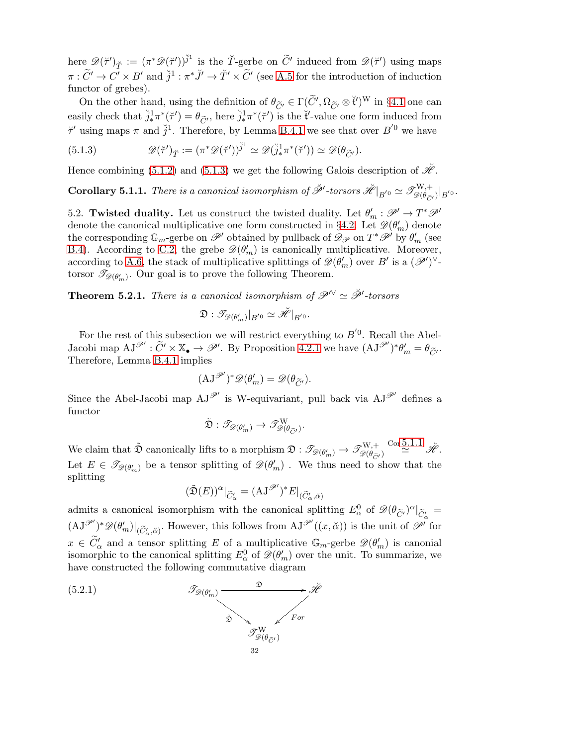here $\mathscr{D}(\check{\tau}')_{\check{T}} := (\pi^*\mathscr{D}(\check{\tau}'))^{\check{j}^1}$ is the $\check{T}$-gerbe on $\widetilde{C}'$ induced from $\mathscr{D}(\check{\tau}')$ using maps $\pi : \widetilde{C}' \to C' \times B'$ and $\check{j}^1 : \pi^*\check{J}' \to \check{T}' \times \widetilde{C}'$ (see A.5 for the introduction of induction functor of grebes).

On the other hand, using the definition of $\theta_{\widetilde{C}'} \in \Gamma(\widetilde{C}', \Omega_{\widetilde{C}'} \otimes \check{\mathfrak{t}}')^{\mathrm{W}}$ in §4.1 one can easily check that $\check{j}^1_*\pi^*(\check{\tau}') = \theta_{\widetilde{C}'}$, here $\check{j}^1_*\pi^*(\check{\tau}')$ is the $\check{\mathfrak{t}}'$-value one form induced from $\check{\tau}'$ using maps $\pi$ and $\check{j}^1$. Therefore, by Lemma B.4.1 we see that over $B'^0$ we have

$$\mathscr{D}(\check{\tau}')_{\check{T}} := (\pi^*\mathscr{D}(\check{\tau}'))^{\check{j}^1} \simeq \mathscr{D}(\check{j}^1_*\pi^*(\check{\tau}')) \simeq \mathscr{D}(\theta_{\widetilde{C}'}). \tag{5.1.3}$$

Hence combining (5.1.2) and (5.1.3) we get the following Galois description of $\check{\mathscr{H}}$.

**Corollary 5.1.1.** *There is a canonical isomorphism of $\check{\mathscr{P}}'$-torsors $\check{\mathscr{H}}|_{B'^0} \simeq \mathscr{T}^{\mathrm{W},+}_{\mathscr{D}(\theta_{\widetilde{C}'})}|_{B'^0}$.*

5.2. **Twisted duality.** Let us construct the twisted duality. Let $\theta'_m : \mathscr{P}' \to T^*\mathscr{P}'$ denote the canonical multiplicative one form constructed in §4.2. Let $\mathscr{D}(\theta'_m)$ denote the corresponding $\mathbb{G}_m$-gerbe on $\mathscr{P}'$ obtained by pullback of $\mathscr{D}_{\mathscr{P}}$ on $T^*\mathscr{P}'$ by $\theta'_m$ (see B.4). According to C.2, the grebe $\mathscr{D}(\theta'_m)$ is canonically multiplicative. Moreover, according to A.6, the stack of multiplicative splittings of $\mathscr{D}(\theta'_m)$ over $B'$ is a $(\mathscr{P}')^\vee$-torsor $\mathscr{T}_{\mathscr{D}(\theta'_m)}$. Our goal is to prove the following Theorem.

**Theorem 5.2.1.** *There is a canonical isomorphism of $\mathscr{P}'^\vee \simeq \check{\mathscr{P}}'$-torsors*

$$\mathfrak{D} : \mathscr{T}_{\mathscr{D}(\theta'_m)}|_{B'^0} \simeq \check{\mathscr{H}}|_{B'^0}.$$

For the rest of this subsection we will restrict everything to $B'^0$. Recall the Abel-Jacobi map $\mathrm{AJ}^{\mathscr{P}'} : \widetilde{C}' \times \mathbb{X}_\bullet \to \mathscr{P}'$. By Proposition 4.2.1 we have $(\mathrm{AJ}^{\mathscr{P}'})^*\theta'_m = \theta_{\widetilde{C}'}$. Therefore, Lemma B.4.1 implies

$$(\mathrm{AJ}^{\mathscr{P}'})^*\mathscr{D}(\theta'_m) = \mathscr{D}(\theta_{\widetilde{C}'}).$$

Since the Abel-Jacobi map $\mathrm{AJ}^{\mathscr{P}'}$ is W-equivariant, pull back via $\mathrm{AJ}^{\mathscr{P}'}$ defines a functor

$$\tilde{\mathfrak{D}} : \mathscr{T}_{\mathscr{D}(\theta'_m)} \to \mathscr{T}^{\mathrm{W}}_{\mathscr{D}(\theta_{\widetilde{C}'})}.$$

We claim that $\tilde{\mathfrak{D}}$ canonically lifts to a morphism $\mathfrak{D} : \mathscr{T}_{\mathscr{D}(\theta'_m)} \to \mathscr{T}^{\mathrm{W},+}_{\mathscr{D}(\theta_{\widetilde{C}'})} \overset{\mathrm{Cor} 5.1.1}{\simeq} \check{\mathscr{H}}$. Let $E \in \mathscr{T}_{\mathscr{D}(\theta'_m)}$ be a tensor splitting of $\mathscr{D}(\theta'_m)$ . We thus need to show that the splitting

$$(\tilde{\mathfrak{D}}(E))^\alpha|_{\widetilde{C}'_\alpha} = (\mathrm{AJ}^{\mathscr{P}'})^*E|_{(\widetilde{C}'_\alpha, \check{\alpha})}$$

admits a canonical isomorphism with the canonical splitting $E^0_\alpha$ of $\mathscr{D}(\theta_{\widetilde{C}'})^\alpha|_{\widetilde{C}'_\alpha} = (\mathrm{AJ}^{\mathscr{P}'})^*\mathscr{D}(\theta'_m)|_{(\widetilde{C}'_\alpha, \check{\alpha})}$. However, this follows from $\mathrm{AJ}^{\mathscr{P}'}((x, \check{\alpha}))$ is the unit of $\mathscr{P}'$ for $x \in \widetilde{C}'_\alpha$ and a tensor splitting $E$ of a multiplicative $\mathbb{G}_m$-gerbe $\mathscr{D}(\theta'_m)$ is canonial isomorphic to the canonical splitting $E^0_\alpha$ of $\mathscr{D}(\theta'_m)$ over the unit. To summarize, we have constructed the following commutative diagram

$$\begin{array}{ccc}
\mathscr{T}_{\mathscr{D}(\theta'_m)} & \xrightarrow{\quad\mathfrak{D}\quad} & \check{\mathscr{H}} \\
& \searrow^{\tilde{\mathfrak{D}}} \quad \swarrow^{For} & \\
& \mathscr{T}^{\mathrm{W}}_{\mathscr{D}(\theta_{\widetilde{C}'})} &
\end{array} \tag{5.2.1}$$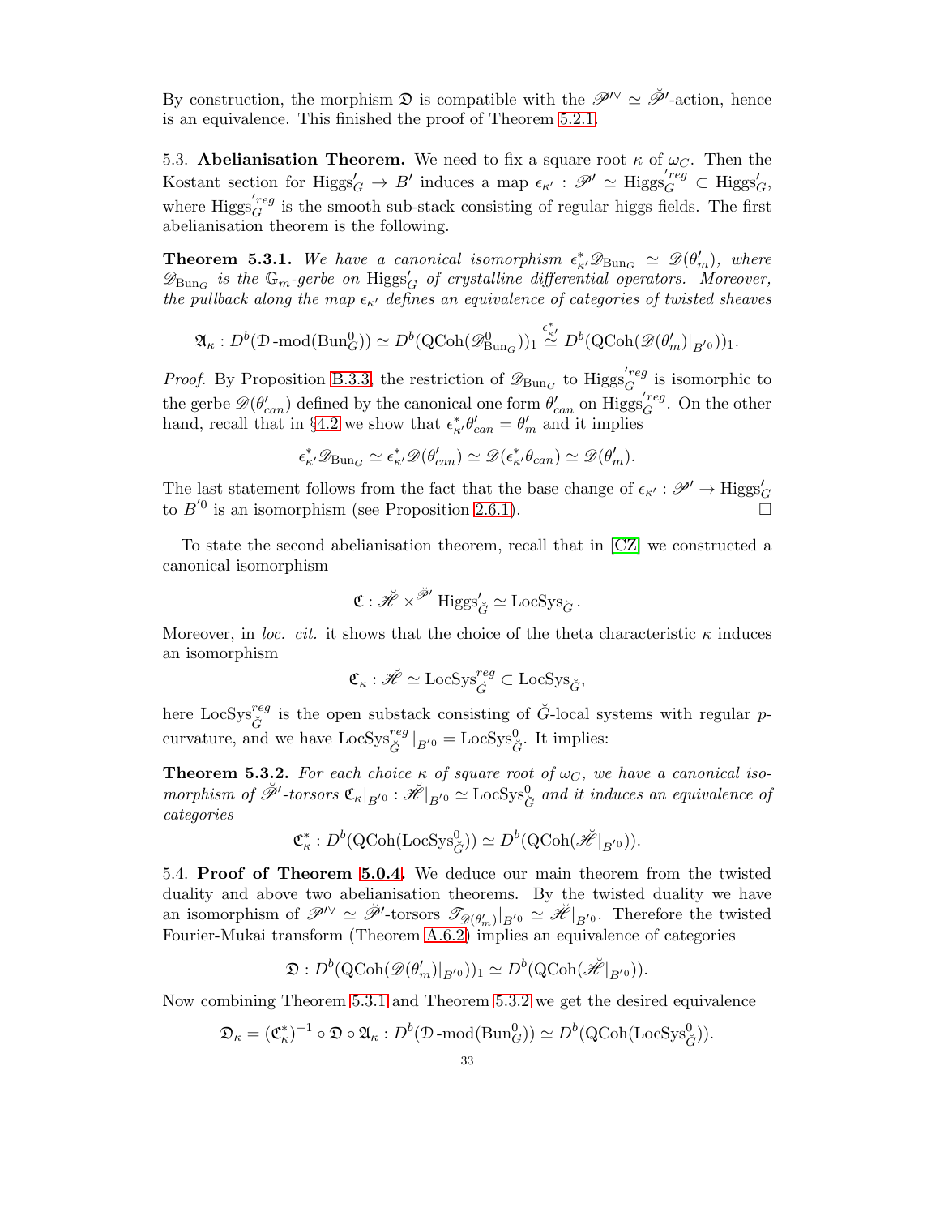By construction, the morphism $\mathfrak{D}$ is compatible with the $\mathscr{P}'^{\vee} \simeq \breve{\mathscr{P}}'$-action, hence is an equivalence. This finished the proof of Theorem 5.2.1.

5.3. **Abelianisation Theorem.** We need to fix a square root $\kappa$ of $\omega_C$. Then the Kostant section for $\mathrm{Higgs}'_G \to B'$ induces a map $\epsilon_{\kappa'} : \mathscr{P}' \simeq \mathrm{Higgs}'^{reg}_G \subset \mathrm{Higgs}'_G$, where $\mathrm{Higgs}'^{reg}_G$ is the smooth sub-stack consisting of regular higgs fields. The first abelianisation theorem is the following.

**Theorem 5.3.1.** *We have a canonical isomorphism $\epsilon^*_{\kappa'}\mathscr{D}_{\mathrm{Bun}_G} \simeq \mathscr{D}(\theta'_m)$, where $\mathscr{D}_{\mathrm{Bun}_G}$ is the $\mathbb{G}_m$-gerbe on $\mathrm{Higgs}'_G$ of crystalline differential operators. Moreover, the pullback along the map $\epsilon_{\kappa'}$ defines an equivalence of categories of twisted sheaves*

$$\mathfrak{A}_\kappa : D^b(\mathcal{D}\text{-mod}(\mathrm{Bun}^0_G)) \simeq D^b(\mathrm{QCoh}(\mathscr{D}^0_{\mathrm{Bun}_G}))_1 \overset{\epsilon^*_{\kappa'}}{\simeq} D^b(\mathrm{QCoh}(\mathscr{D}(\theta'_m)|_{B'^0}))_1.$$

*Proof.* By Proposition B.3.3, the restriction of $\mathscr{D}_{\mathrm{Bun}_G}$ to $\mathrm{Higgs}'^{reg}_G$ is isomorphic to the gerbe $\mathscr{D}(\theta'_{can})$ defined by the canonical one form $\theta'_{can}$ on $\mathrm{Higgs}'^{reg}_G$. On the other hand, recall that in §4.2 we show that $\epsilon^*_{\kappa'}\theta'_{can} = \theta'_m$ and it implies

$$\epsilon^*_{\kappa'}\mathscr{D}_{\mathrm{Bun}_G} \simeq \epsilon^*_{\kappa'}\mathscr{D}(\theta'_{can}) \simeq \mathscr{D}(\epsilon^*_{\kappa'}\theta_{can}) \simeq \mathscr{D}(\theta'_m).$$

The last statement follows from the fact that the base change of $\epsilon_{\kappa'} : \mathscr{P}' \to \mathrm{Higgs}'_G$ to $B'^0$ is an isomorphism (see Proposition 2.6.1). □

To state the second abelianisation theorem, recall that in [CZ] we constructed a canonical isomorphism

$$\mathfrak{C} : \breve{\mathscr{H}} \times^{\breve{\mathscr{P}}'} \mathrm{Higgs}'_{\breve{G}} \simeq \mathrm{LocSys}_{\breve{G}}.$$

Moreover, in *loc. cit.* it shows that the choice of the theta characteristic $\kappa$ induces an isomorphism

$$\mathfrak{C}_\kappa : \breve{\mathscr{H}} \simeq \mathrm{LocSys}^{reg}_{\breve{G}} \subset \mathrm{LocSys}_{\breve{G}},$$

here $\mathrm{LocSys}^{reg}_{\breve{G}}$ is the open substack consisting of $\breve{G}$-local systems with regular $p$-curvature, and we have $\mathrm{LocSys}^{reg}_{\breve{G}}|_{B'^0} = \mathrm{LocSys}^0_{\breve{G}}$. It implies:

**Theorem 5.3.2.** *For each choice $\kappa$ of square root of $\omega_C$, we have a canonical isomorphism of $\breve{\mathscr{P}}'$-torsors $\mathfrak{C}_\kappa|_{B'^0} : \breve{\mathscr{H}}|_{B'^0} \simeq \mathrm{LocSys}^0_{\breve{G}}$ and it induces an equivalence of categories*

$$\mathfrak{C}^*_\kappa : D^b(\mathrm{QCoh}(\mathrm{LocSys}^0_{\breve{G}})) \simeq D^b(\mathrm{QCoh}(\breve{\mathscr{H}}|_{B'^0})).$$

5.4. **Proof of Theorem 5.0.4.** We deduce our main theorem from the twisted duality and above two abelianisation theorems. By the twisted duality we have an isomorphism of $\mathscr{P}'^{\vee} \simeq \breve{\mathscr{P}}'$-torsors $\mathscr{T}_{\mathscr{D}(\theta'_m)}|_{B'^0} \simeq \breve{\mathscr{H}}|_{B'^0}$. Therefore the twisted Fourier-Mukai transform (Theorem A.6.2) implies an equivalence of categories

$$\mathfrak{D} : D^b(\mathrm{QCoh}(\mathscr{D}(\theta'_m)|_{B'^0}))_1 \simeq D^b(\mathrm{QCoh}(\breve{\mathscr{H}}|_{B'^0})).$$

Now combining Theorem 5.3.1 and Theorem 5.3.2 we get the desired equivalence

$$\mathfrak{D}_\kappa = (\mathfrak{C}^*_\kappa)^{-1} \circ \mathfrak{D} \circ \mathfrak{A}_\kappa : D^b(\mathcal{D}\text{-mod}(\mathrm{Bun}^0_G)) \simeq D^b(\mathrm{QCoh}(\mathrm{LocSys}^0_{\breve{G}})).$$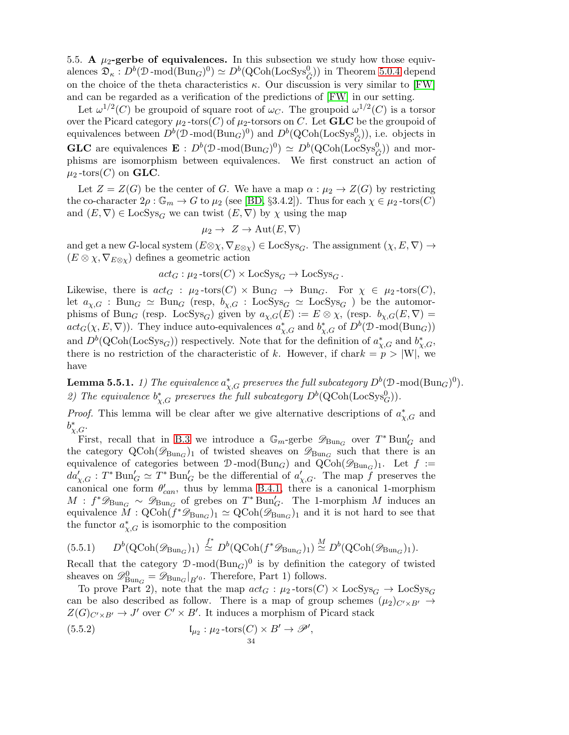5.5. **A $\mu_2$-gerbe of equivalences.** In this subsection we study how those equivalences $\mathfrak{D}_\kappa : D^b(\mathcal{D}\text{-mod}(\mathrm{Bun}_G)^0) \simeq D^b(\mathrm{QCoh}(\mathrm{LocSys}^0_{\check{G}}))$ in Theorem 5.0.4 depend on the choice of the theta characteristics $\kappa$. Our discussion is very similar to [FW] and can be regarded as a verification of the predictions of [FW] in our setting.

Let $\omega^{1/2}(C)$ be groupoid of square root of $\omega_C$. The groupoid $\omega^{1/2}(C)$ is a torsor over the Picard category $\mu_2\text{-tors}(C)$ of $\mu_2$-torsors on $C$. Let **GLC** be the groupoid of equivalences between $D^b(\mathcal{D}\text{-mod}(\mathrm{Bun}_G)^0)$ and $D^b(\mathrm{QCoh}(\mathrm{LocSys}^0_{\check{G}}))$, i.e. objects in **GLC** are equivalences $\mathbf{E} : D^b(\mathcal{D}\text{-mod}(\mathrm{Bun}_G)^0) \simeq D^b(\mathrm{QCoh}(\mathrm{LocSys}^0_{\check{G}}))$ and morphisms are isomorphism between equivalences. We first construct an action of $\mu_2\text{-tors}(C)$ on **GLC**.

Let $Z = Z(G)$ be the center of $G$. We have a map $\alpha : \mu_2 \to Z(G)$ by restricting the co-character $2\rho : \mathbb{G}_m \to G$ to $\mu_2$ (see [BD, §3.4.2]). Thus for each $\chi \in \mu_2\text{-tors}(C)$ and $(E, \nabla) \in \mathrm{LocSys}_G$ we can twist $(E, \nabla)$ by $\chi$ using the map

$$\mu_2 \to Z \to \mathrm{Aut}(E, \nabla)$$

and get a new $G$-local system $(E\otimes\chi, \nabla_{E\otimes\chi}) \in \mathrm{LocSys}_G$. The assignment $(\chi, E, \nabla) \to (E \otimes \chi, \nabla_{E\otimes\chi})$ defines a geometric action

$$act_G : \mu_2\text{-tors}(C) \times \mathrm{LocSys}_G \to \mathrm{LocSys}_G .$$

Likewise, there is $act_G : \mu_2\text{-tors}(C) \times \mathrm{Bun}_G \to \mathrm{Bun}_G$. For $\chi \in \mu_2\text{-tors}(C)$, let $a_{\chi,G} : \mathrm{Bun}_G \simeq \mathrm{Bun}_G$ (resp, $b_{\chi,G} : \mathrm{LocSys}_G \simeq \mathrm{LocSys}_G$ ) be the automorphisms of $\mathrm{Bun}_G$ (resp. $\mathrm{LocSys}_G$) given by $a_{\chi,G}(E) := E \otimes \chi$, (resp. $b_{\chi,G}(E, \nabla) = act_G(\chi, E, \nabla)$). They induce auto-equivalences $a^*_{\chi,G}$ and $b^*_{\chi,G}$ of $D^b(\mathcal{D}\text{-mod}(\mathrm{Bun}_G))$ and $D^b(\mathrm{QCoh}(\mathrm{LocSys}_G))$ respectively. Note that for the definition of $a^*_{\chi,G}$ and $b^*_{\chi,G}$, there is no restriction of the characteristic of $k$. However, if $\mathrm{char} k = p > |\mathrm{W}|$, we have

**Lemma 5.5.1.** *1) The equivalence $a^*_{\chi,G}$ preserves the full subcategory $D^b(\mathcal{D}\text{-mod}(\mathrm{Bun}_G)^0)$.*
*2) The equivalence $b^*_{\chi,G}$ preserves the full subcategory $D^b(\mathrm{QCoh}(\mathrm{LocSys}^0_G))$.*

*Proof.* This lemma will be clear after we give alternative descriptions of $a^*_{\chi,G}$ and $b^*_{\chi,G}$.

First, recall that in B.3 we introduce a $\mathbb{G}_m$-gerbe $\mathscr{D}_{\mathrm{Bun}_G}$ over $T^*\mathrm{Bun}'_G$ and the category $\mathrm{QCoh}(\mathscr{D}_{\mathrm{Bun}_G})_1$ of twisted sheaves on $\mathscr{D}_{\mathrm{Bun}_G}$ such that there is an equivalence of categories between $\mathcal{D}\text{-mod}(\mathrm{Bun}_G)$ and $\mathrm{QCoh}(\mathscr{D}_{\mathrm{Bun}_G})_1$. Let $f := da'_{\chi,G} : T^*\mathrm{Bun}'_G \simeq T^*\mathrm{Bun}'_G$ be the differential of $a'_{\chi,G}$. The map $f$ preserves the canonical one form $\theta'_{can}$, thus by lemma B.4.1, there is a canonical 1-morphism $M : f^*\mathscr{D}_{\mathrm{Bun}_G} \sim \mathscr{D}_{\mathrm{Bun}_G}$ of grebes on $T^*\mathrm{Bun}'_G$. The 1-morphism $M$ induces an equivalence $M : \mathrm{QCoh}(f^*\mathscr{D}_{\mathrm{Bun}_G})_1 \simeq \mathrm{QCoh}(\mathscr{D}_{\mathrm{Bun}_G})_1$ and it is not hard to see that the functor $a^*_{\chi,G}$ is isomorphic to the composition

$$D^b(\mathrm{QCoh}(\mathscr{D}_{\mathrm{Bun}_G})_1) \overset{f^*}{\simeq} D^b(\mathrm{QCoh}(f^*\mathscr{D}_{\mathrm{Bun}_G})_1) \overset{M}{\simeq} D^b(\mathrm{QCoh}(\mathscr{D}_{\mathrm{Bun}_G})_1). \tag{5.5.1}$$

Recall that the category $\mathcal{D}\text{-mod}(\mathrm{Bun}_G)^0$ is by definition the category of twisted sheaves on $\mathscr{D}^0_{\mathrm{Bun}_G} = \mathscr{D}_{\mathrm{Bun}_G}|_{B'^0}$. Therefore, Part 1) follows.

To prove Part 2), note that the map $act_G : \mu_2\text{-tors}(C) \times \mathrm{LocSys}_G \to \mathrm{LocSys}_G$ can be also described as follow. There is a map of group schemes $(\mu_2)_{C'\times B'} \to Z(G)_{C'\times B'} \to J'$ over $C' \times B'$. It induces a morphism of Picard stack

$$\mathfrak{l}_{\mu_2} : \mu_2\text{-tors}(C) \times B' \to \mathscr{P}', \tag{5.5.2}$$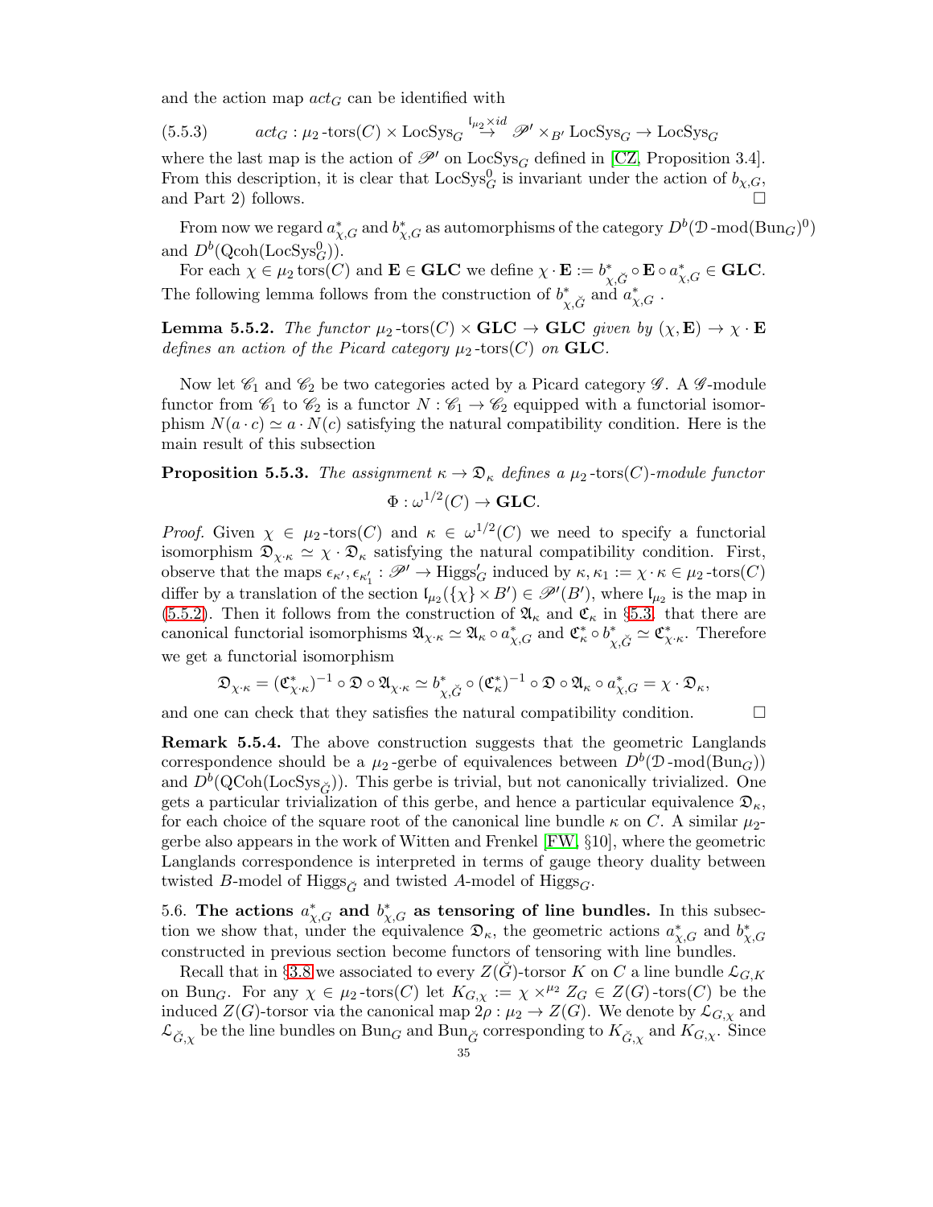and the action map $act_G$ can be identified with

$$(5.5.3)\qquad act_G : \mu_2\text{-tors}(C) \times \mathrm{LocSys}_G \overset{\mathfrak{l}_{\mu_2}\times id}{\to} \mathscr{P}' \times_{B'} \mathrm{LocSys}_G \to \mathrm{LocSys}_G$$

where the last map is the action of $\mathscr{P}'$ on $\mathrm{LocSys}_G$ defined in [CZ, Proposition 3.4]. From this description, it is clear that $\mathrm{LocSys}^0_G$ is invariant under the action of $b_{\chi,G}$, and Part 2) follows. □

From now we regard $a^*_{\chi,G}$ and $b^*_{\chi,G}$ as automorphisms of the category $D^b(\mathcal{D}\text{-mod}(\mathrm{Bun}_G)^0)$ and $D^b(\mathrm{Qcoh}(\mathrm{LocSys}^0_G))$.

For each $\chi \in \mu_2\,\mathrm{tors}(C)$ and $\mathbf{E} \in \mathbf{GLC}$ we define $\chi \cdot \mathbf{E} := b^*_{\chi,\check{G}} \circ \mathbf{E} \circ a^*_{\chi,G} \in \mathbf{GLC}$. The following lemma follows from the construction of $b^*_{\chi,\check{G}}$ and $a^*_{\chi,G}$ .

**Lemma 5.5.2.** *The functor $\mu_2\text{-tors}(C) \times \mathbf{GLC} \to \mathbf{GLC}$ given by $(\chi, \mathbf{E}) \to \chi \cdot \mathbf{E}$ defines an action of the Picard category $\mu_2\text{-tors}(C)$ on $\mathbf{GLC}$.*

Now let $\mathscr{C}_1$ and $\mathscr{C}_2$ be two categories acted by a Picard category $\mathscr{G}$. A $\mathscr{G}$-module functor from $\mathscr{C}_1$ to $\mathscr{C}_2$ is a functor $N : \mathscr{C}_1 \to \mathscr{C}_2$ equipped with a functorial isomorphism $N(a \cdot c) \simeq a \cdot N(c)$ satisfying the natural compatibility condition. Here is the main result of this subsection

**Proposition 5.5.3.** *The assignment $\kappa \to \mathfrak{D}_\kappa$ defines a $\mu_2\text{-tors}(C)$-module functor*

$$\Phi : \omega^{1/2}(C) \to \mathbf{GLC}.$$

*Proof.* Given $\chi \in \mu_2\text{-tors}(C)$ and $\kappa \in \omega^{1/2}(C)$ we need to specify a functorial isomorphism $\mathfrak{D}_{\chi\cdot\kappa} \simeq \chi \cdot \mathfrak{D}_\kappa$ satisfying the natural compatibility condition. First, observe that the maps $\epsilon_{\kappa'}, \epsilon_{\kappa'_1} : \mathscr{P}' \to \mathrm{Higgs}'_G$ induced by $\kappa, \kappa_1 := \chi \cdot \kappa \in \mu_2\text{-tors}(C)$ differ by a translation of the section $\mathfrak{l}_{\mu_2}(\{\chi\} \times B') \in \mathscr{P}'(B')$, where $\mathfrak{l}_{\mu_2}$ is the map in (5.5.2). Then it follows from the construction of $\mathfrak{A}_\kappa$ and $\mathfrak{C}_\kappa$ in §5.3. that there are canonical functorial isomorphisms $\mathfrak{A}_{\chi\cdot\kappa} \simeq \mathfrak{A}_\kappa \circ a^*_{\chi,G}$ and $\mathfrak{C}^*_\kappa \circ b^*_{\chi,\check{G}} \simeq \mathfrak{C}^*_{\chi\cdot\kappa}$. Therefore we get a functorial isomorphism

$$\mathfrak{D}_{\chi\cdot\kappa} = (\mathfrak{C}^*_{\chi\cdot\kappa})^{-1} \circ \mathfrak{D} \circ \mathfrak{A}_{\chi\cdot\kappa} \simeq b^*_{\chi,\check{G}} \circ (\mathfrak{C}^*_\kappa)^{-1} \circ \mathfrak{D} \circ \mathfrak{A}_\kappa \circ a^*_{\chi,G} = \chi \cdot \mathfrak{D}_\kappa,$$

and one can check that they satisfies the natural compatibility condition. □

**Remark 5.5.4.** The above construction suggests that the geometric Langlands correspondence should be a $\mu_2$-gerbe of equivalences between $D^b(\mathcal{D}\text{-mod}(\mathrm{Bun}_G))$ and $D^b(\mathrm{QCoh}(\mathrm{LocSys}_{\check{G}}))$. This gerbe is trivial, but not canonically trivialized. One gets a particular trivialization of this gerbe, and hence a particular equivalence $\mathfrak{D}_\kappa$, for each choice of the square root of the canonical line bundle $\kappa$ on $C$. A similar $\mu_2$-gerbe also appears in the work of Witten and Frenkel [FW, §10], where the geometric Langlands correspondence is interpreted in terms of gauge theory duality between twisted $B$-model of $\mathrm{Higgs}_{\check{G}}$ and twisted $A$-model of $\mathrm{Higgs}_G$.

5.6. **The actions $a^*_{\chi,G}$ and $b^*_{\chi,G}$ as tensoring of line bundles.** In this subsection we show that, under the equivalence $\mathfrak{D}_\kappa$, the geometric actions $a^*_{\chi,G}$ and $b^*_{\chi,G}$ constructed in previous section become functors of tensoring with line bundles.

Recall that in §3.8 we associated to every $Z(\check{G})$-torsor $K$ on $C$ a line bundle $\mathcal{L}_{G,K}$ on $\mathrm{Bun}_G$. For any $\chi \in \mu_2\text{-tors}(C)$ let $K_{G,\chi} := \chi \times^{\mu_2} Z_G \in Z(G)\text{-tors}(C)$ be the induced $Z(G)$-torsor via the canonical map $2\rho : \mu_2 \to Z(G)$. We denote by $\mathcal{L}_{G,\chi}$ and $\mathcal{L}_{\check{G},\chi}$ be the line bundles on $\mathrm{Bun}_G$ and $\mathrm{Bun}_{\check{G}}$ corresponding to $K_{\check{G},\chi}$ and $K_{G,\chi}$. Since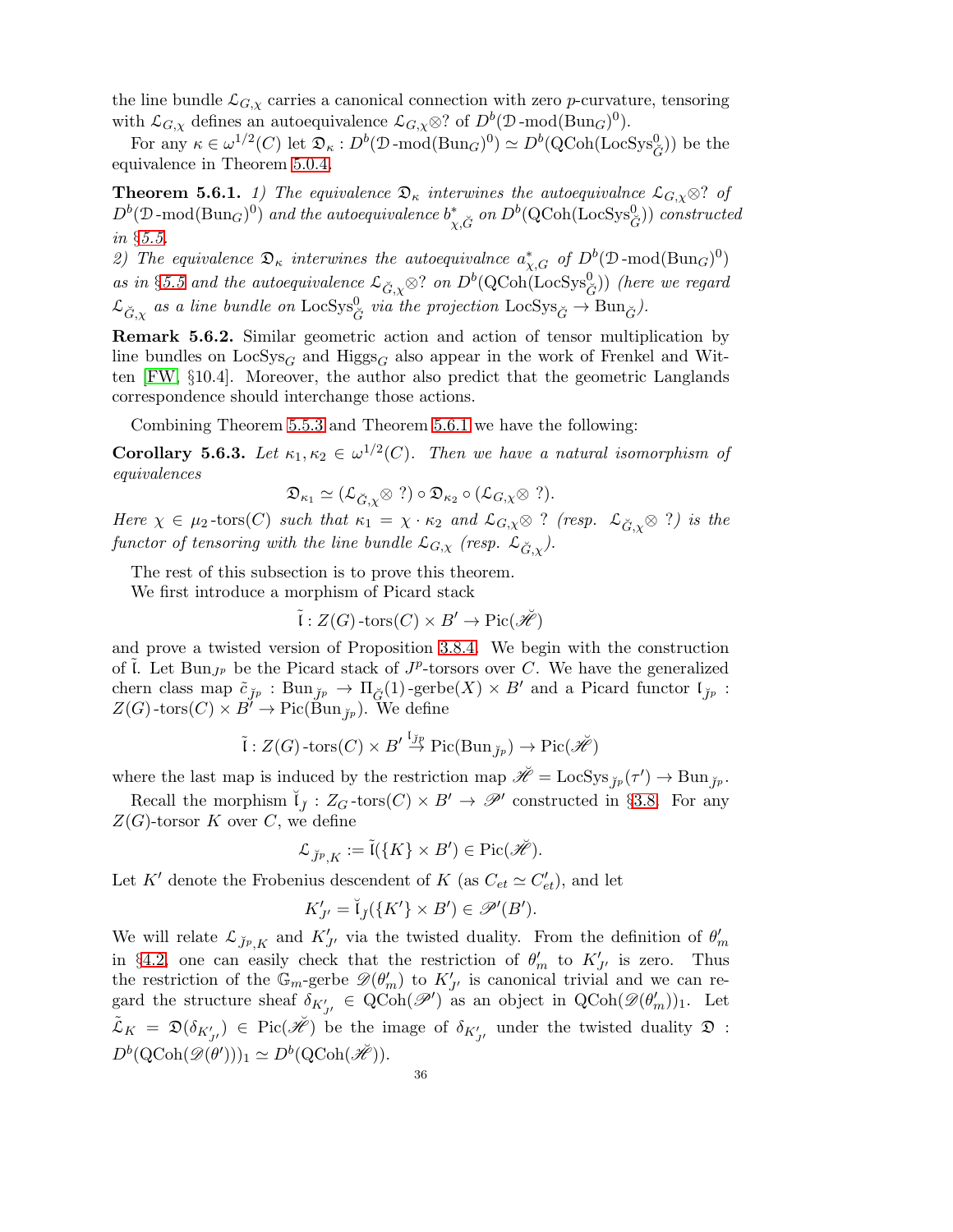the line bundle $\mathcal{L}_{G,\chi}$ carries a canonical connection with zero $p$-curvature, tensoring with $\mathcal{L}_{G,\chi}$ defines an autoequivalence $\mathcal{L}_{G,\chi}\otimes ?$ of $D^b(\mathcal{D}\text{-mod}(\mathrm{Bun}_G)^0)$.

For any $\kappa \in \omega^{1/2}(C)$ let $\mathfrak{D}_\kappa : D^b(\mathcal{D}\text{-mod}(\mathrm{Bun}_G)^0) \simeq D^b(\mathrm{QCoh}(\mathrm{LocSys}^0_{\check{G}}))$ be the equivalence in Theorem 5.0.4.

**Theorem 5.6.1.** *1) The equivalence $\mathfrak{D}_\kappa$ interwines the autoequivalnce $\mathcal{L}_{G,\chi}\otimes ?$ of $D^b(\mathcal{D}\text{-mod}(\mathrm{Bun}_G)^0)$ and the autoequivalence $b^*_{\chi,\check{G}}$ on $D^b(\mathrm{QCoh}(\mathrm{LocSys}^0_{\check{G}}))$ constructed in §5.5.*
*2) The equivalence $\mathfrak{D}_\kappa$ interwines the autoequivalnce $a^*_{\chi,G}$ of $D^b(\mathcal{D}\text{-mod}(\mathrm{Bun}_G)^0)$ as in §5.5 and the autoequivalence $\mathcal{L}_{\check{G},\chi}\otimes ?$ on $D^b(\mathrm{QCoh}(\mathrm{LocSys}^0_{\check{G}}))$ (here we regard $\mathcal{L}_{\check{G},\chi}$ as a line bundle on $\mathrm{LocSys}^0_{\check{G}}$ via the projection $\mathrm{LocSys}_{\check{G}} \to \mathrm{Bun}_{\check{G}}$).*

**Remark 5.6.2.** Similar geometric action and action of tensor multiplication by line bundles on $\mathrm{LocSys}_G$ and $\mathrm{Higgs}_G$ also appear in the work of Frenkel and Witten [FW, §10.4]. Moreover, the author also predict that the geometric Langlands correspondence should interchange those actions.

Combining Theorem 5.5.3 and Theorem 5.6.1 we have the following:

**Corollary 5.6.3.** *Let $\kappa_1, \kappa_2 \in \omega^{1/2}(C)$. Then we have a natural isomorphism of equivalences*

$$\mathfrak{D}_{\kappa_1} \simeq (\mathcal{L}_{\check{G},\chi}\otimes\ ?) \circ \mathfrak{D}_{\kappa_2} \circ (\mathcal{L}_{G,\chi}\otimes\ ?).$$

*Here $\chi \in \mu_2\text{-tors}(C)$ such that $\kappa_1 = \chi\cdot\kappa_2$ and $\mathcal{L}_{G,\chi}\otimes\ ?$ (resp. $\mathcal{L}_{\check{G},\chi}\otimes\ ?$) is the functor of tensoring with the line bundle $\mathcal{L}_{G,\chi}$ (resp. $\mathcal{L}_{\check{G},\chi}$).*

The rest of this subsection is to prove this theorem.

We first introduce a morphism of Picard stack

$$\tilde{\mathfrak{l}} : Z(G)\text{-tors}(C) \times B' \to \mathrm{Pic}(\breve{\mathscr{H}})$$

and prove a twisted version of Proposition 3.8.4. We begin with the construction of $\tilde{\mathfrak{l}}$. Let $\mathrm{Bun}_{J^p}$ be the Picard stack of $J^p$-torsors over $C$. We have the generalized chern class map $\tilde{c}_{\check{J}^p} : \mathrm{Bun}_{\check{J}^p} \to \Pi_{\check{G}}(1)\text{-gerbe}(X) \times B'$ and a Picard functor $\mathfrak{l}_{\check{J}^p} : Z(G)\text{-tors}(C) \times B' \to \mathrm{Pic}(\mathrm{Bun}_{\check{J}^p})$. We define

$$\tilde{\mathfrak{l}} : Z(G)\text{-tors}(C) \times B' \stackrel{\mathfrak{l}_{\check{J}^p}}{\to} \mathrm{Pic}(\mathrm{Bun}_{\check{J}^p}) \to \mathrm{Pic}(\breve{\mathscr{H}})$$

where the last map is induced by the restriction map $\breve{\mathscr{H}} = \mathrm{LocSys}_{\check{J}^p}(\tau') \to \mathrm{Bun}_{\check{J}^p}$.

Recall the morphism $\check{\mathfrak{l}}_{J} : Z_G\text{-tors}(C) \times B' \to \mathscr{P}'$ constructed in §3.8. For any $Z(G)$-torsor $K$ over $C$, we define

$$\mathcal{L}_{\check{J}^p,K} := \tilde{\mathfrak{l}}(\{K\} \times B') \in \mathrm{Pic}(\breve{\mathscr{H}}).$$

Let $K'$ denote the Frobenius descendent of $K$ (as $C_{et} \simeq C'_{et}$), and let

$$K'_{J'} = \check{\mathfrak{l}}_{J}(\{K'\} \times B') \in \mathscr{P}'(B').$$

We will relate $\mathcal{L}_{\check{J}^p,K}$ and $K'_{J'}$ via the twisted duality. From the definition of $\theta'_m$ in §4.2, one can easily check that the restriction of $\theta'_m$ to $K'_{J'}$ is zero. Thus the restriction of the $\mathbb{G}_m$-gerbe $\mathscr{D}(\theta'_m)$ to $K'_{J'}$ is canonical trivial and we can regard the structure sheaf $\delta_{K'_{J'}} \in \mathrm{QCoh}(\mathscr{P}')$ as an object in $\mathrm{QCoh}(\mathscr{D}(\theta'_m))_1$. Let $\tilde{\mathcal{L}}_K = \mathfrak{D}(\delta_{K'_{J'}}) \in \mathrm{Pic}(\breve{\mathscr{H}})$ be the image of $\delta_{K'_{J'}}$ under the twisted duality $\mathfrak{D} : D^b(\mathrm{QCoh}(\mathscr{D}(\theta')))_1 \simeq D^b(\mathrm{QCoh}(\breve{\mathscr{H}}))$.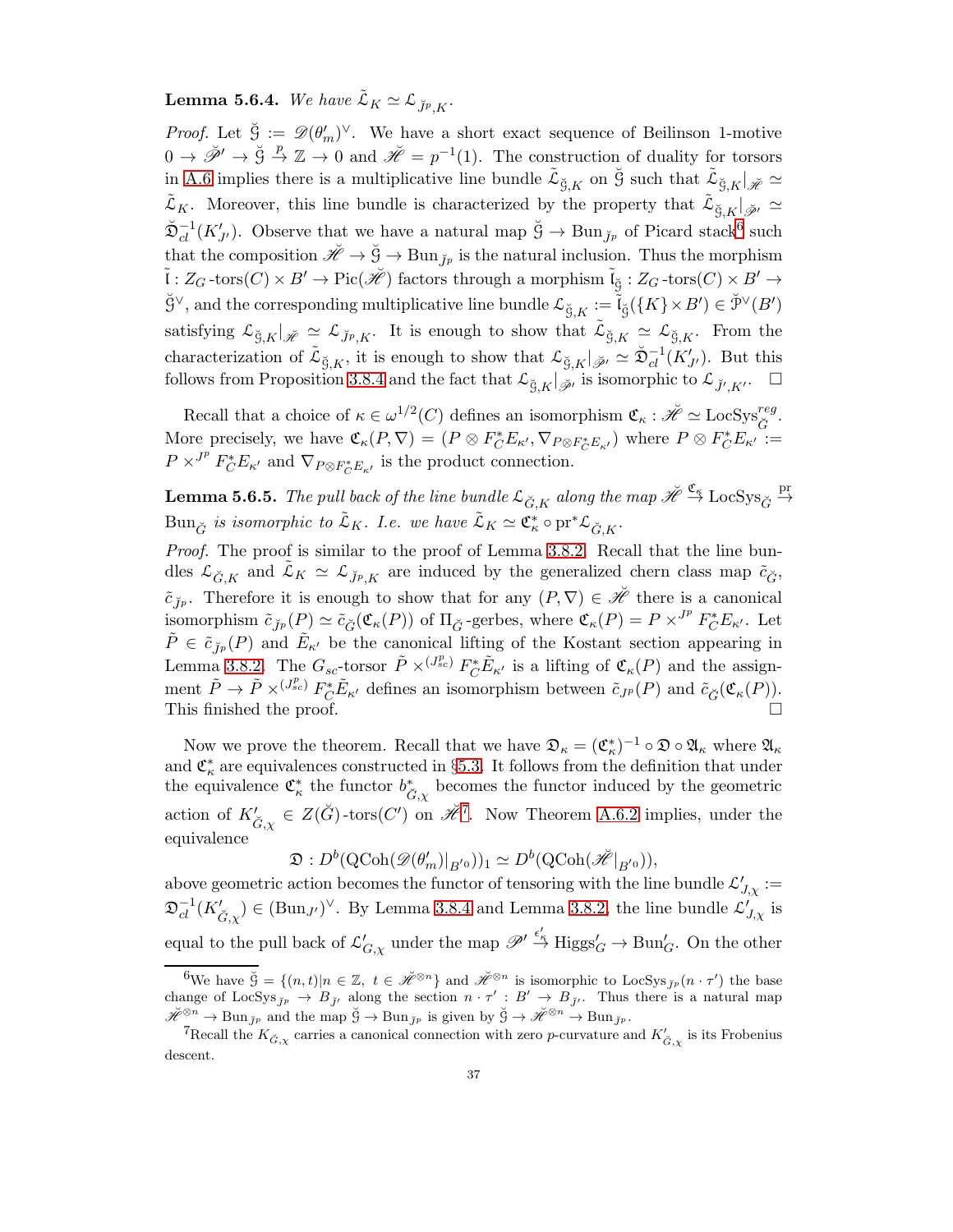**Lemma 5.6.4.** *We have $\tilde{\mathcal{L}}_K \simeq \mathcal{L}_{\breve{J}^p,K}$.*

*Proof.* Let $\breve{\mathcal{G}} := \mathscr{D}(\theta'_m)^\vee$. We have a short exact sequence of Beilinson 1-motive $0 \to \breve{\mathscr{P}}' \to \breve{\mathcal{G}} \xrightarrow{p} \mathbb{Z} \to 0$ and $\breve{\mathscr{H}} = p^{-1}(1)$. The construction of duality for torsors in A.6 implies there is a multiplicative line bundle $\tilde{\mathcal{L}}_{\breve{\mathcal{G}},K}$ on $\breve{\mathcal{G}}$ such that $\tilde{\mathcal{L}}_{\breve{\mathcal{G}},K}|_{\breve{\mathscr{H}}} \simeq \tilde{\mathcal{L}}_K$. Moreover, this line bundle is characterized by the property that $\tilde{\mathcal{L}}_{\breve{\mathcal{G}},K}|_{\breve{\mathscr{P}}'} \simeq \breve{\mathfrak{D}}_{cl}^{-1}(K'_{J'})$. Observe that we have a natural map $\breve{\mathcal{G}} \to \mathrm{Bun}_{\breve{J}^p}$ of Picard stack[6] such that the composition $\breve{\mathscr{H}} \to \breve{\mathcal{G}} \to \mathrm{Bun}_{\breve{J}^p}$ is the natural inclusion. Thus the morphism $\tilde{\mathfrak{l}} : Z_G\text{-tors}(C) \times B' \to \mathrm{Pic}(\breve{\mathscr{H}})$ factors through a morphism $\tilde{\mathfrak{l}}_{\breve{\mathcal{G}}} : Z_G\text{-tors}(C) \times B' \to \breve{\mathcal{G}}^\vee$, and the corresponding multiplicative line bundle $\mathcal{L}_{\breve{\mathcal{G}},K} := \tilde{\mathfrak{l}}_{\breve{\mathcal{G}}}(\{K\} \times B') \in \breve{\mathcal{P}}^\vee(B')$ satisfying $\mathcal{L}_{\breve{\mathcal{G}},K}|_{\breve{\mathscr{H}}} \simeq \mathcal{L}_{\breve{J}^p,K}$. It is enough to show that $\tilde{\mathcal{L}}_{\breve{\mathcal{G}},K} \simeq \mathcal{L}_{\breve{\mathcal{G}},K}$. From the characterization of $\tilde{\mathcal{L}}_{\breve{\mathcal{G}},K}$, it is enough to show that $\mathcal{L}_{\breve{\mathcal{G}},K}|_{\breve{\mathscr{P}}'} \simeq \breve{\mathfrak{D}}_{cl}^{-1}(K'_{J'})$. But this follows from Proposition 3.8.4 and the fact that $\mathcal{L}_{\breve{\mathcal{G}},K}|_{\breve{\mathscr{P}}'}$ is isomorphic to $\mathcal{L}_{\breve{J}',K'}$. $\square$

Recall that a choice of $\kappa \in \omega^{1/2}(C)$ defines an isomorphism $\mathfrak{C}_\kappa : \breve{\mathscr{H}} \simeq \mathrm{LocSys}^{reg}_{\breve{G}}$. More precisely, we have $\mathfrak{C}_\kappa(P, \nabla) = (P \otimes F_C^* E_{\kappa'}, \nabla_{P \otimes F_C^* E_{\kappa'}})$ where $P \otimes F_C^* E_{\kappa'} := P \times^{J^p} F_C^* E_{\kappa'}$ and $\nabla_{P \otimes F_C^* E_{\kappa'}}$ is the product connection.

**Lemma 5.6.5.** *The pull back of the line bundle $\mathcal{L}_{\breve{G},K}$ along the map $\breve{\mathscr{H}} \xrightarrow{\mathfrak{C}_\kappa} \mathrm{LocSys}_{\breve{G}} \xrightarrow{\mathrm{pr}} \mathrm{Bun}_{\breve{G}}$ is isomorphic to $\tilde{\mathcal{L}}_K$. I.e. we have $\tilde{\mathcal{L}}_K \simeq \mathfrak{C}_\kappa^* \circ \mathrm{pr}^* \mathcal{L}_{\breve{G},K}$.*

*Proof.* The proof is similar to the proof of Lemma 3.8.2. Recall that the line bundles $\mathcal{L}_{\breve{G},K}$ and $\tilde{\mathcal{L}}_K \simeq \mathcal{L}_{\breve{J}^p,K}$ are induced by the generalized chern class map $\tilde{c}_{\breve{G}}$, $\tilde{c}_{\breve{J}^p}$. Therefore it is enough to show that for any $(P, \nabla) \in \breve{\mathscr{H}}$ there is a canonical isomorphism $\tilde{c}_{\breve{J}^p}(P) \simeq \tilde{c}_{\breve{G}}(\mathfrak{C}_\kappa(P))$ of $\Pi_{\breve{G}}$-gerbes, where $\mathfrak{C}_\kappa(P) = P \times^{J^p} F_C^* E_{\kappa'}$. Let $\tilde{P} \in \tilde{c}_{\breve{J}^p}(P)$ and $\tilde{E}_{\kappa'}$ be the canonical lifting of the Kostant section appearing in Lemma 3.8.2. The $G_{sc}$-torsor $\tilde{P} \times^{(J^p_{sc})} F_C^* \tilde{E}_{\kappa'}$ is a lifting of $\mathfrak{C}_\kappa(P)$ and the assignment $\tilde{P} \to \tilde{P} \times^{(J^p_{sc})} F_C^* \tilde{E}_{\kappa'}$ defines an isomorphism between $\tilde{c}_{J^p}(P)$ and $\tilde{c}_{\breve{G}}(\mathfrak{C}_\kappa(P))$. This finished the proof. $\square$

Now we prove the theorem. Recall that we have $\mathfrak{D}_\kappa = (\mathfrak{C}_\kappa^*)^{-1} \circ \mathfrak{D} \circ \mathfrak{A}_\kappa$ where $\mathfrak{A}_\kappa$ and $\mathfrak{C}_\kappa^*$ are equivalences constructed in §5.3. It follows from the definition that under the equivalence $\mathfrak{C}_\kappa^*$ the functor $b^*_{\breve{G},\chi}$ becomes the functor induced by the geometric action of $K'_{\breve{G},\chi} \in Z(\breve{G})\text{-tors}(C')$ on $\breve{\mathscr{H}}$[7]. Now Theorem A.6.2 implies, under the equivalence

$$\mathfrak{D} : D^b(\mathrm{QCoh}(\mathscr{D}(\theta'_m)|_{B'^0}))_1 \simeq D^b(\mathrm{QCoh}(\breve{\mathscr{H}}|_{B'^0})),$$

above geometric action becomes the functor of tensoring with the line bundle $\mathcal{L}'_{J,\chi} := \mathfrak{D}_{cl}^{-1}(K'_{\breve{G},\chi}) \in (\mathrm{Bun}_{J'})^\vee$. By Lemma 3.8.4 and Lemma 3.8.2, the line bundle $\mathcal{L}'_{J,\chi}$ is equal to the pull back of $\mathcal{L}'_{G,\chi}$ under the map $\mathscr{P}' \xrightarrow{\epsilon'_\kappa} \mathrm{Higgs}'_G \to \mathrm{Bun}'_G$. On the other

[6] We have $\breve{\mathcal{G}} = \{(n,t) | n \in \mathbb{Z},\ t \in \breve{\mathscr{H}}^{\otimes n}\}$ and $\breve{\mathscr{H}}^{\otimes n}$ is isomorphic to $\mathrm{LocSys}_{\breve{J}^p}(n \cdot \tau')$ the base change of $\mathrm{LocSys}_{\breve{J}^p} \to B_{\breve{J}'}$ along the section $n \cdot \tau' : B' \to B_{\breve{J}'}$. Thus there is a natural map $\breve{\mathscr{H}}^{\otimes n} \to \mathrm{Bun}_{\breve{J}^p}$ and the map $\breve{\mathcal{G}} \to \mathrm{Bun}_{\breve{J}^p}$ is given by $\breve{\mathcal{G}} \to \breve{\mathscr{H}}^{\otimes n} \to \mathrm{Bun}_{\breve{J}^p}$.

[7] Recall the $K_{\breve{G},\chi}$ carries a canonical connection with zero $p$-curvature and $K'_{\breve{G},\chi}$ is its Frobenius descent.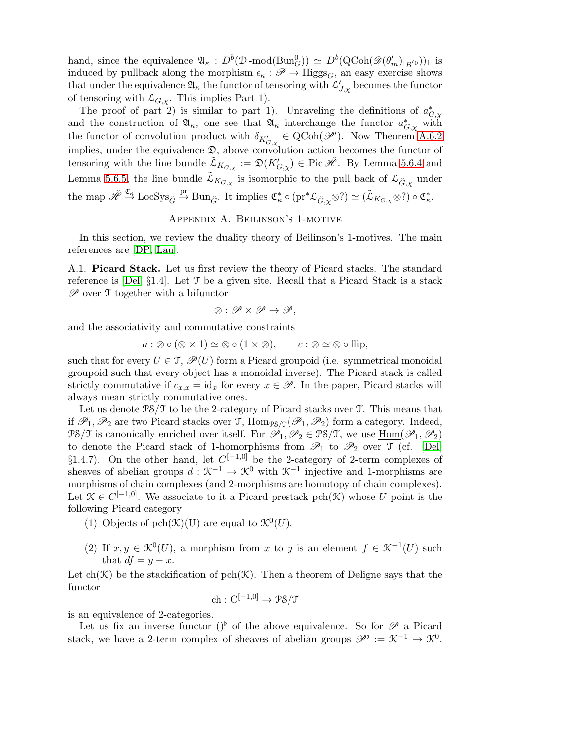hand, since the equivalence $\mathfrak{A}_\kappa : D^b(\mathcal{D}\text{-mod}(\mathrm{Bun}_G^0)) \simeq D^b(\mathrm{QCoh}(\mathscr{D}(\theta'_m)|_{B'^0}))_1$ is induced by pullback along the morphism $\epsilon_\kappa : \mathscr{P} \to \mathrm{Higgs}_G$, an easy exercise shows that under the equivalence $\mathfrak{A}_\kappa$ the functor of tensoring with $\mathcal{L}'_{J,\chi}$ becomes the functor of tensoring with $\mathcal{L}_{G,\chi}$. This implies Part 1).

The proof of part 2) is similar to part 1). Unraveling the definitions of $a^*_{G,\chi}$ and the construction of $\mathfrak{A}_\kappa$, one see that $\mathfrak{A}_\kappa$ interchange the functor $a^*_{G,\chi}$ with the functor of convolution product with $\delta_{K'_{G,\chi}} \in \mathrm{QCoh}(\mathscr{P}')$. Now Theorem A.6.2 implies, under the equivalence $\mathfrak{D}$, above convolution action becomes the functor of tensoring with the line bundle $\tilde{\mathcal{L}}_{K_{G,\chi}} := \mathfrak{D}(K'_{G,\chi}) \in \mathrm{Pic}\,\check{\mathscr{H}}$. By Lemma 5.6.4 and Lemma 5.6.5, the line bundle $\tilde{\mathcal{L}}_{K_{G,\chi}}$ is isomorphic to the pull back of $\mathcal{L}_{\check{G},\chi}$ under the map $\check{\mathscr{H}} \xrightarrow{\mathfrak{C}_\kappa} \mathrm{LocSys}_{\check{G}} \xrightarrow{\mathrm{pr}} \mathrm{Bun}_{\check{G}}$. It implies $\mathfrak{C}^*_\kappa \circ (\mathrm{pr}^*\mathcal{L}_{\check{G},\chi} \otimes ?) \simeq (\tilde{\mathcal{L}}_{K_{G,\chi}} \otimes ?) \circ \mathfrak{C}^*_\kappa$.

## Appendix A. Beilinson's 1-motive

In this section, we review the duality theory of Beilinson's 1-motives. The main references are [DP, Lau].

**A.1. Picard Stack.** Let us first review the theory of Picard stacks. The standard reference is [Del, §1.4]. Let $\mathcal{T}$ be a given site. Recall that a Picard Stack is a stack $\mathscr{P}$ over $\mathcal{T}$ together with a bifunctor

$$\otimes : \mathscr{P} \times \mathscr{P} \to \mathscr{P},$$

and the associativity and commutative constraints

$$a : \otimes \circ (\otimes \times 1) \simeq \otimes \circ (1 \times \otimes), \qquad c : \otimes \simeq \otimes \circ \mathrm{flip},$$

such that for every $U \in \mathcal{T}$, $\mathscr{P}(U)$ form a Picard groupoid (i.e. symmetrical monoidal groupoid such that every object has a monoidal inverse). The Picard stack is called strictly commutative if $c_{x,x} = \mathrm{id}_x$ for every $x \in \mathscr{P}$. In the paper, Picard stacks will always mean strictly commutative ones.

Let us denote $\mathcal{PS}/\mathcal{T}$ to be the 2-category of Picard stacks over $\mathcal{T}$. This means that if $\mathscr{P}_1, \mathscr{P}_2$ are two Picard stacks over $\mathcal{T}$, $\mathrm{Hom}_{\mathcal{PS}/\mathcal{T}}(\mathscr{P}_1, \mathscr{P}_2)$ form a category. Indeed, $\mathcal{PS}/\mathcal{T}$ is canonically enriched over itself. For $\mathscr{P}_1, \mathscr{P}_2 \in \mathcal{PS}/\mathcal{T}$, we use $\underline{\mathrm{Hom}}(\mathscr{P}_1, \mathscr{P}_2)$ to denote the Picard stack of 1-homorphisms from $\mathscr{P}_1$ to $\mathscr{P}_2$ over $\mathcal{T}$ (cf. [Del] §1.4.7). On the other hand, let $C^{[-1,0]}$ be the 2-category of 2-term complexes of sheaves of abelian groups $d : \mathcal{K}^{-1} \to \mathcal{K}^0$ with $\mathcal{K}^{-1}$ injective and 1-morphisms are morphisms of chain complexes (and 2-morphisms are homotopy of chain complexes). Let $\mathcal{K} \in C^{[-1,0]}$. We associate to it a Picard prestack $\mathrm{pch}(\mathcal{K})$ whose $U$ point is the following Picard category

(1) Objects of $\mathrm{pch}(\mathcal{K})(\mathrm{U})$ are equal to $\mathcal{K}^0(U)$.

(2) If $x, y \in \mathcal{K}^0(U)$, a morphism from $x$ to $y$ is an element $f \in \mathcal{K}^{-1}(U)$ such that $df = y - x$.

Let $\mathrm{ch}(\mathcal{K})$ be the stackification of $\mathrm{pch}(\mathcal{K})$. Then a theorem of Deligne says that the functor

$$\mathrm{ch} : \mathrm{C}^{[-1,0]} \to \mathcal{PS}/\mathcal{T}$$

is an equivalence of 2-categories.

Let us fix an inverse functor $()^\flat$ of the above equivalence. So for $\mathscr{P}$ a Picard stack, we have a 2-term complex of sheaves of abelian groups $\mathscr{P}^\flat := \mathcal{K}^{-1} \to \mathcal{K}^0$.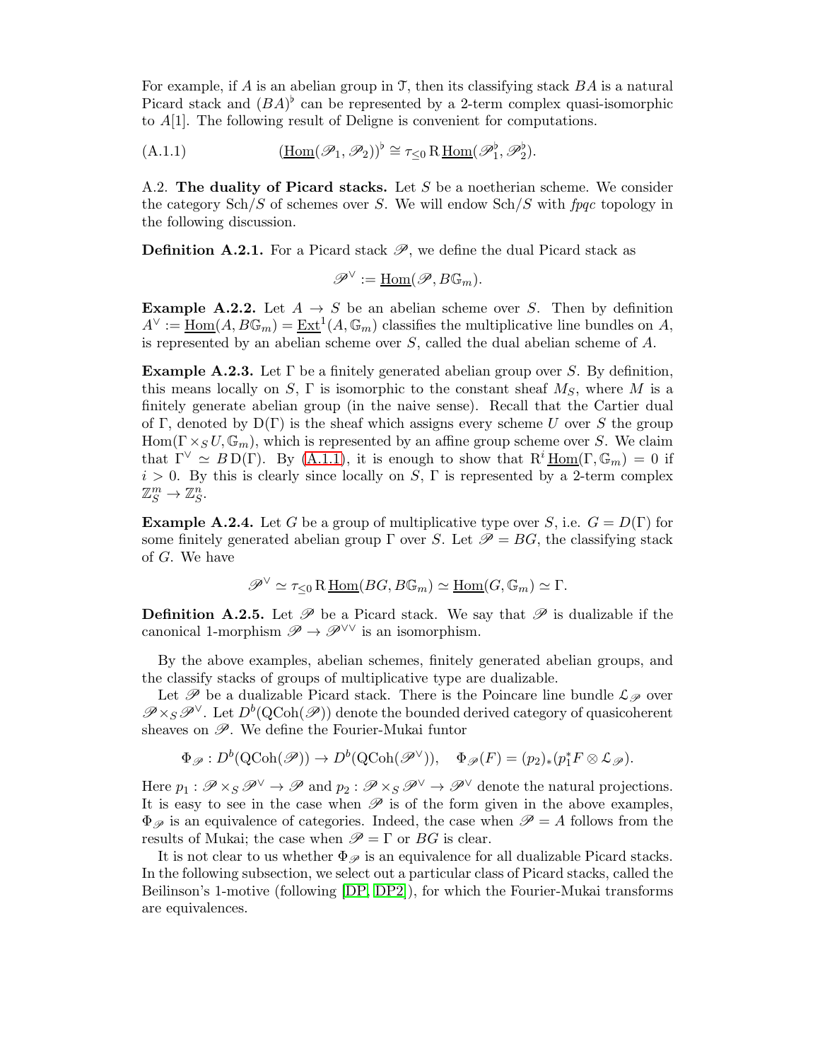For example, if $A$ is an abelian group in $\mathcal{T}$, then its classifying stack $BA$ is a natural Picard stack and $(BA)^\flat$ can be represented by a 2-term complex quasi-isomorphic to $A[1]$. The following result of Deligne is convenient for computations.

$$(\underline{\mathrm{Hom}}(\mathscr{P}_1, \mathscr{P}_2))^\flat \cong \tau_{\leq 0} \mathrm{R}\, \underline{\mathrm{Hom}}(\mathscr{P}_1^\flat, \mathscr{P}_2^\flat). \tag{A.1.1}$$

A.2. **The duality of Picard stacks.** Let $S$ be a noetherian scheme. We consider the category $\mathrm{Sch}/S$ of schemes over $S$. We will endow $\mathrm{Sch}/S$ with *fpqc* topology in the following discussion.

**Definition A.2.1.** For a Picard stack $\mathscr{P}$, we define the dual Picard stack as

$$\mathscr{P}^\vee := \underline{\mathrm{Hom}}(\mathscr{P}, B\mathbb{G}_m).$$

**Example A.2.2.** Let $A \to S$ be an abelian scheme over $S$. Then by definition $A^\vee := \underline{\mathrm{Hom}}(A, B\mathbb{G}_m) = \underline{\mathrm{Ext}}^1(A, \mathbb{G}_m)$ classifies the multiplicative line bundles on $A$, is represented by an abelian scheme over $S$, called the dual abelian scheme of $A$.

**Example A.2.3.** Let $\Gamma$ be a finitely generated abelian group over $S$. By definition, this means locally on $S$, $\Gamma$ is isomorphic to the constant sheaf $M_S$, where $M$ is a finitely generate abelian group (in the naive sense). Recall that the Cartier dual of $\Gamma$, denoted by $\mathrm{D}(\Gamma)$ is the sheaf which assigns every scheme $U$ over $S$ the group $\mathrm{Hom}(\Gamma \times_S U, \mathbb{G}_m)$, which is represented by an affine group scheme over $S$. We claim that $\Gamma^\vee \simeq B\,\mathrm{D}(\Gamma)$. By (A.1.1), it is enough to show that $\mathrm{R}^i\, \underline{\mathrm{Hom}}(\Gamma, \mathbb{G}_m) = 0$ if $i > 0$. By this is clearly since locally on $S$, $\Gamma$ is represented by a 2-term complex $\mathbb{Z}_S^m \to \mathbb{Z}_S^n$.

**Example A.2.4.** Let $G$ be a group of multiplicative type over $S$, i.e. $G = D(\Gamma)$ for some finitely generated abelian group $\Gamma$ over $S$. Let $\mathscr{P} = BG$, the classifying stack of $G$. We have

$$\mathscr{P}^\vee \simeq \tau_{\leq 0} \mathrm{R}\, \underline{\mathrm{Hom}}(BG, B\mathbb{G}_m) \simeq \underline{\mathrm{Hom}}(G, \mathbb{G}_m) \simeq \Gamma.$$

**Definition A.2.5.** Let $\mathscr{P}$ be a Picard stack. We say that $\mathscr{P}$ is dualizable if the canonical 1-morphism $\mathscr{P} \to \mathscr{P}^{\vee\vee}$ is an isomorphism.

By the above examples, abelian schemes, finitely generated abelian groups, and the classify stacks of groups of multiplicative type are dualizable.

Let $\mathscr{P}$ be a dualizable Picard stack. There is the Poincare line bundle $\mathcal{L}_{\mathscr{P}}$ over $\mathscr{P} \times_S \mathscr{P}^\vee$. Let $D^b(\mathrm{QCoh}(\mathscr{P}))$ denote the bounded derived category of quasicoherent sheaves on $\mathscr{P}$. We define the Fourier-Mukai funtor

$$\Phi_{\mathscr{P}} : D^b(\mathrm{QCoh}(\mathscr{P})) \to D^b(\mathrm{QCoh}(\mathscr{P}^\vee)), \quad \Phi_{\mathscr{P}}(F) = (p_2)_*(p_1^* F \otimes \mathcal{L}_{\mathscr{P}}).$$

Here $p_1 : \mathscr{P} \times_S \mathscr{P}^\vee \to \mathscr{P}$ and $p_2 : \mathscr{P} \times_S \mathscr{P}^\vee \to \mathscr{P}^\vee$ denote the natural projections. It is easy to see in the case when $\mathscr{P}$ is of the form given in the above examples, $\Phi_{\mathscr{P}}$ is an equivalence of categories. Indeed, the case when $\mathscr{P} = A$ follows from the results of Mukai; the case when $\mathscr{P} = \Gamma$ or $BG$ is clear.

It is not clear to us whether $\Phi_{\mathscr{P}}$ is an equivalence for all dualizable Picard stacks. In the following subsection, we select out a particular class of Picard stacks, called the Beilinson's 1-motive (following [DP, DP2]), for which the Fourier-Mukai transforms are equivalences.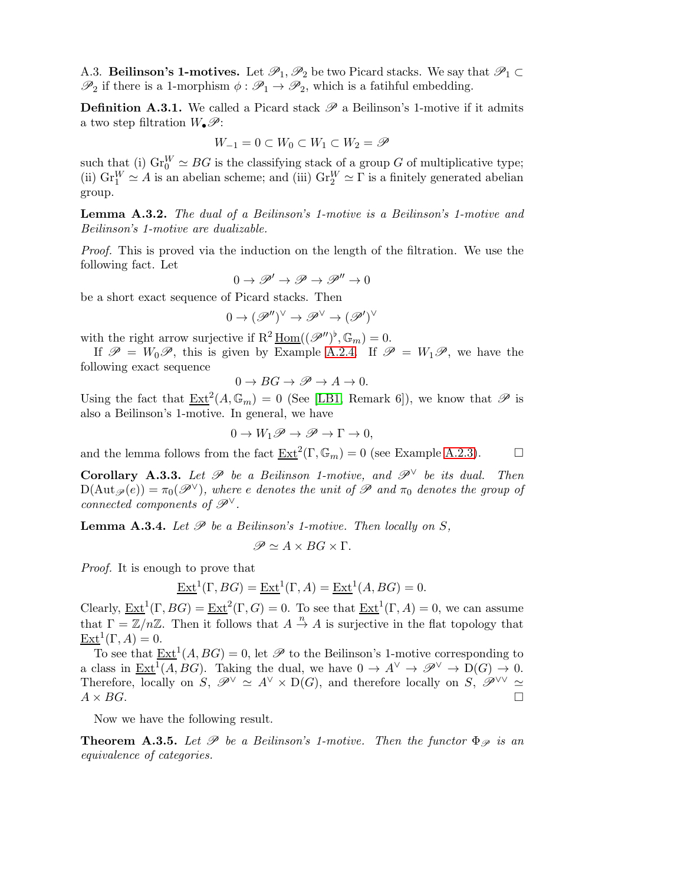A.3. **Beilinson's 1-motives.** Let $\mathscr{P}_1, \mathscr{P}_2$ be two Picard stacks. We say that $\mathscr{P}_1 \subset \mathscr{P}_2$ if there is a 1-morphism $\phi : \mathscr{P}_1 \to \mathscr{P}_2$, which is a fatihful embedding.

**Definition A.3.1.** We called a Picard stack $\mathscr{P}$ a Beilinson's 1-motive if it admits a two step filtration $W_\bullet \mathscr{P}$:

$$W_{-1} = 0 \subset W_0 \subset W_1 \subset W_2 = \mathscr{P}$$

such that (i) $\mathrm{Gr}_0^W \simeq BG$ is the classifying stack of a group $G$ of multiplicative type; (ii) $\mathrm{Gr}_1^W \simeq A$ is an abelian scheme; and (iii) $\mathrm{Gr}_2^W \simeq \Gamma$ is a finitely generated abelian group.

**Lemma A.3.2.** *The dual of a Beilinson's 1-motive is a Beilinson's 1-motive and Beilinson's 1-motive are dualizable.*

*Proof.* This is proved via the induction on the length of the filtration. We use the following fact. Let

$$0 \to \mathscr{P}' \to \mathscr{P} \to \mathscr{P}'' \to 0$$

be a short exact sequence of Picard stacks. Then

$$0 \to (\mathscr{P}'')^\vee \to \mathscr{P}^\vee \to (\mathscr{P}')^\vee$$

with the right arrow surjective if $\mathrm{R}^2 \underline{\mathrm{Hom}}((\mathscr{P}'')^\flat, \mathbb{G}_m) = 0$.

If $\mathscr{P} = W_0\mathscr{P}$, this is given by Example A.2.4. If $\mathscr{P} = W_1\mathscr{P}$, we have the following exact sequence

$$0 \to BG \to \mathscr{P} \to A \to 0.$$

Using the fact that $\underline{\mathrm{Ext}}^2(A, \mathbb{G}_m) = 0$ (See [LB1, Remark 6]), we know that $\mathscr{P}$ is also a Beilinson's 1-motive. In general, we have

$$0 \to W_1\mathscr{P} \to \mathscr{P} \to \Gamma \to 0,$$

and the lemma follows from the fact $\underline{\mathrm{Ext}}^2(\Gamma, \mathbb{G}_m) = 0$ (see Example A.2.3). $\square$

**Corollary A.3.3.** *Let $\mathscr{P}$ be a Beilinson 1-motive, and $\mathscr{P}^\vee$ be its dual. Then $\mathrm{D}(\mathrm{Aut}_{\mathscr{P}}(e)) = \pi_0(\mathscr{P}^\vee)$, where $e$ denotes the unit of $\mathscr{P}$ and $\pi_0$ denotes the group of connected components of $\mathscr{P}^\vee$.*

**Lemma A.3.4.** *Let $\mathscr{P}$ be a Beilinson's 1-motive. Then locally on $S$,*

$$\mathscr{P} \simeq A \times BG \times \Gamma.$$

*Proof.* It is enough to prove that

$$\underline{\mathrm{Ext}}^1(\Gamma, BG) = \underline{\mathrm{Ext}}^1(\Gamma, A) = \underline{\mathrm{Ext}}^1(A, BG) = 0.$$

Clearly, $\underline{\mathrm{Ext}}^1(\Gamma, BG) = \underline{\mathrm{Ext}}^2(\Gamma, G) = 0$. To see that $\underline{\mathrm{Ext}}^1(\Gamma, A) = 0$, we can assume that $\Gamma = \mathbb{Z}/n\mathbb{Z}$. Then it follows that $A \xrightarrow{n} A$ is surjective in the flat topology that $\underline{\mathrm{Ext}}^1(\Gamma, A) = 0$.

To see that $\underline{\mathrm{Ext}}^1(A, BG) = 0$, let $\mathscr{P}$ to the Beilinson's 1-motive corresponding to a class in $\underline{\mathrm{Ext}}^1(A, BG)$. Taking the dual, we have $0 \to A^\vee \to \mathscr{P}^\vee \to \mathrm{D}(G) \to 0$. Therefore, locally on $S$, $\mathscr{P}^\vee \simeq A^\vee \times \mathrm{D}(G)$, and therefore locally on $S$, $\mathscr{P}^{\vee\vee} \simeq A \times BG$. $\square$

Now we have the following result.

**Theorem A.3.5.** *Let $\mathscr{P}$ be a Beilinson's 1-motive. Then the functor $\Phi_{\mathscr{P}}$ is an equivalence of categories.*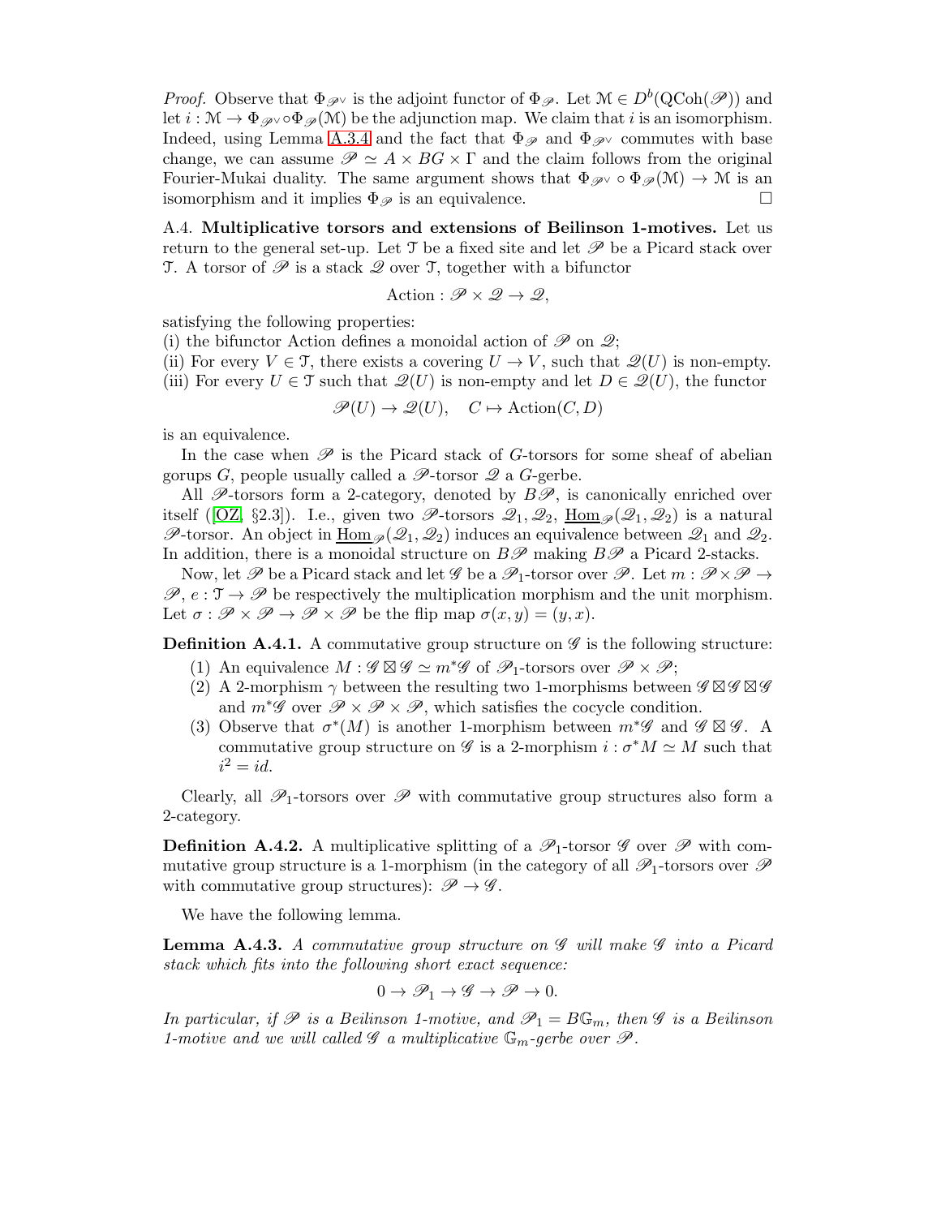*Proof.* Observe that $\Phi_{\mathscr{P}^\vee}$ is the adjoint functor of $\Phi_{\mathscr{P}}$. Let $\mathcal{M} \in D^b(\mathrm{QCoh}(\mathscr{P}))$ and let $i : \mathcal{M} \to \Phi_{\mathscr{P}^\vee} \circ \Phi_{\mathscr{P}}(\mathcal{M})$ be the adjunction map. We claim that $i$ is an isomorphism. Indeed, using Lemma A.3.4 and the fact that $\Phi_{\mathscr{P}}$ and $\Phi_{\mathscr{P}^\vee}$ commutes with base change, we can assume $\mathscr{P} \simeq A \times BG \times \Gamma$ and the claim follows from the original Fourier-Mukai duality. The same argument shows that $\Phi_{\mathscr{P}^\vee} \circ \Phi_{\mathscr{P}}(\mathcal{M}) \to \mathcal{M}$ is an isomorphism and it implies $\Phi_{\mathscr{P}}$ is an equivalence. □

A.4. **Multiplicative torsors and extensions of Beilinson 1-motives.** Let us return to the general set-up. Let $\mathcal{T}$ be a fixed site and let $\mathscr{P}$ be a Picard stack over $\mathcal{T}$. A torsor of $\mathscr{P}$ is a stack $\mathscr{Q}$ over $\mathcal{T}$, together with a bifunctor

$$\mathrm{Action} : \mathscr{P} \times \mathscr{Q} \to \mathscr{Q},$$

satisfying the following properties:
(i) the bifunctor Action defines a monoidal action of $\mathscr{P}$ on $\mathscr{Q}$;
(ii) For every $V \in \mathcal{T}$, there exists a covering $U \to V$, such that $\mathscr{Q}(U)$ is non-empty.
(iii) For every $U \in \mathcal{T}$ such that $\mathscr{Q}(U)$ is non-empty and let $D \in \mathscr{Q}(U)$, the functor

$$\mathscr{P}(U) \to \mathscr{Q}(U), \quad C \mapsto \mathrm{Action}(C, D)$$

is an equivalence.

In the case when $\mathscr{P}$ is the Picard stack of $G$-torsors for some sheaf of abelian gorups $G$, people usually called a $\mathscr{P}$-torsor $\mathscr{Q}$ a $G$-gerbe.

All $\mathscr{P}$-torsors form a 2-category, denoted by $B\mathscr{P}$, is canonically enriched over itself ([OZ, §2.3]). I.e., given two $\mathscr{P}$-torsors $\mathscr{Q}_1, \mathscr{Q}_2$, $\underline{\mathrm{Hom}}_{\mathscr{P}}(\mathscr{Q}_1, \mathscr{Q}_2)$ is a natural $\mathscr{P}$-torsor. An object in $\underline{\mathrm{Hom}}_{\mathscr{P}}(\mathscr{Q}_1, \mathscr{Q}_2)$ induces an equivalence between $\mathscr{Q}_1$ and $\mathscr{Q}_2$. In addition, there is a monoidal structure on $B\mathscr{P}$ making $B\mathscr{P}$ a Picard 2-stacks.

Now, let $\mathscr{P}$ be a Picard stack and let $\mathscr{G}$ be a $\mathscr{P}_1$-torsor over $\mathscr{P}$. Let $m : \mathscr{P} \times \mathscr{P} \to \mathscr{P}$, $e : \mathcal{T} \to \mathscr{P}$ be respectively the multiplication morphism and the unit morphism. Let $\sigma : \mathscr{P} \times \mathscr{P} \to \mathscr{P} \times \mathscr{P}$ be the flip map $\sigma(x, y) = (y, x)$.

**Definition A.4.1.** A commutative group structure on $\mathscr{G}$ is the following structure:

1. An equivalence $M : \mathscr{G} \boxtimes \mathscr{G} \simeq m^*\mathscr{G}$ of $\mathscr{P}_1$-torsors over $\mathscr{P} \times \mathscr{P}$;
2. A 2-morphism $\gamma$ between the resulting two 1-morphisms between $\mathscr{G} \boxtimes \mathscr{G} \boxtimes \mathscr{G}$ and $m^*\mathscr{G}$ over $\mathscr{P} \times \mathscr{P} \times \mathscr{P}$, which satisfies the cocycle condition.
3. Observe that $\sigma^*(M)$ is another 1-morphism between $m^*\mathscr{G}$ and $\mathscr{G} \boxtimes \mathscr{G}$. A commutative group structure on $\mathscr{G}$ is a 2-morphism $i : \sigma^* M \simeq M$ such that $i^2 = id$.

Clearly, all $\mathscr{P}_1$-torsors over $\mathscr{P}$ with commutative group structures also form a 2-category.

**Definition A.4.2.** A multiplicative splitting of a $\mathscr{P}_1$-torsor $\mathscr{G}$ over $\mathscr{P}$ with commutative group structure is a 1-morphism (in the category of all $\mathscr{P}_1$-torsors over $\mathscr{P}$ with commutative group structures): $\mathscr{P} \to \mathscr{G}$.

We have the following lemma.

**Lemma A.4.3.** *A commutative group structure on $\mathscr{G}$ will make $\mathscr{G}$ into a Picard stack which fits into the following short exact sequence:*

$$0 \to \mathscr{P}_1 \to \mathscr{G} \to \mathscr{P} \to 0.$$

*In particular, if $\mathscr{P}$ is a Beilinson 1-motive, and $\mathscr{P}_1 = B\mathbb{G}_m$, then $\mathscr{G}$ is a Beilinson 1-motive and we will called $\mathscr{G}$ a multiplicative $\mathbb{G}_m$-gerbe over $\mathscr{P}$.*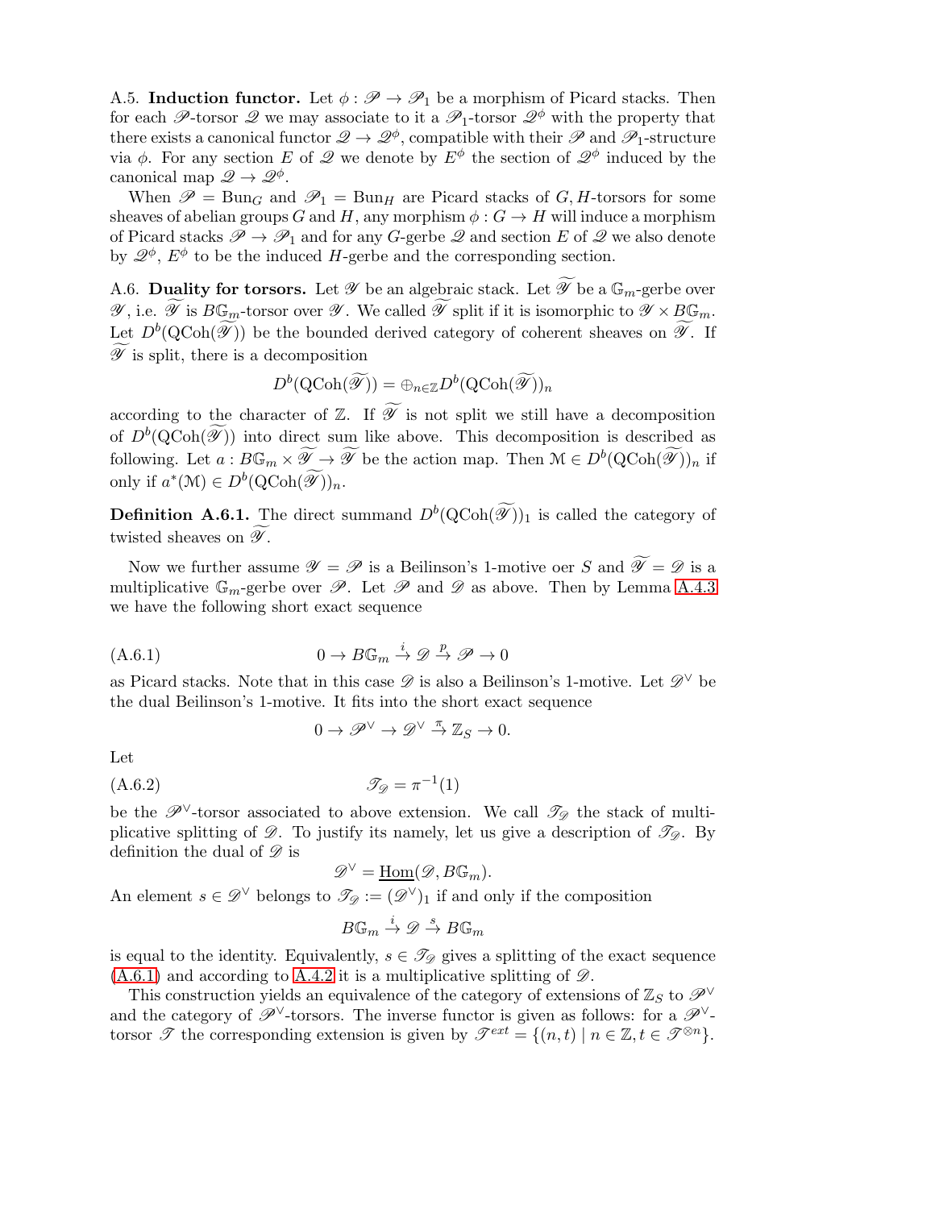A.5. **Induction functor.** Let $\phi : \mathscr{P} \to \mathscr{P}_1$ be a morphism of Picard stacks. Then for each $\mathscr{P}$-torsor $\mathscr{Q}$ we may associate to it a $\mathscr{P}_1$-torsor $\mathscr{Q}^\phi$ with the property that there exists a canonical functor $\mathscr{Q} \to \mathscr{Q}^\phi$, compatible with their $\mathscr{P}$ and $\mathscr{P}_1$-structure via $\phi$. For any section $E$ of $\mathscr{Q}$ we denote by $E^\phi$ the section of $\mathscr{Q}^\phi$ induced by the canonical map $\mathscr{Q} \to \mathscr{Q}^\phi$.

When $\mathscr{P} = \mathrm{Bun}_G$ and $\mathscr{P}_1 = \mathrm{Bun}_H$ are Picard stacks of $G, H$-torsors for some sheaves of abelian groups $G$ and $H$, any morphism $\phi : G \to H$ will induce a morphism of Picard stacks $\mathscr{P} \to \mathscr{P}_1$ and for any $G$-gerbe $\mathscr{Q}$ and section $E$ of $\mathscr{Q}$ we also denote by $\mathscr{Q}^\phi$, $E^\phi$ to be the induced $H$-gerbe and the corresponding section.

A.6. **Duality for torsors.** Let $\mathscr{Y}$ be an algebraic stack. Let $\widetilde{\mathscr{Y}}$ be a $\mathbb{G}_m$-gerbe over $\mathscr{Y}$, i.e. $\widetilde{\mathscr{Y}}$ is $B\mathbb{G}_m$-torsor over $\mathscr{Y}$. We called $\widetilde{\mathscr{Y}}$ split if it is isomorphic to $\mathscr{Y} \times B\mathbb{G}_m$. Let $D^b(\mathrm{QCoh}(\widetilde{\mathscr{Y}}))$ be the bounded derived category of coherent sheaves on $\widetilde{\mathscr{Y}}$. If $\widetilde{\mathscr{Y}}$ is split, there is a decomposition

$$D^b(\mathrm{QCoh}(\widetilde{\mathscr{Y}})) = \oplus_{n\in\mathbb{Z}} D^b(\mathrm{QCoh}(\widetilde{\mathscr{Y}}))_n$$

according to the character of $\mathbb{Z}$. If $\widetilde{\mathscr{Y}}$ is not split we still have a decomposition of $D^b(\mathrm{QCoh}(\widetilde{\mathscr{Y}}))$ into direct sum like above. This decomposition is described as following. Let $a : B\mathbb{G}_m \times \widetilde{\mathscr{Y}} \to \widetilde{\mathscr{Y}}$ be the action map. Then $\mathcal{M} \in D^b(\mathrm{QCoh}(\widetilde{\mathscr{Y}}))_n$ if only if $a^*(\mathcal{M}) \in D^b(\mathrm{QCoh}(\widetilde{\mathscr{Y}}))_n$.

**Definition A.6.1.** The direct summand $D^b(\mathrm{QCoh}(\widetilde{\mathscr{Y}}))_1$ is called the category of twisted sheaves on $\widetilde{\mathscr{Y}}$.

Now we further assume $\mathscr{Y} = \mathscr{P}$ is a Beilinson's 1-motive oer $S$ and $\widetilde{\mathscr{Y}} = \mathscr{D}$ is a multiplicative $\mathbb{G}_m$-gerbe over $\mathscr{P}$. Let $\mathscr{P}$ and $\mathscr{D}$ as above. Then by Lemma A.4.3 we have the following short exact sequence

$$0 \to B\mathbb{G}_m \xrightarrow{i} \mathscr{D} \xrightarrow{p} \mathscr{P} \to 0 \tag{A.6.1}$$

as Picard stacks. Note that in this case $\mathscr{D}$ is also a Beilinson's 1-motive. Let $\mathscr{D}^\vee$ be the dual Beilinson's 1-motive. It fits into the short exact sequence

$$0 \to \mathscr{P}^\vee \to \mathscr{D}^\vee \xrightarrow{\pi} \mathbb{Z}_S \to 0.$$

Let

$$\mathscr{T}_{\mathscr{D}} = \pi^{-1}(1) \tag{A.6.2}$$

be the $\mathscr{P}^\vee$-torsor associated to above extension. We call $\mathscr{T}_{\mathscr{D}}$ the stack of multiplicative splitting of $\mathscr{D}$. To justify its namely, let us give a description of $\mathscr{T}_{\mathscr{D}}$. By definition the dual of $\mathscr{D}$ is

$$\mathscr{D}^\vee = \underline{\mathrm{Hom}}(\mathscr{D}, B\mathbb{G}_m).$$

An element $s \in \mathscr{D}^\vee$ belongs to $\mathscr{T}_{\mathscr{D}} := (\mathscr{D}^\vee)_1$ if and only if the composition

$$B\mathbb{G}_m \xrightarrow{i} \mathscr{D} \xrightarrow{s} B\mathbb{G}_m$$

is equal to the identity. Equivalently, $s \in \mathscr{T}_{\mathscr{D}}$ gives a splitting of the exact sequence (A.6.1) and according to A.4.2 it is a multiplicative splitting of $\mathscr{D}$.

This construction yields an equivalence of the category of extensions of $\mathbb{Z}_S$ to $\mathscr{P}^\vee$ and the category of $\mathscr{P}^\vee$-torsors. The inverse functor is given as follows: for a $\mathscr{P}^\vee$-torsor $\mathscr{T}$ the corresponding extension is given by $\mathscr{T}^{ext} = \{(n, t) \mid n \in \mathbb{Z}, t \in \mathscr{T}^{\otimes n}\}$.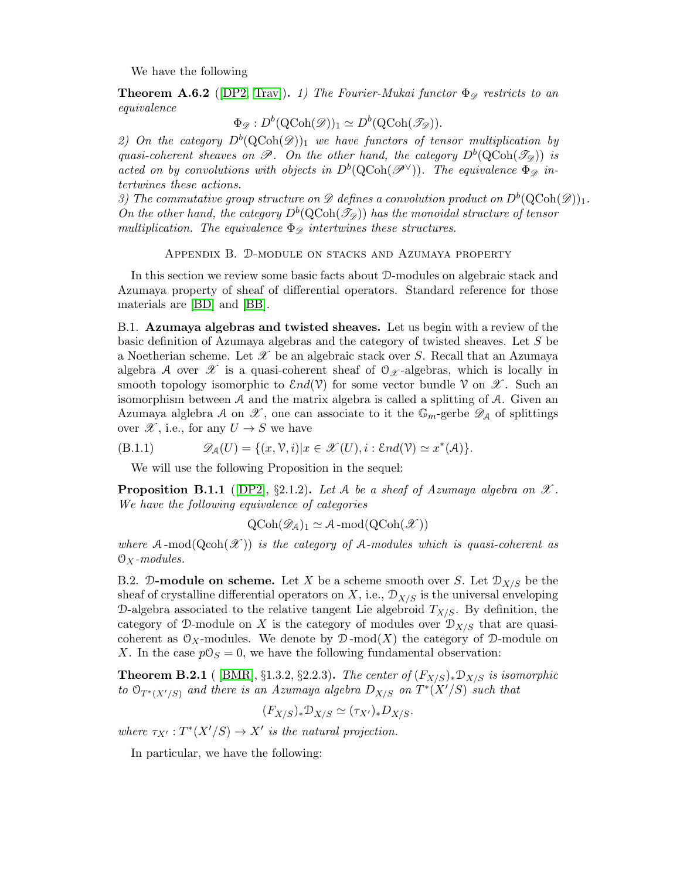We have the following

**Theorem A.6.2** ([DP2, Trav]). *1) The Fourier-Mukai functor $\Phi_{\mathscr{D}}$ restricts to an equivalence*

$$\Phi_{\mathscr{D}} : D^b(\mathrm{QCoh}(\mathscr{D}))_1 \simeq D^b(\mathrm{QCoh}(\mathscr{T}_{\mathscr{D}})).$$

*2) On the category $D^b(\mathrm{QCoh}(\mathscr{D}))_1$ we have functors of tensor multiplication by quasi-coherent sheaves on $\mathscr{P}$. On the other hand, the category $D^b(\mathrm{QCoh}(\mathscr{T}_{\mathscr{D}}))$ is acted on by convolutions with objects in $D^b(\mathrm{QCoh}(\mathscr{P}^\vee))$. The equivalence $\Phi_{\mathscr{D}}$ intertwines these actions.*

*3) The commutative group structure on $\mathscr{D}$ defines a convolution product on $D^b(\mathrm{QCoh}(\mathscr{D}))_1$. On the other hand, the category $D^b(\mathrm{QCoh}(\mathscr{T}_{\mathscr{D}}))$ has the monoidal structure of tensor multiplication. The equivalence $\Phi_{\mathscr{D}}$ intertwines these structures.*

## Appendix B. $\mathcal{D}$-module on stacks and Azumaya property

In this section we review some basic facts about $\mathcal{D}$-modules on algebraic stack and Azumaya property of sheaf of differential operators. Standard reference for those materials are [BD] and [BB].

B.1. **Azumaya algebras and twisted sheaves.** Let us begin with a review of the basic definition of Azumaya algebras and the category of twisted sheaves. Let $S$ be a Noetherian scheme. Let $\mathscr{X}$ be an algebraic stack over $S$. Recall that an Azumaya algebra $\mathcal{A}$ over $\mathscr{X}$ is a quasi-coherent sheaf of $\mathcal{O}_{\mathscr{X}}$-algebras, which is locally in smooth topology isomorphic to $\mathcal{E}nd(\mathcal{V})$ for some vector bundle $\mathcal{V}$ on $\mathscr{X}$. Such an isomorphism between $\mathcal{A}$ and the matrix algebra is called a splitting of $\mathcal{A}$. Given an Azumaya alglebra $\mathcal{A}$ on $\mathscr{X}$, one can associate to it the $\mathbb{G}_m$-gerbe $\mathscr{D}_{\mathcal{A}}$ of splittings over $\mathscr{X}$, i.e., for any $U \to S$ we have

$$\mathscr{D}_{\mathcal{A}}(U) = \{(x, \mathcal{V}, i) | x \in \mathscr{X}(U), i : \mathcal{E}nd(\mathcal{V}) \simeq x^*(\mathcal{A})\}. \tag{B.1.1}$$

We will use the following Proposition in the sequel:

**Proposition B.1.1** ([DP2], §2.1.2). *Let $\mathcal{A}$ be a sheaf of Azumaya algebra on $\mathscr{X}$. We have the following equivalence of categories*

$$\mathrm{QCoh}(\mathscr{D}_{\mathcal{A}})_1 \simeq \mathcal{A}\text{-mod}(\mathrm{QCoh}(\mathscr{X}))$$

*where $\mathcal{A}$-mod(Qcoh($\mathscr{X}$)) is the category of $\mathcal{A}$-modules which is quasi-coherent as $\mathcal{O}_X$-modules.*

B.2. **$\mathcal{D}$-module on scheme.** Let $X$ be a scheme smooth over $S$. Let $\mathcal{D}_{X/S}$ be the sheaf of crystalline differential operators on $X$, i.e., $\mathcal{D}_{X/S}$ is the universal enveloping $\mathcal{D}$-algebra associated to the relative tangent Lie algebroid $T_{X/S}$. By definition, the category of $\mathcal{D}$-module on $X$ is the category of modules over $\mathcal{D}_{X/S}$ that are quasi-coherent as $\mathcal{O}_X$-modules. We denote by $\mathcal{D}$-mod($X$) the category of $\mathcal{D}$-module on $X$. In the case $p\mathcal{O}_S = 0$, we have the following fundamental observation:

**Theorem B.2.1** ( [BMR], §1.3.2, §2.2.3). *The center of $(F_{X/S})_*\mathcal{D}_{X/S}$ is isomorphic to $\mathcal{O}_{T^*(X'/S)}$ and there is an Azumaya algebra $D_{X/S}$ on $T^*(X'/S)$ such that*

$$(F_{X/S})_*\mathcal{D}_{X/S} \simeq (\tau_{X'})_* D_{X/S}.$$

*where $\tau_{X'} : T^*(X'/S) \to X'$ is the natural projection.*

In particular, we have the following: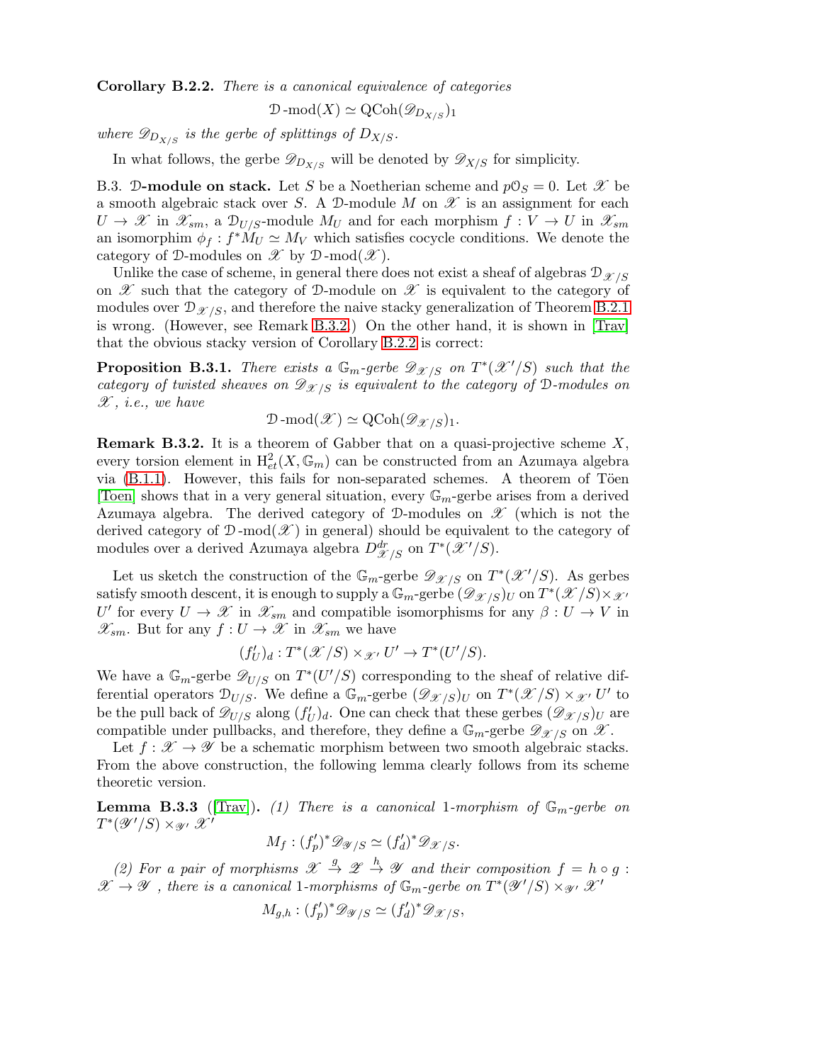**Corollary B.2.2.** *There is a canonical equivalence of categories*

$$\mathcal{D}\text{-mod}(X) \simeq \mathrm{QCoh}(\mathscr{D}_{D_{X/S}})_1$$

*where $\mathscr{D}_{D_{X/S}}$ is the gerbe of splittings of $D_{X/S}$.*

In what follows, the gerbe $\mathscr{D}_{D_{X/S}}$ will be denoted by $\mathscr{D}_{X/S}$ for simplicity.

B.3. **$\mathcal{D}$-module on stack.** Let $S$ be a Noetherian scheme and $p\mathcal{O}_S = 0$. Let $\mathscr{X}$ be a smooth algebraic stack over $S$. A $\mathcal{D}$-module $M$ on $\mathscr{X}$ is an assignment for each $U \to \mathscr{X}$ in $\mathscr{X}_{sm}$, a $\mathcal{D}_{U/S}$-module $M_U$ and for each morphism $f : V \to U$ in $\mathscr{X}_{sm}$ an isomorphim $\phi_f : f^*M_U \simeq M_V$ which satisfies cocycle conditions. We denote the category of $\mathcal{D}$-modules on $\mathscr{X}$ by $\mathcal{D}\text{-mod}(\mathscr{X})$.

Unlike the case of scheme, in general there does not exist a sheaf of algebras $\mathcal{D}_{\mathscr{X}/S}$ on $\mathscr{X}$ such that the category of $\mathcal{D}$-module on $\mathscr{X}$ is equivalent to the category of modules over $\mathcal{D}_{\mathscr{X}/S}$, and therefore the naive stacky generalization of Theorem B.2.1 is wrong. (However, see Remark B.3.2.) On the other hand, it is shown in [Trav] that the obvious stacky version of Corollary B.2.2 is correct:

**Proposition B.3.1.** *There exists a $\mathbb{G}_m$-gerbe $\mathscr{D}_{\mathscr{X}/S}$ on $T^*(\mathscr{X}'/S)$ such that the category of twisted sheaves on $\mathscr{D}_{\mathscr{X}/S}$ is equivalent to the category of $\mathcal{D}$-modules on $\mathscr{X}$, i.e., we have*

$$\mathcal{D}\text{-mod}(\mathscr{X}) \simeq \mathrm{QCoh}(\mathscr{D}_{\mathscr{X}/S})_1.$$

**Remark B.3.2.** It is a theorem of Gabber that on a quasi-projective scheme $X$, every torsion element in $\mathrm{H}^2_{et}(X, \mathbb{G}_m)$ can be constructed from an Azumaya algebra via (B.1.1). However, this fails for non-separated schemes. A theorem of Töen [Toen] shows that in a very general situation, every $\mathbb{G}_m$-gerbe arises from a derived Azumaya algebra. The derived category of $\mathcal{D}$-modules on $\mathscr{X}$ (which is not the derived category of $\mathcal{D}\text{-mod}(\mathscr{X})$ in general) should be equivalent to the category of modules over a derived Azumaya algebra $D^{dr}_{\mathscr{X}/S}$ on $T^*(\mathscr{X}'/S)$.

Let us sketch the construction of the $\mathbb{G}_m$-gerbe $\mathscr{D}_{\mathscr{X}/S}$ on $T^*(\mathscr{X}'/S)$. As gerbes satisfy smooth descent, it is enough to supply a $\mathbb{G}_m$-gerbe $(\mathscr{D}_{\mathscr{X}/S})_U$ on $T^*(\mathscr{X}/S) \times_{\mathscr{X}'} U'$ for every $U \to \mathscr{X}$ in $\mathscr{X}_{sm}$ and compatible isomorphisms for any $\beta : U \to V$ in $\mathscr{X}_{sm}$. But for any $f : U \to \mathscr{X}$ in $\mathscr{X}_{sm}$ we have

$$(f'_U)_d : T^*(\mathscr{X}/S) \times_{\mathscr{X}'} U' \to T^*(U'/S).$$

We have a $\mathbb{G}_m$-gerbe $\mathscr{D}_{U/S}$ on $T^*(U'/S)$ corresponding to the sheaf of relative differential operators $\mathcal{D}_{U/S}$. We define a $\mathbb{G}_m$-gerbe $(\mathscr{D}_{\mathscr{X}/S})_U$ on $T^*(\mathscr{X}/S) \times_{\mathscr{X}'} U'$ to be the pull back of $\mathscr{D}_{U/S}$ along $(f'_U)_d$. One can check that these gerbes $(\mathscr{D}_{\mathscr{X}/S})_U$ are compatible under pullbacks, and therefore, they define a $\mathbb{G}_m$-gerbe $\mathscr{D}_{\mathscr{X}/S}$ on $\mathscr{X}$.

Let $f : \mathscr{X} \to \mathscr{Y}$ be a schematic morphism between two smooth algebraic stacks. From the above construction, the following lemma clearly follows from its scheme theoretic version.

**Lemma B.3.3** ([Trav]). *(1) There is a canonical 1-morphism of $\mathbb{G}_m$-gerbe on $T^*(\mathscr{Y}'/S) \times_{\mathscr{Y}'} \mathscr{X}'$*

$$M_f : (f'_p)^*\mathscr{D}_{\mathscr{Y}/S} \simeq (f'_d)^*\mathscr{D}_{\mathscr{X}/S}.$$

*(2) For a pair of morphisms $\mathscr{X} \xrightarrow{g} \mathscr{Z} \xrightarrow{h} \mathscr{Y}$ and their composition $f = h \circ g : \mathscr{X} \to \mathscr{Y}$ , there is a canonical 1-morphisms of $\mathbb{G}_m$-gerbe on $T^*(\mathscr{Y}'/S) \times_{\mathscr{Y}'} \mathscr{X}'$*

$$M_{g,h} : (f'_p)^*\mathscr{D}_{\mathscr{Y}/S} \simeq (f'_d)^*\mathscr{D}_{\mathscr{X}/S},$$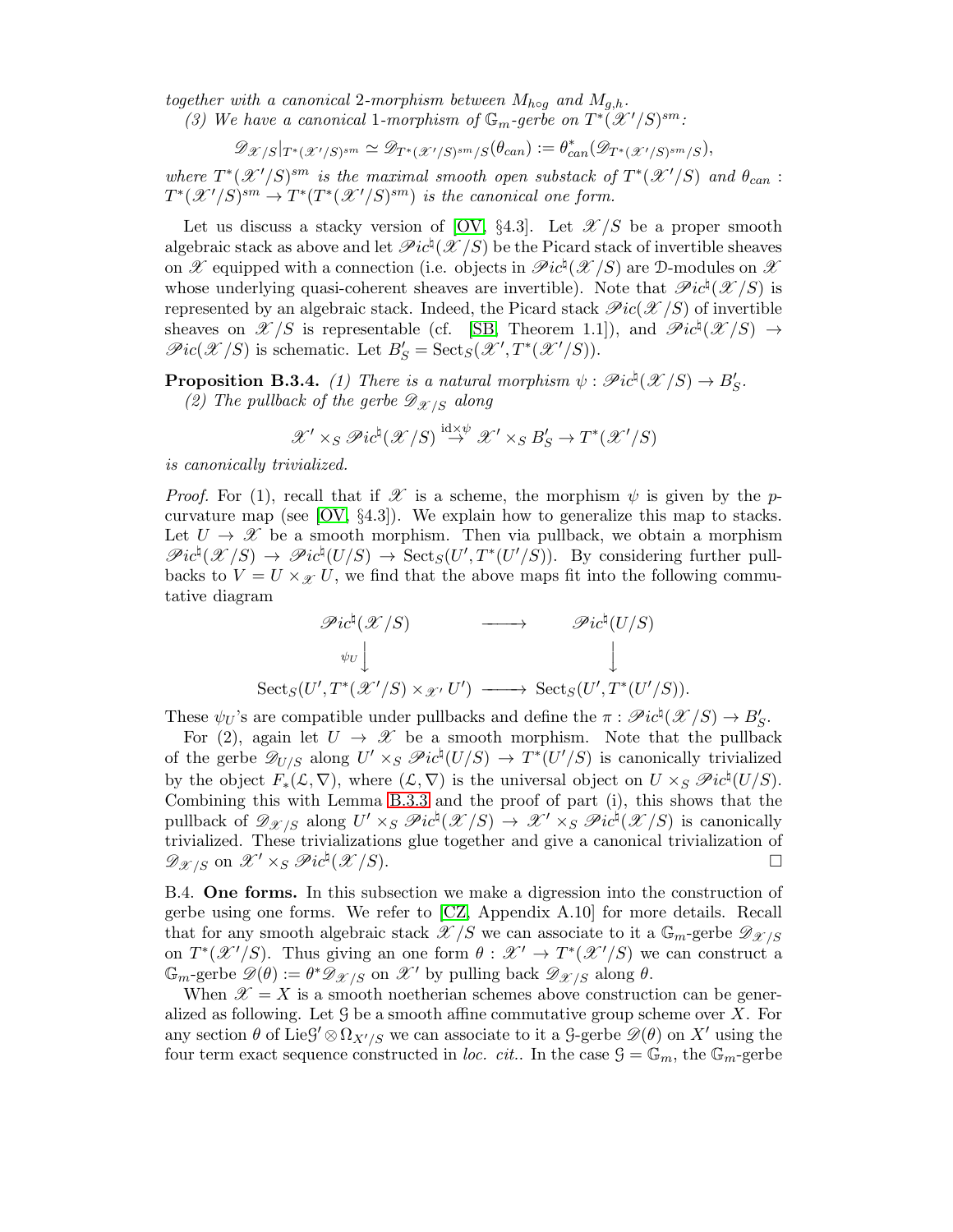*together with a canonical 2-morphism between $M_{h\circ g}$ and $M_{g,h}$.*

*(3) We have a canonical 1-morphism of $\mathbb{G}_m$-gerbe on $T^*(\mathscr{X}'/S)^{sm}$:*

$$\mathscr{D}_{\mathscr{X}/S}|_{T^*(\mathscr{X}'/S)^{sm}} \simeq \mathscr{D}_{T^*(\mathscr{X}'/S)^{sm}/S}(\theta_{can}) := \theta_{can}^*(\mathscr{D}_{T^*(\mathscr{X}'/S)^{sm}/S}),$$

*where $T^*(\mathscr{X}'/S)^{sm}$ is the maximal smooth open substack of $T^*(\mathscr{X}'/S)$ and $\theta_{can}$ : $T^*(\mathscr{X}'/S)^{sm} \to T^*(T^*(\mathscr{X}'/S)^{sm})$ is the canonical one form.*

Let us discuss a stacky version of [OV, §4.3]. Let $\mathscr{X}/S$ be a proper smooth algebraic stack as above and let $\mathscr{P}ic^\natural(\mathscr{X}/S)$ be the Picard stack of invertible sheaves on $\mathscr{X}$ equipped with a connection (i.e. objects in $\mathscr{P}ic^\natural(\mathscr{X}/S)$ are $\mathcal{D}$-modules on $\mathscr{X}$ whose underlying quasi-coherent sheaves are invertible). Note that $\mathscr{P}ic^\natural(\mathscr{X}/S)$ is represented by an algebraic stack. Indeed, the Picard stack $\mathscr{P}ic(\mathscr{X}/S)$ of invertible sheaves on $\mathscr{X}/S$ is representable (cf. [SB, Theorem 1.1]), and $\mathscr{P}ic^\natural(\mathscr{X}/S) \to \mathscr{P}ic(\mathscr{X}/S)$ is schematic. Let $B'_S = \mathrm{Sect}_S(\mathscr{X}', T^*(\mathscr{X}'/S))$.

**Proposition B.3.4.** *(1) There is a natural morphism $\psi : \mathscr{P}ic^\natural(\mathscr{X}/S) \to B'_S$.*

*(2) The pullback of the gerbe $\mathscr{D}_{\mathscr{X}/S}$ along*

$$\mathscr{X}' \times_S \mathscr{P}ic^\natural(\mathscr{X}/S) \stackrel{\mathrm{id}\times\psi}{\to} \mathscr{X}' \times_S B'_S \to T^*(\mathscr{X}'/S)$$

*is canonically trivialized.*

*Proof.* For (1), recall that if $\mathscr{X}$ is a scheme, the morphism $\psi$ is given by the $p$-curvature map (see [OV, §4.3]). We explain how to generalize this map to stacks. Let $U \to \mathscr{X}$ be a smooth morphism. Then via pullback, we obtain a morphism $\mathscr{P}ic^\natural(\mathscr{X}/S) \to \mathscr{P}ic^\natural(U/S) \to \mathrm{Sect}_S(U', T^*(U'/S))$. By considering further pullbacks to $V = U \times_{\mathscr{X}} U$, we find that the above maps fit into the following commutative diagram

$$\begin{array}{ccc} \mathscr{P}ic^\natural(\mathscr{X}/S) & \longrightarrow & \mathscr{P}ic^\natural(U/S) \\ {\scriptstyle \psi_U}\big\downarrow & & \big\downarrow \\ \mathrm{Sect}_S(U', T^*(\mathscr{X}'/S) \times_{\mathscr{X}'} U') & \longrightarrow & \mathrm{Sect}_S(U', T^*(U'/S)). \end{array}$$

These $\psi_U$'s are compatible under pullbacks and define the $\pi : \mathscr{P}ic^\natural(\mathscr{X}/S) \to B'_S$.

For (2), again let $U \to \mathscr{X}$ be a smooth morphism. Note that the pullback of the gerbe $\mathscr{D}_{U/S}$ along $U' \times_S \mathscr{P}ic^\natural(U/S) \to T^*(U'/S)$ is canonically trivialized by the object $F_*(\mathcal{L}, \nabla)$, where $(\mathcal{L}, \nabla)$ is the universal object on $U \times_S \mathscr{P}ic^\natural(U/S)$. Combining this with Lemma B.3.3 and the proof of part (i), this shows that the pullback of $\mathscr{D}_{\mathscr{X}/S}$ along $U' \times_S \mathscr{P}ic^\natural(\mathscr{X}/S) \to \mathscr{X}' \times_S \mathscr{P}ic^\natural(\mathscr{X}/S)$ is canonically trivialized. These trivializations glue together and give a canonical trivialization of $\mathscr{D}_{\mathscr{X}/S}$ on $\mathscr{X}' \times_S \mathscr{P}ic^\natural(\mathscr{X}/S)$. □

B.4. **One forms.** In this subsection we make a digression into the construction of gerbe using one forms. We refer to [CZ, Appendix A.10] for more details. Recall that for any smooth algebraic stack $\mathscr{X}/S$ we can associate to it a $\mathbb{G}_m$-gerbe $\mathscr{D}_{\mathscr{X}/S}$ on $T^*(\mathscr{X}'/S)$. Thus giving an one form $\theta : \mathscr{X}' \to T^*(\mathscr{X}'/S)$ we can construct a $\mathbb{G}_m$-gerbe $\mathscr{D}(\theta) := \theta^*\mathscr{D}_{\mathscr{X}/S}$ on $\mathscr{X}'$ by pulling back $\mathscr{D}_{\mathscr{X}/S}$ along $\theta$.

When $\mathscr{X} = X$ is a smooth noetherian schemes above construction can be generalized as following. Let $\mathcal{G}$ be a smooth affine commutative group scheme over $X$. For any section $\theta$ of $\mathrm{Lie}\mathcal{G}' \otimes \Omega_{X'/S}$ we can associate to it a $\mathcal{G}$-gerbe $\mathscr{D}(\theta)$ on $X'$ using the four term exact sequence constructed in *loc. cit.*. In the case $\mathcal{G} = \mathbb{G}_m$, the $\mathbb{G}_m$-gerbe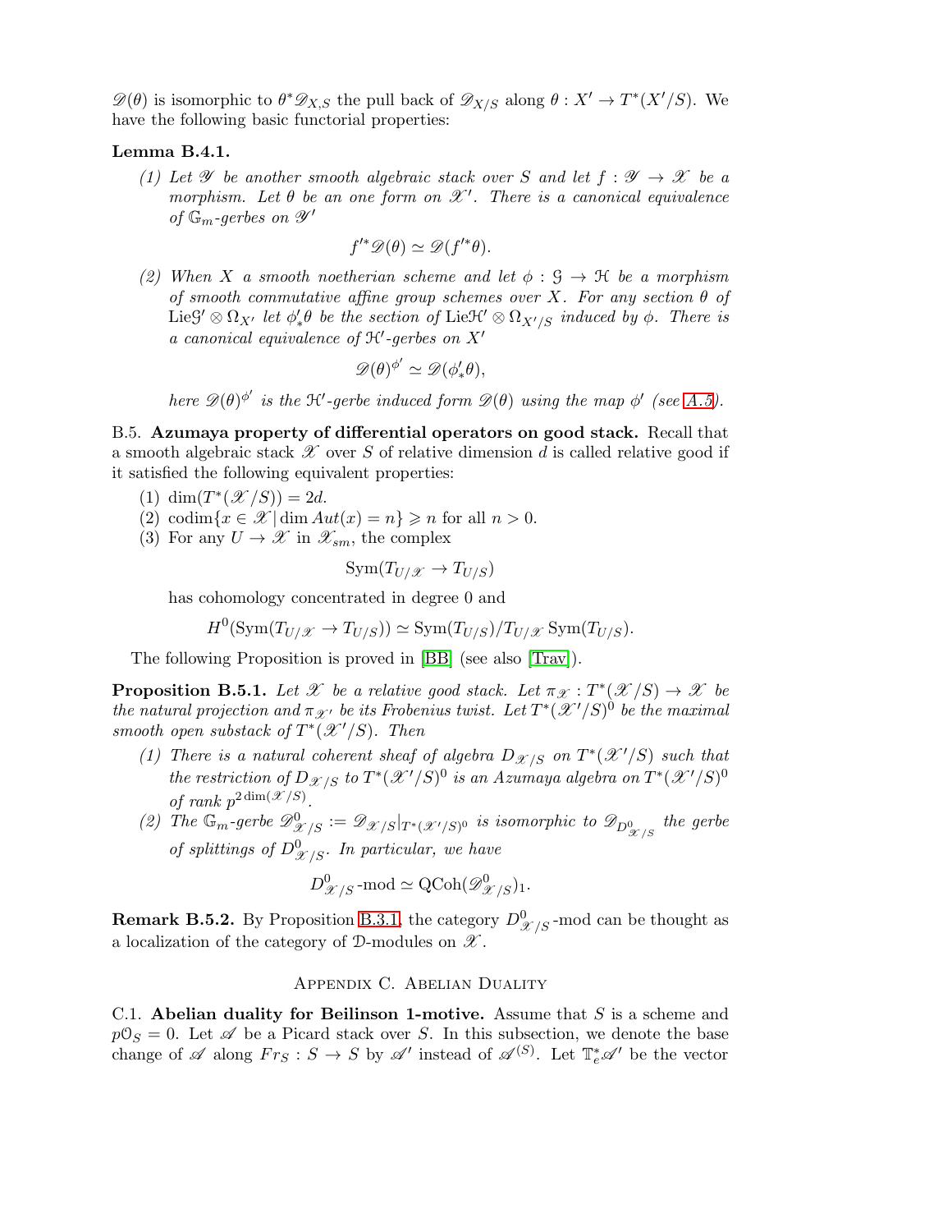$\mathscr{D}(\theta)$ is isomorphic to $\theta^*\mathscr{D}_{X,S}$ the pull back of $\mathscr{D}_{X/S}$ along $\theta : X' \to T^*(X'/S)$. We have the following basic functorial properties:

**Lemma B.4.1.**

(1) *Let $\mathscr{Y}$ be another smooth algebraic stack over $S$ and let $f : \mathscr{Y} \to \mathscr{X}$ be a morphism. Let $\theta$ be an one form on $\mathscr{X}'$. There is a canonical equivalence of $\mathbb{G}_m$-gerbes on $\mathscr{Y}'$*

$$f'^*\mathscr{D}(\theta) \simeq \mathscr{D}(f'^*\theta).$$

(2) *When $X$ a smooth noetherian scheme and let $\phi : \mathcal{G} \to \mathcal{H}$ be a morphism of smooth commutative affine group schemes over $X$. For any section $\theta$ of $\mathrm{Lie}\mathcal{G}' \otimes \Omega_{X'}$ let $\phi'_*\theta$ be the section of $\mathrm{Lie}\mathcal{H}' \otimes \Omega_{X'/S}$ induced by $\phi$. There is a canonical equivalence of $\mathcal{H}'$-gerbes on $X'$*

$$\mathscr{D}(\theta)^{\phi'} \simeq \mathscr{D}(\phi'_*\theta),$$

*here $\mathscr{D}(\theta)^{\phi'}$ is the $\mathcal{H}'$-gerbe induced form $\mathscr{D}(\theta)$ using the map $\phi'$ (see A.5).*

B.5. **Azumaya property of differential operators on good stack.** Recall that a smooth algebraic stack $\mathscr{X}$ over $S$ of relative dimension $d$ is called relative good if it satisfied the following equivalent properties:

(1) $\dim(T^*(\mathscr{X}/S)) = 2d$.
(2) $\mathrm{codim}\{x \in \mathscr{X} \,|\, \dim Aut(x) = n\} \geqslant n$ for all $n > 0$.
(3) For any $U \to \mathscr{X}$ in $\mathscr{X}_{sm}$, the complex

$$\mathrm{Sym}(T_{U/\mathscr{X}} \to T_{U/S})$$

has cohomology concentrated in degree 0 and

$$H^0(\mathrm{Sym}(T_{U/\mathscr{X}} \to T_{U/S})) \simeq \mathrm{Sym}(T_{U/S})/T_{U/\mathscr{X}}\,\mathrm{Sym}(T_{U/S}).$$

The following Proposition is proved in [BB] (see also [Trav]).

**Proposition B.5.1.** *Let $\mathscr{X}$ be a relative good stack. Let $\pi_{\mathscr{X}} : T^*(\mathscr{X}/S) \to \mathscr{X}$ be the natural projection and $\pi_{\mathscr{X}'}$ be its Frobenius twist. Let $T^*(\mathscr{X}'/S)^0$ be the maximal smooth open substack of $T^*(\mathscr{X}'/S)$. Then*

(1) *There is a natural coherent sheaf of algebra $D_{\mathscr{X}/S}$ on $T^*(\mathscr{X}'/S)$ such that the restriction of $D_{\mathscr{X}/S}$ to $T^*(\mathscr{X}'/S)^0$ is an Azumaya algebra on $T^*(\mathscr{X}'/S)^0$ of rank $p^{2\dim(\mathscr{X}/S)}$.*
(2) *The $\mathbb{G}_m$-gerbe $\mathscr{D}^0_{\mathscr{X}/S} := \mathscr{D}_{\mathscr{X}/S}|_{T^*(\mathscr{X}'/S)^0}$ is isomorphic to $\mathscr{D}_{D^0_{\mathscr{X}/S}}$ the gerbe of splittings of $D^0_{\mathscr{X}/S}$. In particular, we have*

$$D^0_{\mathscr{X}/S}\text{-mod} \simeq \mathrm{QCoh}(\mathscr{D}^0_{\mathscr{X}/S})_1.$$

**Remark B.5.2.** By Proposition B.3.1, the category $D^0_{\mathscr{X}/S}$-mod can be thought as a localization of the category of $\mathcal{D}$-modules on $\mathscr{X}$.

## Appendix C. Abelian Duality

C.1. **Abelian duality for Beilinson 1-motive.** Assume that $S$ is a scheme and $p\mathcal{O}_S = 0$. Let $\mathscr{A}$ be a Picard stack over $S$. In this subsection, we denote the base change of $\mathscr{A}$ along $Fr_S : S \to S$ by $\mathscr{A}'$ instead of $\mathscr{A}^{(S)}$. Let $\mathbb{T}^*_e\mathscr{A}'$ be the vector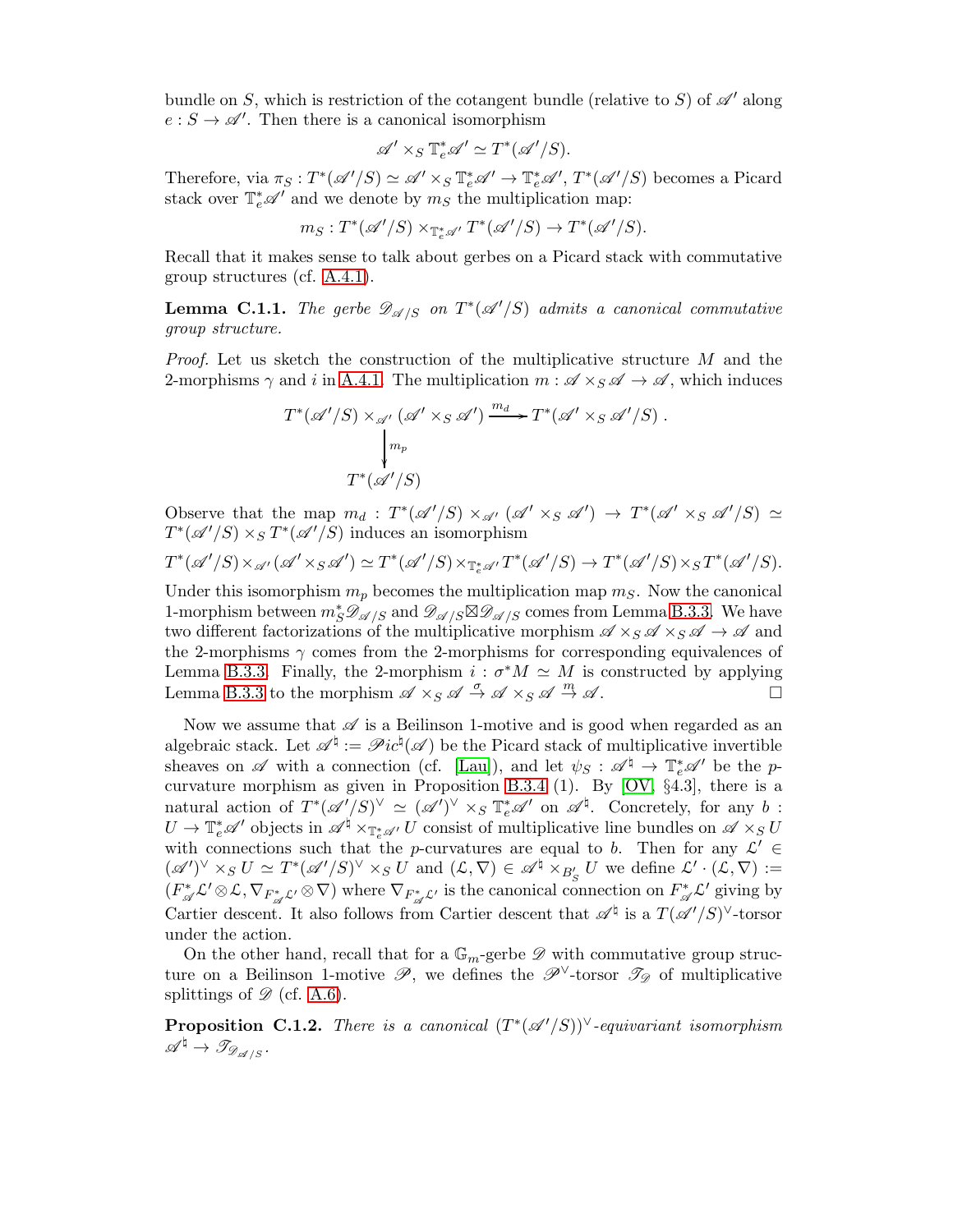bundle on $S$, which is restriction of the cotangent bundle (relative to $S$) of $\mathscr{A}'$ along $e : S \to \mathscr{A}'$. Then there is a canonical isomorphism

$$\mathscr{A}' \times_S \mathbb{T}_e^*\mathscr{A}' \simeq T^*(\mathscr{A}'/S).$$

Therefore, via $\pi_S : T^*(\mathscr{A}'/S) \simeq \mathscr{A}' \times_S \mathbb{T}_e^*\mathscr{A}' \to \mathbb{T}_e^*\mathscr{A}'$, $T^*(\mathscr{A}'/S)$ becomes a Picard stack over $\mathbb{T}_e^*\mathscr{A}'$ and we denote by $m_S$ the multiplication map:

$$m_S : T^*(\mathscr{A}'/S) \times_{\mathbb{T}_e^*\mathscr{A}'} T^*(\mathscr{A}'/S) \to T^*(\mathscr{A}'/S).$$

Recall that it makes sense to talk about gerbes on a Picard stack with commutative group structures (cf. A.4.1).

**Lemma C.1.1.** *The gerbe $\mathscr{D}_{\mathscr{A}/S}$ on $T^*(\mathscr{A}'/S)$ admits a canonical commutative group structure.*

*Proof.* Let us sketch the construction of the multiplicative structure $M$ and the 2-morphisms $\gamma$ and $i$ in A.4.1. The multiplication $m : \mathscr{A} \times_S \mathscr{A} \to \mathscr{A}$, which induces

$$\begin{array}{ccc} T^*(\mathscr{A}'/S) \times_{\mathscr{A}'} (\mathscr{A}' \times_S \mathscr{A}') & \xrightarrow{m_d} & T^*(\mathscr{A}' \times_S \mathscr{A}'/S)\ . \\ \Big\downarrow{\scriptstyle m_p} & & \\ T^*(\mathscr{A}'/S) & & \end{array}$$

Observe that the map $m_d : T^*(\mathscr{A}'/S) \times_{\mathscr{A}'} (\mathscr{A}' \times_S \mathscr{A}') \to T^*(\mathscr{A}' \times_S \mathscr{A}'/S) \simeq T^*(\mathscr{A}'/S) \times_S T^*(\mathscr{A}'/S)$ induces an isomorphism

$$T^*(\mathscr{A}'/S) \times_{\mathscr{A}'} (\mathscr{A}' \times_S \mathscr{A}') \simeq T^*(\mathscr{A}'/S) \times_{\mathbb{T}_e^*\mathscr{A}'} T^*(\mathscr{A}'/S) \to T^*(\mathscr{A}'/S) \times_S T^*(\mathscr{A}'/S).$$

Under this isomorphism $m_p$ becomes the multiplication map $m_S$. Now the canonical 1-morphism between $m_S^*\mathscr{D}_{\mathscr{A}/S}$ and $\mathscr{D}_{\mathscr{A}/S} \boxtimes \mathscr{D}_{\mathscr{A}/S}$ comes from Lemma B.3.3. We have two different factorizations of the multiplicative morphism $\mathscr{A} \times_S \mathscr{A} \times_S \mathscr{A} \to \mathscr{A}$ and the 2-morphisms $\gamma$ comes from the 2-morphisms for corresponding equivalences of Lemma B.3.3. Finally, the 2-morphism $i : \sigma^*M \simeq M$ is constructed by applying Lemma B.3.3 to the morphism $\mathscr{A} \times_S \mathscr{A} \xrightarrow{\sigma} \mathscr{A} \times_S \mathscr{A} \xrightarrow{m} \mathscr{A}$. □

Now we assume that $\mathscr{A}$ is a Beilinson 1-motive and is good when regarded as an algebraic stack. Let $\mathscr{A}^\natural := \mathscr{P}ic^\natural(\mathscr{A})$ be the Picard stack of multiplicative invertible sheaves on $\mathscr{A}$ with a connection (cf. [Lau]), and let $\psi_S : \mathscr{A}^\natural \to \mathbb{T}_e^*\mathscr{A}'$ be the $p$-curvature morphism as given in Proposition B.3.4 (1). By [OV, §4.3], there is a natural action of $T^*(\mathscr{A}'/S)^\vee \simeq (\mathscr{A}')^\vee \times_S \mathbb{T}_e^*\mathscr{A}'$ on $\mathscr{A}^\natural$. Concretely, for any $b : U \to \mathbb{T}_e^*\mathscr{A}'$ objects in $\mathscr{A}^\natural \times_{\mathbb{T}_e^*\mathscr{A}'} U$ consist of multiplicative line bundles on $\mathscr{A} \times_S U$ with connections such that the $p$-curvatures are equal to $b$. Then for any $\mathcal{L}' \in (\mathscr{A}')^\vee \times_S U \simeq T^*(\mathscr{A}'/S)^\vee \times_S U$ and $(\mathcal{L}, \nabla) \in \mathscr{A}^\natural \times_{B'_S} U$ we define $\mathcal{L}' \cdot (\mathcal{L}, \nabla) := (F_{\mathscr{A}}^*\mathcal{L}' \otimes \mathcal{L}, \nabla_{F_{\mathscr{A}}^*\mathcal{L}'} \otimes \nabla)$ where $\nabla_{F_{\mathscr{A}}^*\mathcal{L}'}$ is the canonical connection on $F_{\mathscr{A}}^*\mathcal{L}'$ giving by Cartier descent. It also follows from Cartier descent that $\mathscr{A}^\natural$ is a $T(\mathscr{A}'/S)^\vee$-torsor under the action.

On the other hand, recall that for a $\mathbb{G}_m$-gerbe $\mathscr{D}$ with commutative group structure on a Beilinson 1-motive $\mathscr{P}$, we defines the $\mathscr{P}^\vee$-torsor $\mathscr{T}_{\mathscr{D}}$ of multiplicative splittings of $\mathscr{D}$ (cf. A.6).

**Proposition C.1.2.** *There is a canonical $(T^*(\mathscr{A}'/S))^\vee$-equivariant isomorphism $\mathscr{A}^\natural \to \mathscr{T}_{\mathscr{D}_{\mathscr{A}/S}}$.*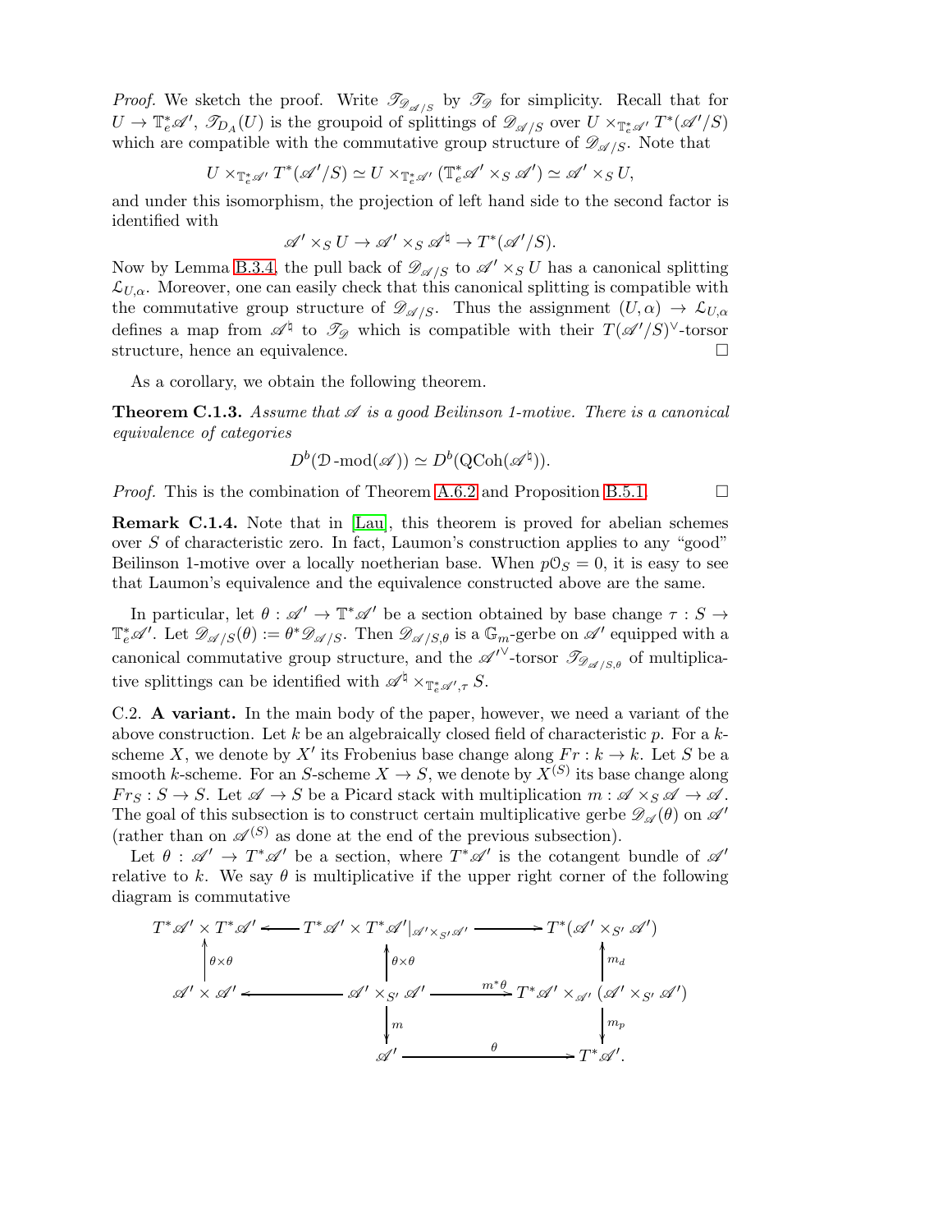*Proof.* We sketch the proof. Write $\mathscr{T}_{\mathscr{D}_{\mathscr{A}/S}}$ by $\mathscr{T}_{\mathscr{D}}$ for simplicity. Recall that for $U \to \mathbb{T}^*_e\mathscr{A}'$, $\mathscr{T}_{D_A}(U)$ is the groupoid of splittings of $\mathscr{D}_{\mathscr{A}/S}$ over $U \times_{\mathbb{T}^*_e\mathscr{A}'} T^*(\mathscr{A}'/S)$ which are compatible with the commutative group structure of $\mathscr{D}_{\mathscr{A}/S}$. Note that

$$U \times_{\mathbb{T}^*_e\mathscr{A}'} T^*(\mathscr{A}'/S) \simeq U \times_{\mathbb{T}^*_e\mathscr{A}'} (\mathbb{T}^*_e\mathscr{A}' \times_S \mathscr{A}') \simeq \mathscr{A}' \times_S U,$$

and under this isomorphism, the projection of left hand side to the second factor is identified with

$$\mathscr{A}' \times_S U \to \mathscr{A}' \times_S \mathscr{A}^\natural \to T^*(\mathscr{A}'/S).$$

Now by Lemma B.3.4, the pull back of $\mathscr{D}_{\mathscr{A}/S}$ to $\mathscr{A}' \times_S U$ has a canonical splitting $\mathcal{L}_{U,\alpha}$. Moreover, one can easily check that this canonical splitting is compatible with the commutative group structure of $\mathscr{D}_{\mathscr{A}/S}$. Thus the assignment $(U, \alpha) \to \mathcal{L}_{U,\alpha}$ defines a map from $\mathscr{A}^\natural$ to $\mathscr{T}_{\mathscr{D}}$ which is compatible with their $T(\mathscr{A}'/S)^\vee$-torsor structure, hence an equivalence. □

As a corollary, we obtain the following theorem.

**Theorem C.1.3.** *Assume that $\mathscr{A}$ is a good Beilinson 1-motive. There is a canonical equivalence of categories*

$$D^b(\mathcal{D}\text{-mod}(\mathscr{A})) \simeq D^b(\mathrm{QCoh}(\mathscr{A}^\natural)).$$

*Proof.* This is the combination of Theorem A.6.2 and Proposition B.5.1. □

**Remark C.1.4.** Note that in [Lau], this theorem is proved for abelian schemes over $S$ of characteristic zero. In fact, Laumon's construction applies to any "good" Beilinson 1-motive over a locally noetherian base. When $p\mathcal{O}_S = 0$, it is easy to see that Laumon's equivalence and the equivalence constructed above are the same.

In particular, let $\theta : \mathscr{A}' \to \mathbb{T}^*\mathscr{A}'$ be a section obtained by base change $\tau : S \to \mathbb{T}^*_e\mathscr{A}'$. Let $\mathscr{D}_{\mathscr{A}/S}(\theta) := \theta^*\mathscr{D}_{\mathscr{A}/S}$. Then $\mathscr{D}_{\mathscr{A}/S,\theta}$ is a $\mathbb{G}_m$-gerbe on $\mathscr{A}'$ equipped with a canonical commutative group structure, and the $\mathscr{A}'^\vee$-torsor $\mathscr{T}_{\mathscr{D}_{\mathscr{A}/S,\theta}}$ of multiplicative splittings can be identified with $\mathscr{A}^\natural \times_{\mathbb{T}^*_e\mathscr{A}',\tau} S$.

C.2. **A variant.** In the main body of the paper, however, we need a variant of the above construction. Let $k$ be an algebraically closed field of characteristic $p$. For a $k$-scheme $X$, we denote by $X'$ its Frobenius base change along $Fr : k \to k$. Let $S$ be a smooth $k$-scheme. For an $S$-scheme $X \to S$, we denote by $X^{(S)}$ its base change along $Fr_S : S \to S$. Let $\mathscr{A} \to S$ be a Picard stack with multiplication $m : \mathscr{A} \times_S \mathscr{A} \to \mathscr{A}$. The goal of this subsection is to construct certain multiplicative gerbe $\mathscr{D}_{\mathscr{A}}(\theta)$ on $\mathscr{A}'$ (rather than on $\mathscr{A}^{(S)}$ as done at the end of the previous subsection).

Let $\theta : \mathscr{A}' \to T^*\mathscr{A}'$ be a section, where $T^*\mathscr{A}'$ is the cotangent bundle of $\mathscr{A}'$ relative to $k$. We say $\theta$ is multiplicative if the upper right corner of the following diagram is commutative

$$\begin{array}{ccccc}
T^*\mathscr{A}' \times T^*\mathscr{A}' & \longleftarrow & T^*\mathscr{A}' \times T^*\mathscr{A}'|_{\mathscr{A}' \times_{S'} \mathscr{A}'} & \longrightarrow & T^*(\mathscr{A}' \times_{S'} \mathscr{A}') \\
\uparrow{\scriptstyle \theta\times\theta} & & \uparrow{\scriptstyle \theta\times\theta} & & \uparrow{\scriptstyle m_d} \\
\mathscr{A}' \times \mathscr{A}' & \longleftarrow & \mathscr{A}' \times_{S'} \mathscr{A}' & \xrightarrow{m^*\theta} & T^*\mathscr{A}' \times_{\mathscr{A}'} (\mathscr{A}' \times_{S'} \mathscr{A}') \\
 & & \downarrow{\scriptstyle m} & & \downarrow{\scriptstyle m_p} \\
 & & \mathscr{A}' & \xrightarrow{\theta} & T^*\mathscr{A}'.
\end{array}$$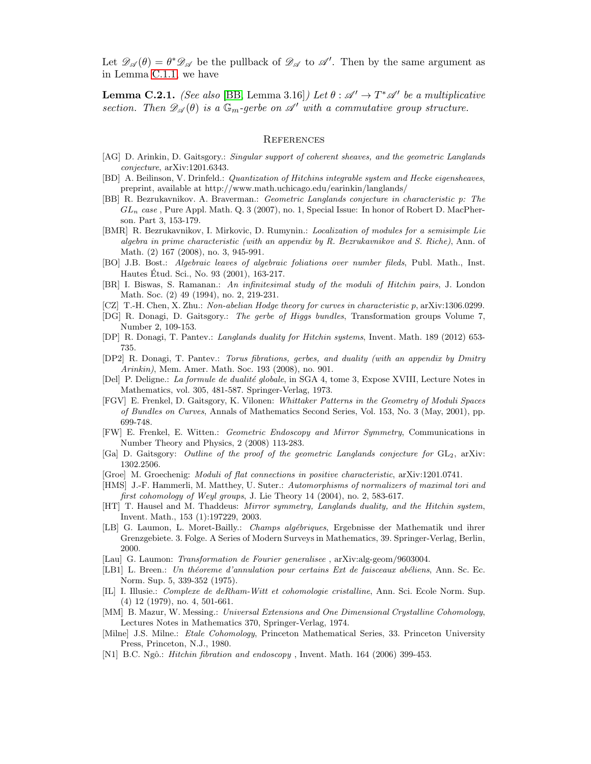Let $\mathscr{D}_{\mathscr{A}}(\theta) = \theta^*\mathscr{D}_{\mathscr{A}}$ be the pullback of $\mathscr{D}_{\mathscr{A}}$ to $\mathscr{A}'$. Then by the same argument as in Lemma C.1.1, we have

**Lemma C.2.1.** *(See also* [BB, Lemma 3.16]*) Let $\theta : \mathscr{A}' \to T^*\mathscr{A}'$ be a multiplicative section. Then $\mathscr{D}_{\mathscr{A}}(\theta)$ is a $\mathbb{G}_m$-gerbe on $\mathscr{A}'$ with a commutative group structure.*

## References

- [AG] D. Arinkin, D. Gaitsgory.: *Singular support of coherent sheaves, and the geometric Langlands conjecture*, arXiv:1201.6343.
- [BD] A. Beilinson, V. Drinfeld.: *Quantization of Hitchins integrable system and Hecke eigensheaves*, preprint, available at http://www.math.uchicago.edu/earinkin/langlands/
- [BB] R. Bezrukavnikov. A. Braverman.: *Geometric Langlands conjecture in characteristic p: The $GL_n$ case* , Pure Appl. Math. Q. 3 (2007), no. 1, Special Issue: In honor of Robert D. MacPherson. Part 3, 153-179.
- [BMR] R. Bezrukavnikov, I. Mirkovic, D. Rumynin.: *Localization of modules for a semisimple Lie algebra in prime characteristic (with an appendix by R. Bezrukavnikov and S. Riche)*, Ann. of Math. (2) 167 (2008), no. 3, 945-991.
- [BO] J.B. Bost.: *Algebraic leaves of algebraic foliations over number fileds*, Publ. Math., Inst. Hautes Étud. Sci., No. 93 (2001), 163-217.
- [BR] I. Biswas, S. Ramanan.: *An infinitesimal study of the moduli of Hitchin pairs*, J. London Math. Soc. (2) 49 (1994), no. 2, 219-231.
- [CZ] T.-H. Chen, X. Zhu.: *Non-abelian Hodge theory for curves in characteristic p*, arXiv:1306.0299.
- [DG] R. Donagi, D. Gaitsgory.: *The gerbe of Higgs bundles*, Transformation groups Volume 7, Number 2, 109-153.
- [DP] R. Donagi, T. Pantev.: *Langlands duality for Hitchin systems*, Invent. Math. 189 (2012) 653-735.
- [DP2] R. Donagi, T. Pantev.: *Torus fibrations, gerbes, and duality (with an appendix by Dmitry Arinkin)*, Mem. Amer. Math. Soc. 193 (2008), no. 901.
- [Del] P. Deligne.: *La formule de dualité globale*, in SGA 4, tome 3, Expose XVIII, Lecture Notes in Mathematics, vol. 305, 481-587. Springer-Verlag, 1973.
- [FGV] E. Frenkel, D. Gaitsgory, K. Vilonen: *Whittaker Patterns in the Geometry of Moduli Spaces of Bundles on Curves*, Annals of Mathematics Second Series, Vol. 153, No. 3 (May, 2001), pp. 699-748.
- [FW] E. Frenkel, E. Witten.: *Geometric Endoscopy and Mirror Symmetry*, Communications in Number Theory and Physics, 2 (2008) 113-283.
- [Ga] D. Gaitsgory: *Outline of the proof of the geometric Langlands conjecture for* $\mathrm{GL}_2$, arXiv: 1302.2506.
- [Groe] M. Groechenig: *Moduli of flat connections in positive characteristic*, arXiv:1201.0741.
- [HMS] J.-F. Hammerli, M. Matthey, U. Suter.: *Automorphisms of normalizers of maximal tori and first cohomology of Weyl groups*, J. Lie Theory 14 (2004), no. 2, 583-617.
- [HT] T. Hausel and M. Thaddeus: *Mirror symmetry, Langlands duality, and the Hitchin system*, Invent. Math., 153 (1):197229, 2003.
- [LB] G. Laumon, L. Moret-Bailly.: *Champs algébriques*, Ergebnisse der Mathematik und ihrer Grenzgebiete. 3. Folge. A Series of Modern Surveys in Mathematics, 39. Springer-Verlag, Berlin, 2000.
- [Lau] G. Laumon: *Transformation de Fourier generalisee* , arXiv:alg-geom/9603004.
- [LB1] L. Breen.: *Un théoreme d'annulation pour certains Ext de faisceaux abéliens*, Ann. Sc. Ec. Norm. Sup. 5, 339-352 (1975).
- [IL] I. Illusie.: *Complexe de deRham-Witt et cohomologie cristalline*, Ann. Sci. Ecole Norm. Sup. (4) 12 (1979), no. 4, 501-661.
- [MM] B. Mazur, W. Messing.: *Universal Extensions and One Dimensional Crystalline Cohomology*, Lectures Notes in Mathematics 370, Springer-Verlag, 1974.
- [Milne] J.S. Milne.: *Etale Cohomology*, Princeton Mathematical Series, 33. Princeton University Press, Princeton, N.J., 1980.
- [N1] B.C. Ngô.: *Hitchin fibration and endoscopy* , Invent. Math. 164 (2006) 399-453.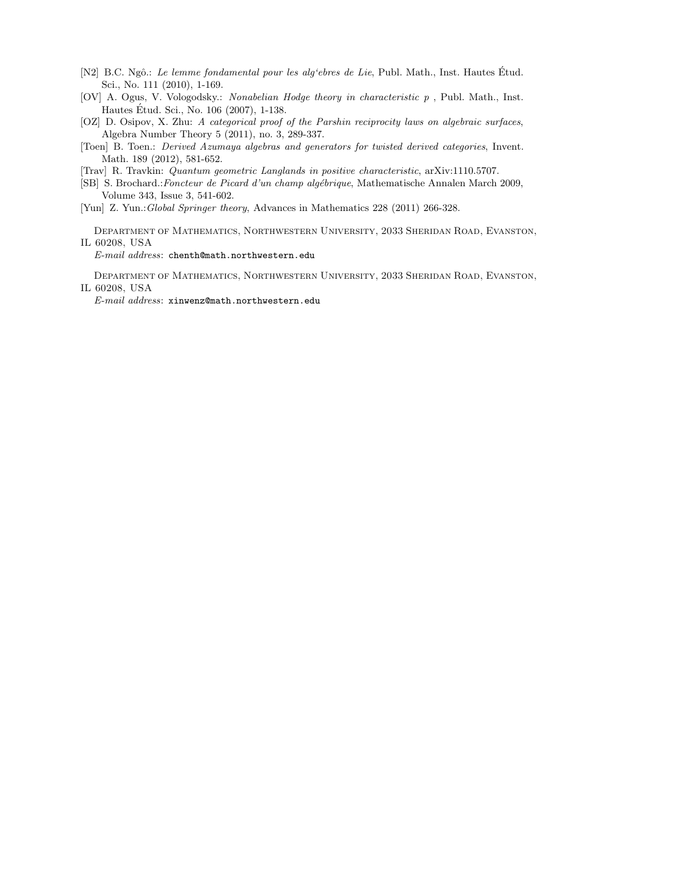[N2] B.C. Ngô.: *Le lemme fondamental pour les alg'ebres de Lie*, Publ. Math., Inst. Hautes Étud. Sci., No. 111 (2010), 1-169.

[OV] A. Ogus, V. Vologodsky.: *Nonabelian Hodge theory in characteristic p* , Publ. Math., Inst. Hautes Étud. Sci., No. 106 (2007), 1-138.

[OZ] D. Osipov, X. Zhu: *A categorical proof of the Parshin reciprocity laws on algebraic surfaces*, Algebra Number Theory 5 (2011), no. 3, 289-337.

[Toen] B. Toen.: *Derived Azumaya algebras and generators for twisted derived categories*, Invent. Math. 189 (2012), 581-652.

[Trav] R. Travkin: *Quantum geometric Langlands in positive characteristic*, arXiv:1110.5707.

[SB] S. Brochard.:*Foncteur de Picard d'un champ algébrique*, Mathematische Annalen March 2009, Volume 343, Issue 3, 541-602.

[Yun] Z. Yun.:*Global Springer theory*, Advances in Mathematics 228 (2011) 266-328.

Department of Mathematics, Northwestern University, 2033 Sheridan Road, Evanston, IL 60208, USA

*E-mail address*: `chenth@math.northwestern.edu`

Department of Mathematics, Northwestern University, 2033 Sheridan Road, Evanston, IL 60208, USA

*E-mail address*: `xinwenz@math.northwestern.edu`